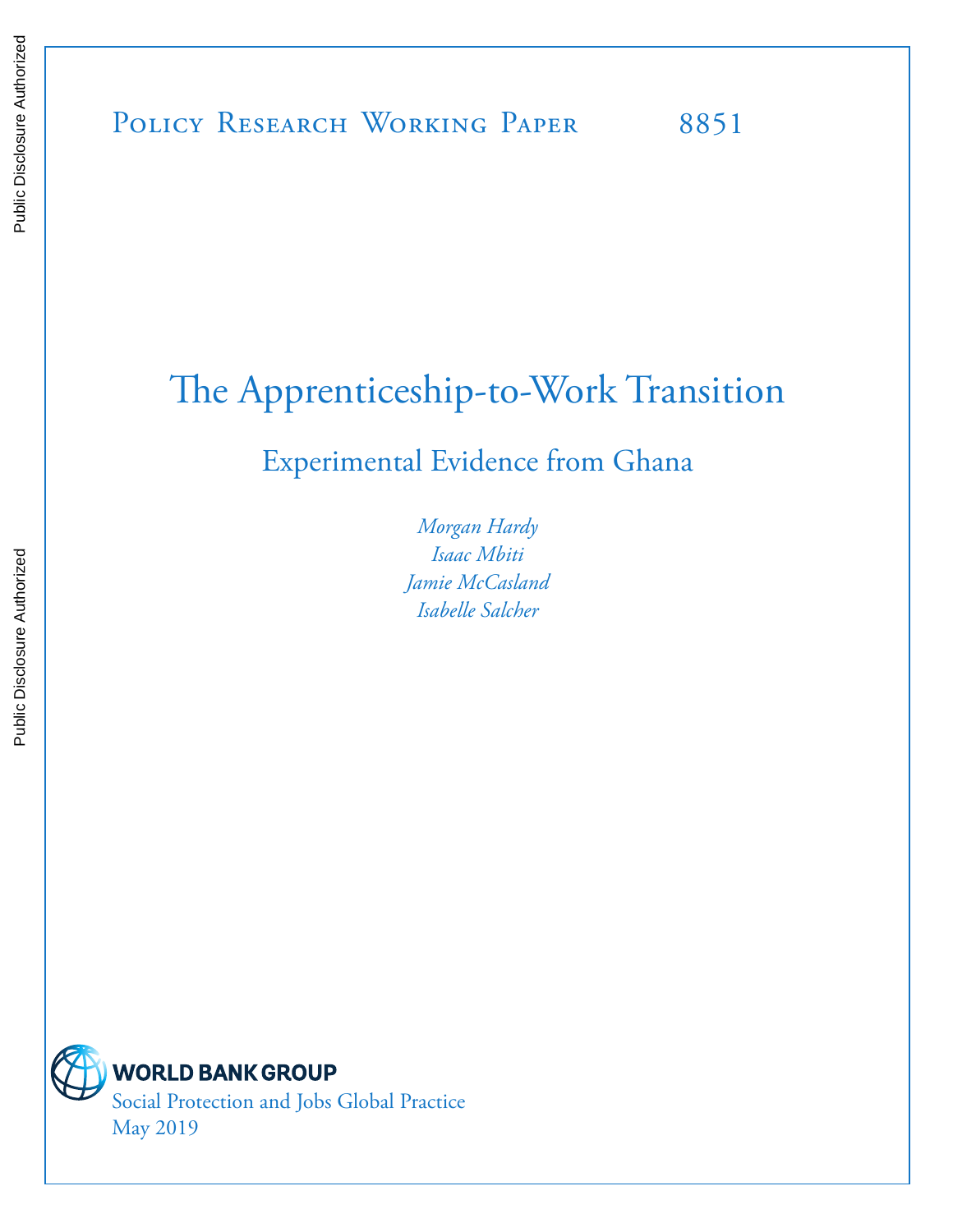Policy Research Working Paper 8851

# The Apprenticeship-to-Work Transition

## Experimental Evidence from Ghana

*Morgan Hardy*
*Isaac Mbiti*
*Jamie McCasland*
*Isabelle Salcher*

WORLD BANK GROUP
Social Protection and Jobs Global Practice
May 2019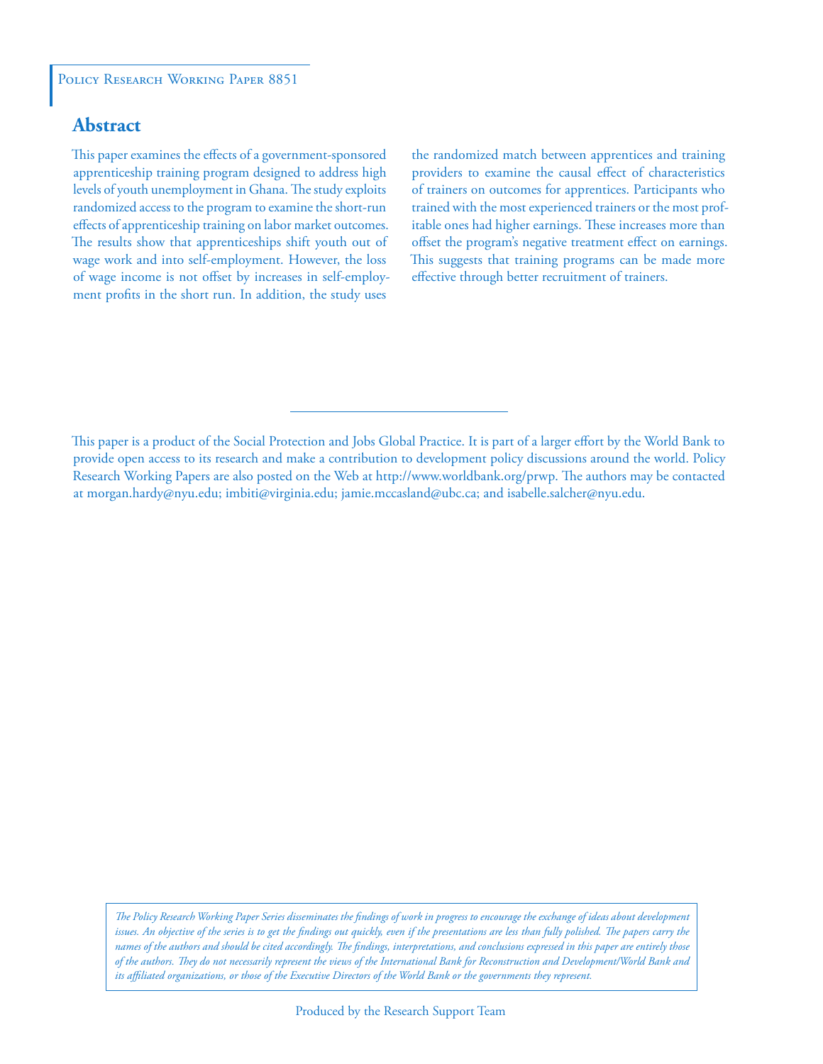Policy Research Working Paper 8851

## Abstract

This paper examines the effects of a government-sponsored apprenticeship training program designed to address high levels of youth unemployment in Ghana. The study exploits randomized access to the program to examine the short-run effects of apprenticeship training on labor market outcomes. The results show that apprenticeships shift youth out of wage work and into self-employment. However, the loss of wage income is not offset by increases in self-employment profits in the short run. In addition, the study uses the randomized match between apprentices and training providers to examine the causal effect of characteristics of trainers on outcomes for apprentices. Participants who trained with the most experienced trainers or the most profitable ones had higher earnings. These increases more than offset the program's negative treatment effect on earnings. This suggests that training programs can be made more effective through better recruitment of trainers.

This paper is a product of the Social Protection and Jobs Global Practice. It is part of a larger effort by the World Bank to provide open access to its research and make a contribution to development policy discussions around the world. Policy Research Working Papers are also posted on the Web at http://www.worldbank.org/prwp. The authors may be contacted at morgan.hardy@nyu.edu; imbiti@virginia.edu; jamie.mccasland@ubc.ca; and isabelle.salcher@nyu.edu.

*The Policy Research Working Paper Series disseminates the findings of work in progress to encourage the exchange of ideas about development issues. An objective of the series is to get the findings out quickly, even if the presentations are less than fully polished. The papers carry the names of the authors and should be cited accordingly. The findings, interpretations, and conclusions expressed in this paper are entirely those of the authors. They do not necessarily represent the views of the International Bank for Reconstruction and Development/World Bank and its affiliated organizations, or those of the Executive Directors of the World Bank or the governments they represent.*

Produced by the Research Support Team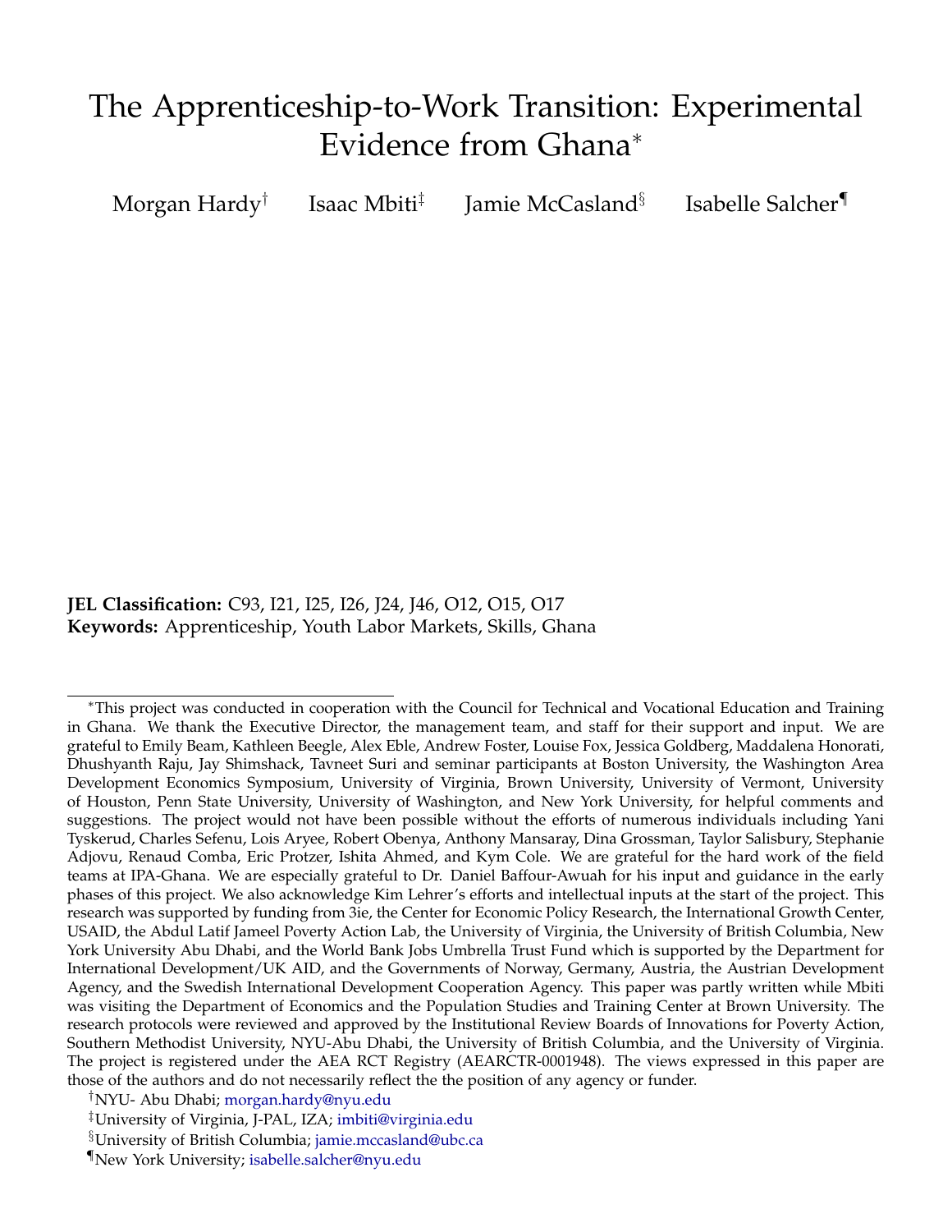# The Apprenticeship-to-Work Transition: Experimental Evidence from Ghana*

Morgan Hardy† Isaac Mbiti‡ Jamie McCasland§ Isabelle Salcher¶

**JEL Classification:** C93, I21, I25, I26, J24, J46, O12, O15, O17
**Keywords:** Apprenticeship, Youth Labor Markets, Skills, Ghana

*This project was conducted in cooperation with the Council for Technical and Vocational Education and Training in Ghana. We thank the Executive Director, the management team, and staff for their support and input. We are grateful to Emily Beam, Kathleen Beegle, Alex Eble, Andrew Foster, Louise Fox, Jessica Goldberg, Maddalena Honorati, Dhushyanth Raju, Jay Shimshack, Tavneet Suri and seminar participants at Boston University, the Washington Area Development Economics Symposium, University of Virginia, Brown University, University of Vermont, University of Houston, Penn State University, University of Washington, and New York University, for helpful comments and suggestions. The project would not have been possible without the efforts of numerous individuals including Yani Tyskerud, Charles Sefenu, Lois Aryee, Robert Obenya, Anthony Mansaray, Dina Grossman, Taylor Salisbury, Stephanie Adjovu, Renaud Comba, Eric Protzer, Ishita Ahmed, and Kym Cole. We are grateful for the hard work of the field teams at IPA-Ghana. We are especially grateful to Dr. Daniel Baffour-Awuah for his input and guidance in the early phases of this project. We also acknowledge Kim Lehrer's efforts and intellectual inputs at the start of the project. This research was supported by funding from 3ie, the Center for Economic Policy Research, the International Growth Center, USAID, the Abdul Latif Jameel Poverty Action Lab, the University of Virginia, the University of British Columbia, New York University Abu Dhabi, and the World Bank Jobs Umbrella Trust Fund which is supported by the Department for International Development/UK AID, and the Governments of Norway, Germany, Austria, the Austrian Development Agency, and the Swedish International Development Cooperation Agency. This paper was partly written while Mbiti was visiting the Department of Economics and the Population Studies and Training Center at Brown University. The research protocols were reviewed and approved by the Institutional Review Boards of Innovations for Poverty Action, Southern Methodist University, NYU-Abu Dhabi, the University of British Columbia, and the University of Virginia. The project is registered under the AEA RCT Registry (AEARCTR-0001948). The views expressed in this paper are those of the authors and do not necessarily reflect the the position of any agency or funder.

†NYU- Abu Dhabi; morgan.hardy@nyu.edu

‡University of Virginia, J-PAL, IZA; imbiti@virginia.edu

§University of British Columbia; jamie.mccasland@ubc.ca

¶New York University; isabelle.salcher@nyu.edu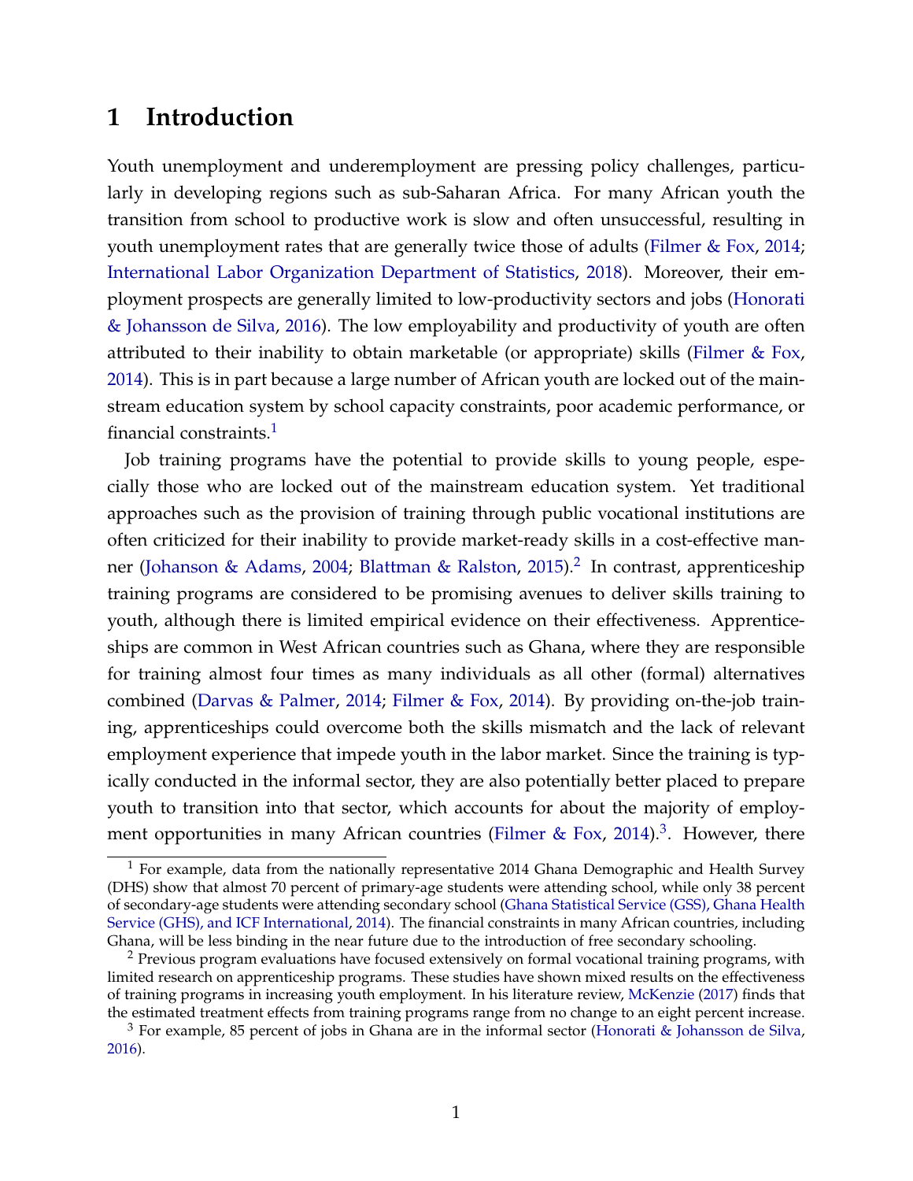# 1 Introduction

Youth unemployment and underemployment are pressing policy challenges, particularly in developing regions such as sub-Saharan Africa. For many African youth the transition from school to productive work is slow and often unsuccessful, resulting in youth unemployment rates that are generally twice those of adults (Filmer & Fox, 2014; International Labor Organization Department of Statistics, 2018). Moreover, their employment prospects are generally limited to low-productivity sectors and jobs (Honorati & Johansson de Silva, 2016). The low employability and productivity of youth are often attributed to their inability to obtain marketable (or appropriate) skills (Filmer & Fox, 2014). This is in part because a large number of African youth are locked out of the mainstream education system by school capacity constraints, poor academic performance, or financial constraints.[1]

Job training programs have the potential to provide skills to young people, especially those who are locked out of the mainstream education system. Yet traditional approaches such as the provision of training through public vocational institutions are often criticized for their inability to provide market-ready skills in a cost-effective manner (Johanson & Adams, 2004; Blattman & Ralston, 2015).[2] In contrast, apprenticeship training programs are considered to be promising avenues to deliver skills training to youth, although there is limited empirical evidence on their effectiveness. Apprenticeships are common in West African countries such as Ghana, where they are responsible for training almost four times as many individuals as all other (formal) alternatives combined (Darvas & Palmer, 2014; Filmer & Fox, 2014). By providing on-the-job training, apprenticeships could overcome both the skills mismatch and the lack of relevant employment experience that impede youth in the labor market. Since the training is typically conducted in the informal sector, they are also potentially better placed to prepare youth to transition into that sector, which accounts for about the majority of employment opportunities in many African countries (Filmer & Fox, 2014).[3]. However, there

[1] For example, data from the nationally representative 2014 Ghana Demographic and Health Survey (DHS) show that almost 70 percent of primary-age students were attending school, while only 38 percent of secondary-age students were attending secondary school (Ghana Statistical Service (GSS), Ghana Health Service (GHS), and ICF International, 2014). The financial constraints in many African countries, including Ghana, will be less binding in the near future due to the introduction of free secondary schooling.

[2] Previous program evaluations have focused extensively on formal vocational training programs, with limited research on apprenticeship programs. These studies have shown mixed results on the effectiveness of training programs in increasing youth employment. In his literature review, McKenzie (2017) finds that the estimated treatment effects from training programs range from no change to an eight percent increase.

[3] For example, 85 percent of jobs in Ghana are in the informal sector (Honorati & Johansson de Silva, 2016).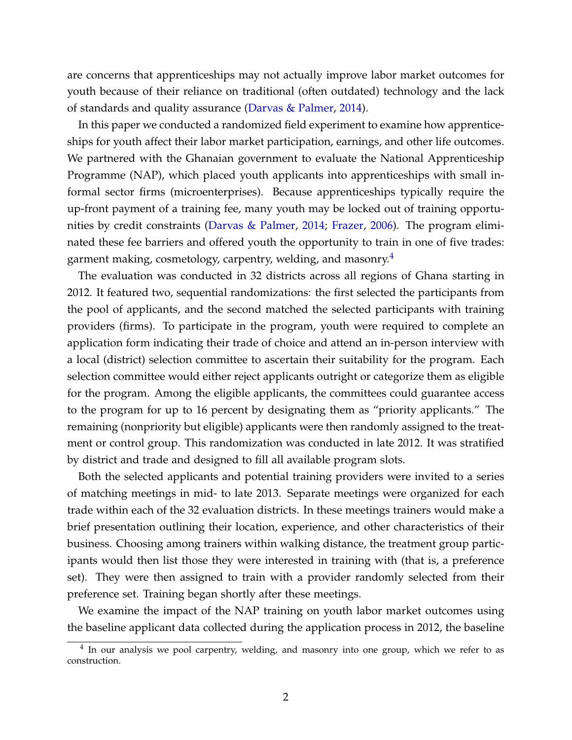are concerns that apprenticeships may not actually improve labor market outcomes for youth because of their reliance on traditional (often outdated) technology and the lack of standards and quality assurance (Darvas & Palmer, 2014).

In this paper we conducted a randomized field experiment to examine how apprenticeships for youth affect their labor market participation, earnings, and other life outcomes. We partnered with the Ghanaian government to evaluate the National Apprenticeship Programme (NAP), which placed youth applicants into apprenticeships with small informal sector firms (microenterprises). Because apprenticeships typically require the up-front payment of a training fee, many youth may be locked out of training opportunities by credit constraints (Darvas & Palmer, 2014; Frazer, 2006). The program eliminated these fee barriers and offered youth the opportunity to train in one of five trades: garment making, cosmetology, carpentry, welding, and masonry.[4]

The evaluation was conducted in 32 districts across all regions of Ghana starting in 2012. It featured two, sequential randomizations: the first selected the participants from the pool of applicants, and the second matched the selected participants with training providers (firms). To participate in the program, youth were required to complete an application form indicating their trade of choice and attend an in-person interview with a local (district) selection committee to ascertain their suitability for the program. Each selection committee would either reject applicants outright or categorize them as eligible for the program. Among the eligible applicants, the committees could guarantee access to the program for up to 16 percent by designating them as "priority applicants." The remaining (nonpriority but eligible) applicants were then randomly assigned to the treatment or control group. This randomization was conducted in late 2012. It was stratified by district and trade and designed to fill all available program slots.

Both the selected applicants and potential training providers were invited to a series of matching meetings in mid- to late 2013. Separate meetings were organized for each trade within each of the 32 evaluation districts. In these meetings trainers would make a brief presentation outlining their location, experience, and other characteristics of their business. Choosing among trainers within walking distance, the treatment group participants would then list those they were interested in training with (that is, a preference set). They were then assigned to train with a provider randomly selected from their preference set. Training began shortly after these meetings.

We examine the impact of the NAP training on youth labor market outcomes using the baseline applicant data collected during the application process in 2012, the baseline

[4] In our analysis we pool carpentry, welding, and masonry into one group, which we refer to as construction.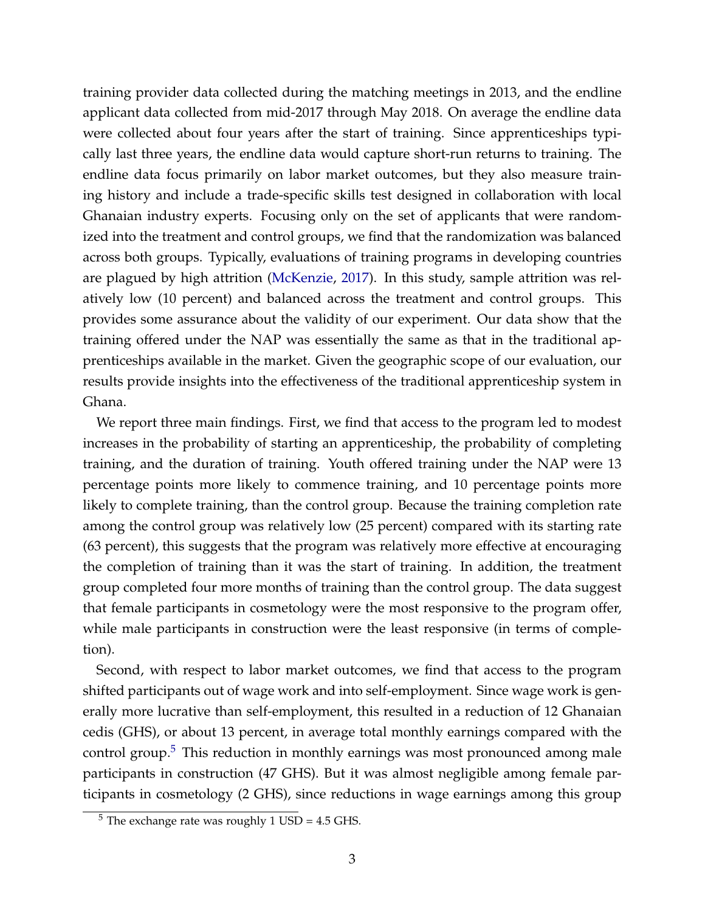training provider data collected during the matching meetings in 2013, and the endline applicant data collected from mid-2017 through May 2018. On average the endline data were collected about four years after the start of training. Since apprenticeships typically last three years, the endline data would capture short-run returns to training. The endline data focus primarily on labor market outcomes, but they also measure training history and include a trade-specific skills test designed in collaboration with local Ghanaian industry experts. Focusing only on the set of applicants that were randomized into the treatment and control groups, we find that the randomization was balanced across both groups. Typically, evaluations of training programs in developing countries are plagued by high attrition (McKenzie, 2017). In this study, sample attrition was relatively low (10 percent) and balanced across the treatment and control groups. This provides some assurance about the validity of our experiment. Our data show that the training offered under the NAP was essentially the same as that in the traditional apprenticeships available in the market. Given the geographic scope of our evaluation, our results provide insights into the effectiveness of the traditional apprenticeship system in Ghana.

We report three main findings. First, we find that access to the program led to modest increases in the probability of starting an apprenticeship, the probability of completing training, and the duration of training. Youth offered training under the NAP were 13 percentage points more likely to commence training, and 10 percentage points more likely to complete training, than the control group. Because the training completion rate among the control group was relatively low (25 percent) compared with its starting rate (63 percent), this suggests that the program was relatively more effective at encouraging the completion of training than it was the start of training. In addition, the treatment group completed four more months of training than the control group. The data suggest that female participants in cosmetology were the most responsive to the program offer, while male participants in construction were the least responsive (in terms of completion).

Second, with respect to labor market outcomes, we find that access to the program shifted participants out of wage work and into self-employment. Since wage work is generally more lucrative than self-employment, this resulted in a reduction of 12 Ghanaian cedis (GHS), or about 13 percent, in average total monthly earnings compared with the control group.[5] This reduction in monthly earnings was most pronounced among male participants in construction (47 GHS). But it was almost negligible among female participants in cosmetology (2 GHS), since reductions in wage earnings among this group

[5] The exchange rate was roughly 1 USD = 4.5 GHS.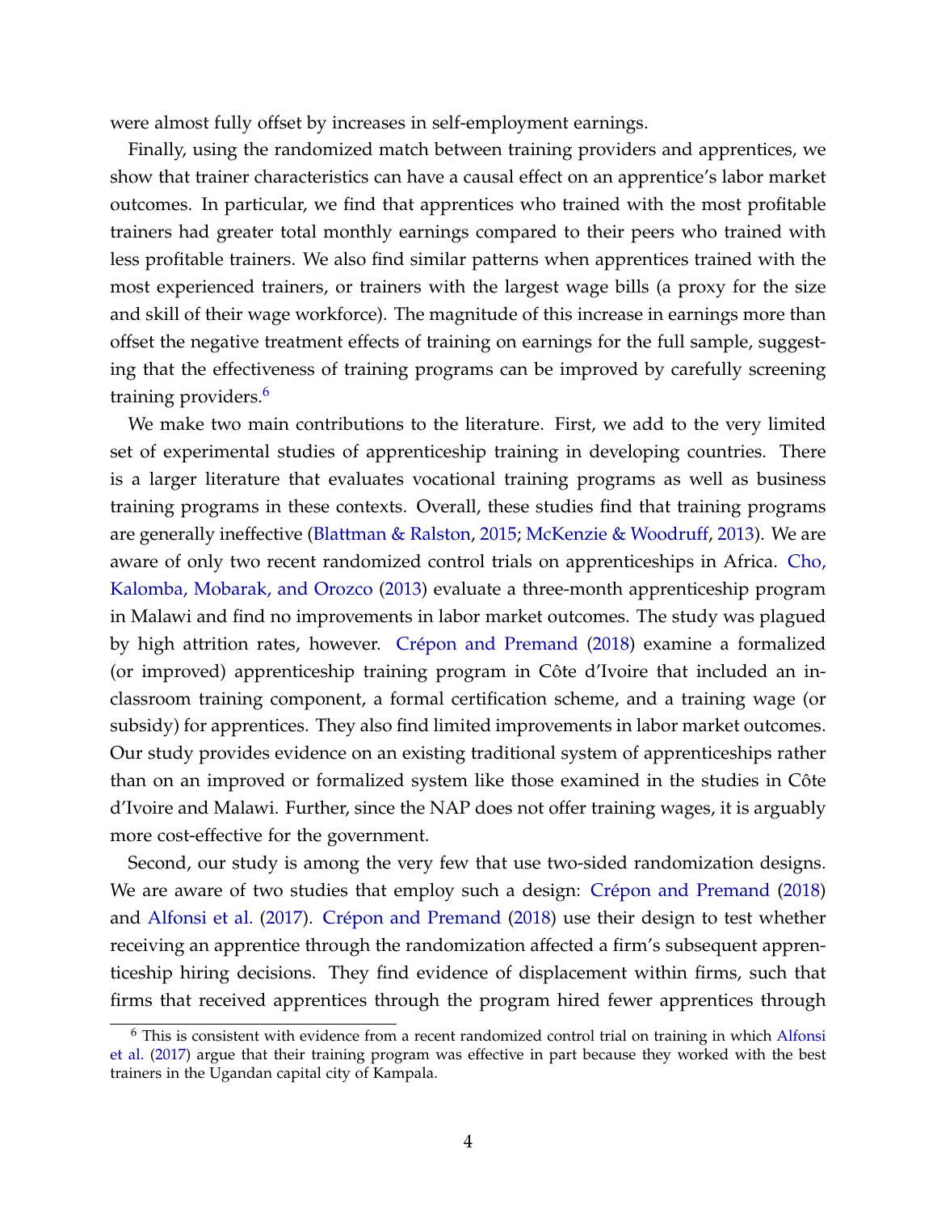were almost fully offset by increases in self-employment earnings.

Finally, using the randomized match between training providers and apprentices, we show that trainer characteristics can have a causal effect on an apprentice's labor market outcomes. In particular, we find that apprentices who trained with the most profitable trainers had greater total monthly earnings compared to their peers who trained with less profitable trainers. We also find similar patterns when apprentices trained with the most experienced trainers, or trainers with the largest wage bills (a proxy for the size and skill of their wage workforce). The magnitude of this increase in earnings more than offset the negative treatment effects of training on earnings for the full sample, suggesting that the effectiveness of training programs can be improved by carefully screening training providers.[6]

We make two main contributions to the literature. First, we add to the very limited set of experimental studies of apprenticeship training in developing countries. There is a larger literature that evaluates vocational training programs as well as business training programs in these contexts. Overall, these studies find that training programs are generally ineffective (Blattman & Ralston, 2015; McKenzie & Woodruff, 2013). We are aware of only two recent randomized control trials on apprenticeships in Africa. Cho, Kalomba, Mobarak, and Orozco (2013) evaluate a three-month apprenticeship program in Malawi and find no improvements in labor market outcomes. The study was plagued by high attrition rates, however. Crépon and Premand (2018) examine a formalized (or improved) apprenticeship training program in Côte d'Ivoire that included an in-classroom training component, a formal certification scheme, and a training wage (or subsidy) for apprentices. They also find limited improvements in labor market outcomes. Our study provides evidence on an existing traditional system of apprenticeships rather than on an improved or formalized system like those examined in the studies in Côte d'Ivoire and Malawi. Further, since the NAP does not offer training wages, it is arguably more cost-effective for the government.

Second, our study is among the very few that use two-sided randomization designs. We are aware of two studies that employ such a design: Crépon and Premand (2018) and Alfonsi et al. (2017). Crépon and Premand (2018) use their design to test whether receiving an apprentice through the randomization affected a firm's subsequent apprenticeship hiring decisions. They find evidence of displacement within firms, such that firms that received apprentices through the program hired fewer apprentices through

[6] This is consistent with evidence from a recent randomized control trial on training in which Alfonsi et al. (2017) argue that their training program was effective in part because they worked with the best trainers in the Ugandan capital city of Kampala.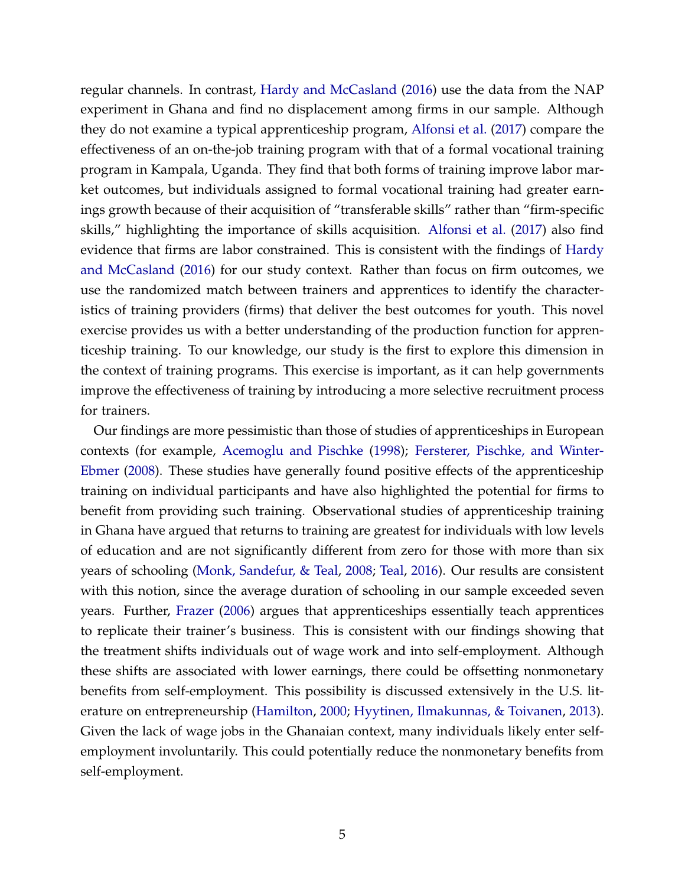regular channels. In contrast, Hardy and McCasland (2016) use the data from the NAP experiment in Ghana and find no displacement among firms in our sample. Although they do not examine a typical apprenticeship program, Alfonsi et al. (2017) compare the effectiveness of an on-the-job training program with that of a formal vocational training program in Kampala, Uganda. They find that both forms of training improve labor market outcomes, but individuals assigned to formal vocational training had greater earnings growth because of their acquisition of "transferable skills" rather than "firm-specific skills," highlighting the importance of skills acquisition. Alfonsi et al. (2017) also find evidence that firms are labor constrained. This is consistent with the findings of Hardy and McCasland (2016) for our study context. Rather than focus on firm outcomes, we use the randomized match between trainers and apprentices to identify the characteristics of training providers (firms) that deliver the best outcomes for youth. This novel exercise provides us with a better understanding of the production function for apprenticeship training. To our knowledge, our study is the first to explore this dimension in the context of training programs. This exercise is important, as it can help governments improve the effectiveness of training by introducing a more selective recruitment process for trainers.

Our findings are more pessimistic than those of studies of apprenticeships in European contexts (for example, Acemoglu and Pischke (1998); Fersterer, Pischke, and Winter-Ebmer (2008). These studies have generally found positive effects of the apprenticeship training on individual participants and have also highlighted the potential for firms to benefit from providing such training. Observational studies of apprenticeship training in Ghana have argued that returns to training are greatest for individuals with low levels of education and are not significantly different from zero for those with more than six years of schooling (Monk, Sandefur, & Teal, 2008; Teal, 2016). Our results are consistent with this notion, since the average duration of schooling in our sample exceeded seven years. Further, Frazer (2006) argues that apprenticeships essentially teach apprentices to replicate their trainer's business. This is consistent with our findings showing that the treatment shifts individuals out of wage work and into self-employment. Although these shifts are associated with lower earnings, there could be offsetting nonmonetary benefits from self-employment. This possibility is discussed extensively in the U.S. literature on entrepreneurship (Hamilton, 2000; Hyytinen, Ilmakunnas, & Toivanen, 2013). Given the lack of wage jobs in the Ghanaian context, many individuals likely enter self-employment involuntarily. This could potentially reduce the nonmonetary benefits from self-employment.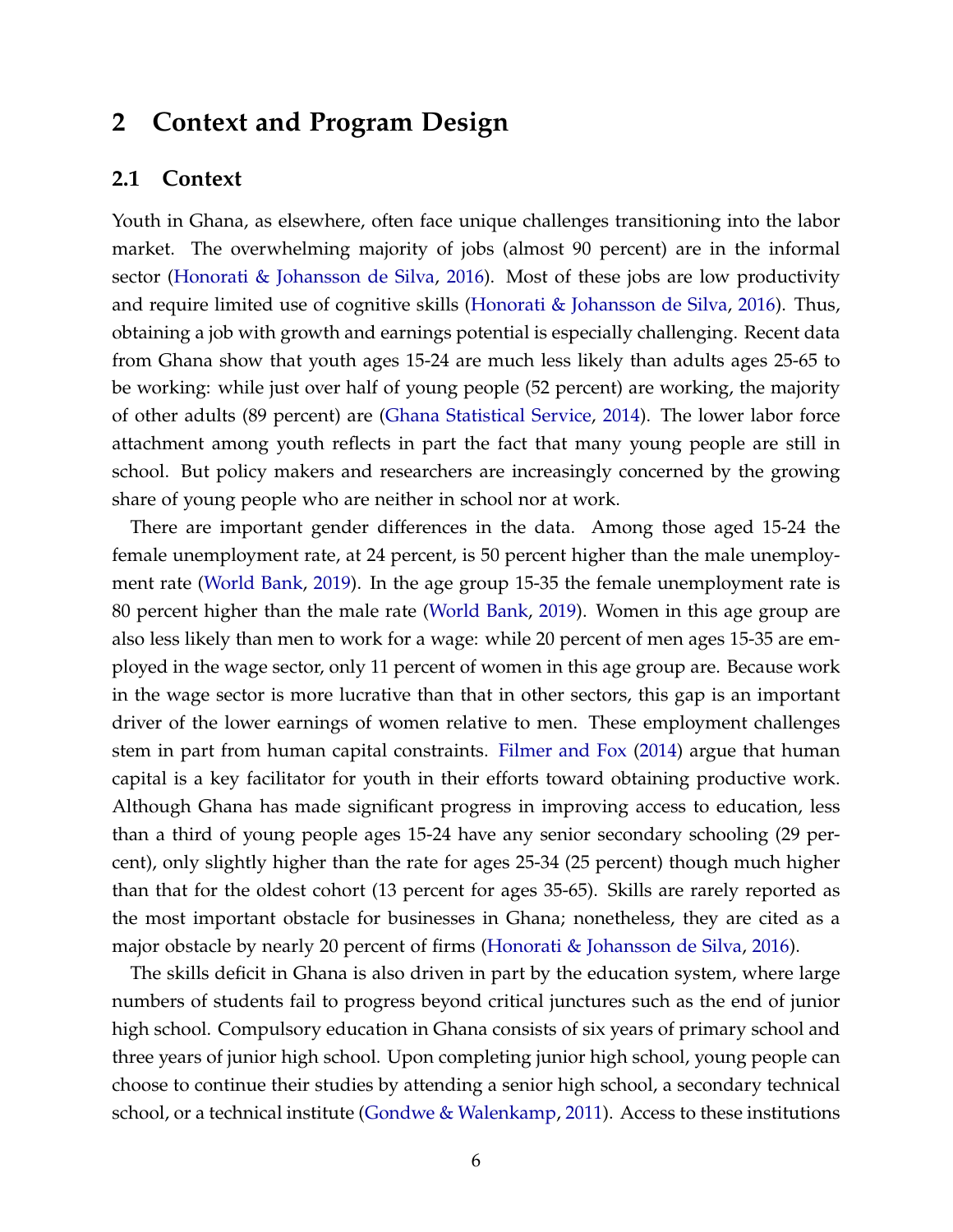## 2 Context and Program Design

### 2.1 Context

Youth in Ghana, as elsewhere, often face unique challenges transitioning into the labor market. The overwhelming majority of jobs (almost 90 percent) are in the informal sector (Honorati & Johansson de Silva, 2016). Most of these jobs are low productivity and require limited use of cognitive skills (Honorati & Johansson de Silva, 2016). Thus, obtaining a job with growth and earnings potential is especially challenging. Recent data from Ghana show that youth ages 15-24 are much less likely than adults ages 25-65 to be working: while just over half of young people (52 percent) are working, the majority of other adults (89 percent) are (Ghana Statistical Service, 2014). The lower labor force attachment among youth reflects in part the fact that many young people are still in school. But policy makers and researchers are increasingly concerned by the growing share of young people who are neither in school nor at work.

There are important gender differences in the data. Among those aged 15-24 the female unemployment rate, at 24 percent, is 50 percent higher than the male unemployment rate (World Bank, 2019). In the age group 15-35 the female unemployment rate is 80 percent higher than the male rate (World Bank, 2019). Women in this age group are also less likely than men to work for a wage: while 20 percent of men ages 15-35 are employed in the wage sector, only 11 percent of women in this age group are. Because work in the wage sector is more lucrative than that in other sectors, this gap is an important driver of the lower earnings of women relative to men. These employment challenges stem in part from human capital constraints. Filmer and Fox (2014) argue that human capital is a key facilitator for youth in their efforts toward obtaining productive work. Although Ghana has made significant progress in improving access to education, less than a third of young people ages 15-24 have any senior secondary schooling (29 percent), only slightly higher than the rate for ages 25-34 (25 percent) though much higher than that for the oldest cohort (13 percent for ages 35-65). Skills are rarely reported as the most important obstacle for businesses in Ghana; nonetheless, they are cited as a major obstacle by nearly 20 percent of firms (Honorati & Johansson de Silva, 2016).

The skills deficit in Ghana is also driven in part by the education system, where large numbers of students fail to progress beyond critical junctures such as the end of junior high school. Compulsory education in Ghana consists of six years of primary school and three years of junior high school. Upon completing junior high school, young people can choose to continue their studies by attending a senior high school, a secondary technical school, or a technical institute (Gondwe & Walenkamp, 2011). Access to these institutions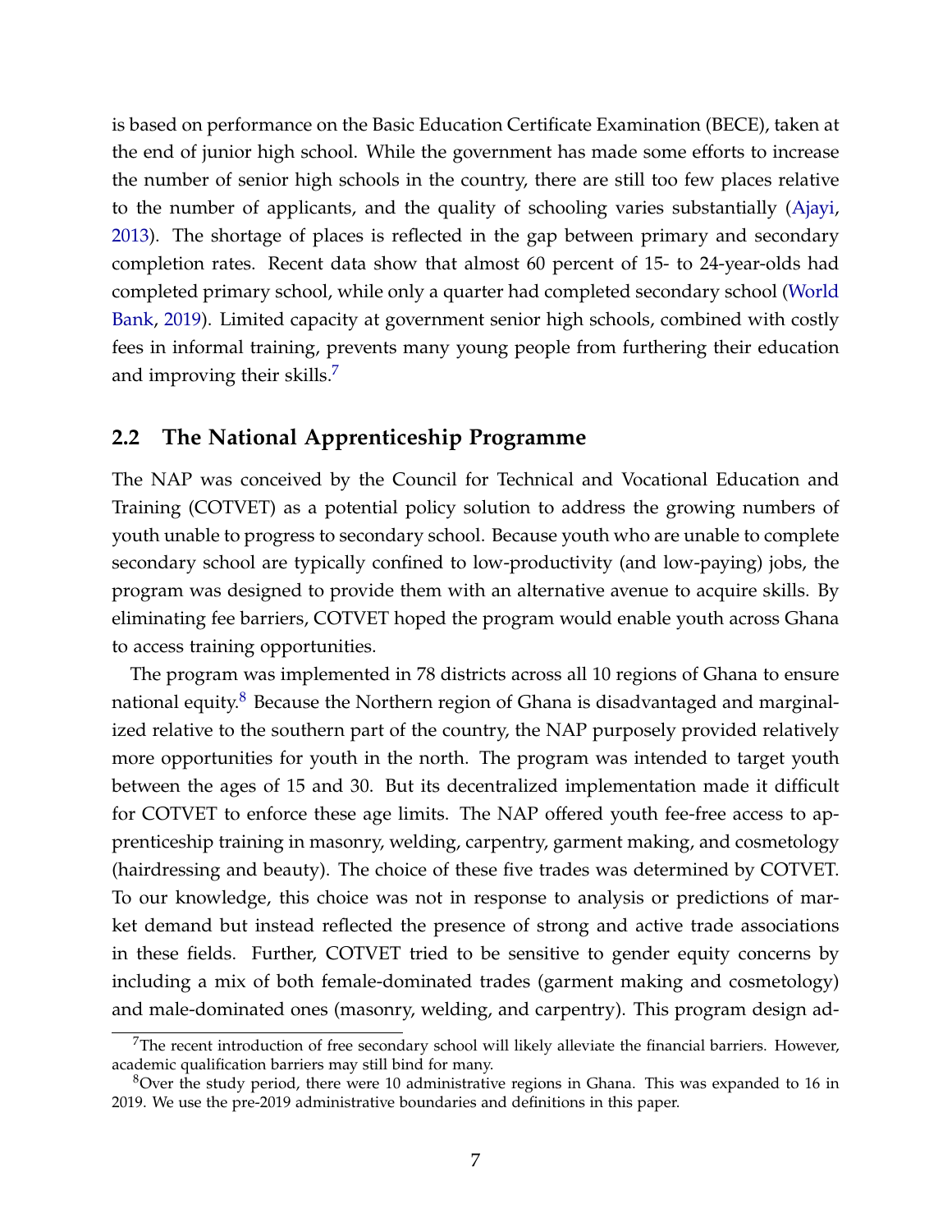is based on performance on the Basic Education Certificate Examination (BECE), taken at the end of junior high school. While the government has made some efforts to increase the number of senior high schools in the country, there are still too few places relative to the number of applicants, and the quality of schooling varies substantially (Ajayi, 2013). The shortage of places is reflected in the gap between primary and secondary completion rates. Recent data show that almost 60 percent of 15- to 24-year-olds had completed primary school, while only a quarter had completed secondary school (World Bank, 2019). Limited capacity at government senior high schools, combined with costly fees in informal training, prevents many young people from furthering their education and improving their skills.[7]

## 2.2 The National Apprenticeship Programme

The NAP was conceived by the Council for Technical and Vocational Education and Training (COTVET) as a potential policy solution to address the growing numbers of youth unable to progress to secondary school. Because youth who are unable to complete secondary school are typically confined to low-productivity (and low-paying) jobs, the program was designed to provide them with an alternative avenue to acquire skills. By eliminating fee barriers, COTVET hoped the program would enable youth across Ghana to access training opportunities.

The program was implemented in 78 districts across all 10 regions of Ghana to ensure national equity.[8] Because the Northern region of Ghana is disadvantaged and marginalized relative to the southern part of the country, the NAP purposely provided relatively more opportunities for youth in the north. The program was intended to target youth between the ages of 15 and 30. But its decentralized implementation made it difficult for COTVET to enforce these age limits. The NAP offered youth fee-free access to apprenticeship training in masonry, welding, carpentry, garment making, and cosmetology (hairdressing and beauty). The choice of these five trades was determined by COTVET. To our knowledge, this choice was not in response to analysis or predictions of market demand but instead reflected the presence of strong and active trade associations in these fields. Further, COTVET tried to be sensitive to gender equity concerns by including a mix of both female-dominated trades (garment making and cosmetology) and male-dominated ones (masonry, welding, and carpentry). This program design ad-

[7] The recent introduction of free secondary school will likely alleviate the financial barriers. However, academic qualification barriers may still bind for many.

[8] Over the study period, there were 10 administrative regions in Ghana. This was expanded to 16 in 2019. We use the pre-2019 administrative boundaries and definitions in this paper.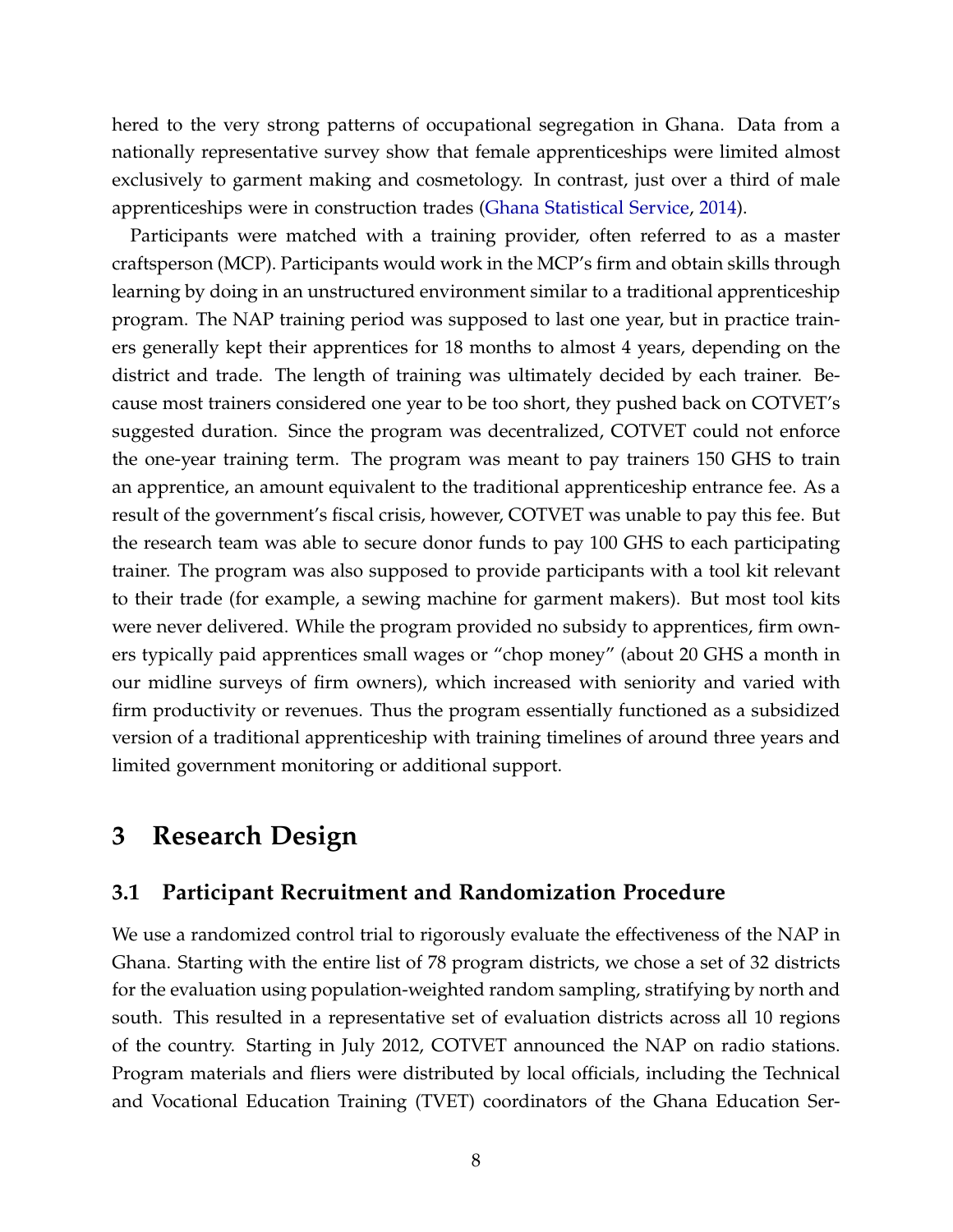hered to the very strong patterns of occupational segregation in Ghana. Data from a nationally representative survey show that female apprenticeships were limited almost exclusively to garment making and cosmetology. In contrast, just over a third of male apprenticeships were in construction trades (Ghana Statistical Service, 2014).

Participants were matched with a training provider, often referred to as a master craftsperson (MCP). Participants would work in the MCP's firm and obtain skills through learning by doing in an unstructured environment similar to a traditional apprenticeship program. The NAP training period was supposed to last one year, but in practice trainers generally kept their apprentices for 18 months to almost 4 years, depending on the district and trade. The length of training was ultimately decided by each trainer. Because most trainers considered one year to be too short, they pushed back on COTVET's suggested duration. Since the program was decentralized, COTVET could not enforce the one-year training term. The program was meant to pay trainers 150 GHS to train an apprentice, an amount equivalent to the traditional apprenticeship entrance fee. As a result of the government's fiscal crisis, however, COTVET was unable to pay this fee. But the research team was able to secure donor funds to pay 100 GHS to each participating trainer. The program was also supposed to provide participants with a tool kit relevant to their trade (for example, a sewing machine for garment makers). But most tool kits were never delivered. While the program provided no subsidy to apprentices, firm owners typically paid apprentices small wages or "chop money" (about 20 GHS a month in our midline surveys of firm owners), which increased with seniority and varied with firm productivity or revenues. Thus the program essentially functioned as a subsidized version of a traditional apprenticeship with training timelines of around three years and limited government monitoring or additional support.

# 3 Research Design

## 3.1 Participant Recruitment and Randomization Procedure

We use a randomized control trial to rigorously evaluate the effectiveness of the NAP in Ghana. Starting with the entire list of 78 program districts, we chose a set of 32 districts for the evaluation using population-weighted random sampling, stratifying by north and south. This resulted in a representative set of evaluation districts across all 10 regions of the country. Starting in July 2012, COTVET announced the NAP on radio stations. Program materials and fliers were distributed by local officials, including the Technical and Vocational Education Training (TVET) coordinators of the Ghana Education Ser-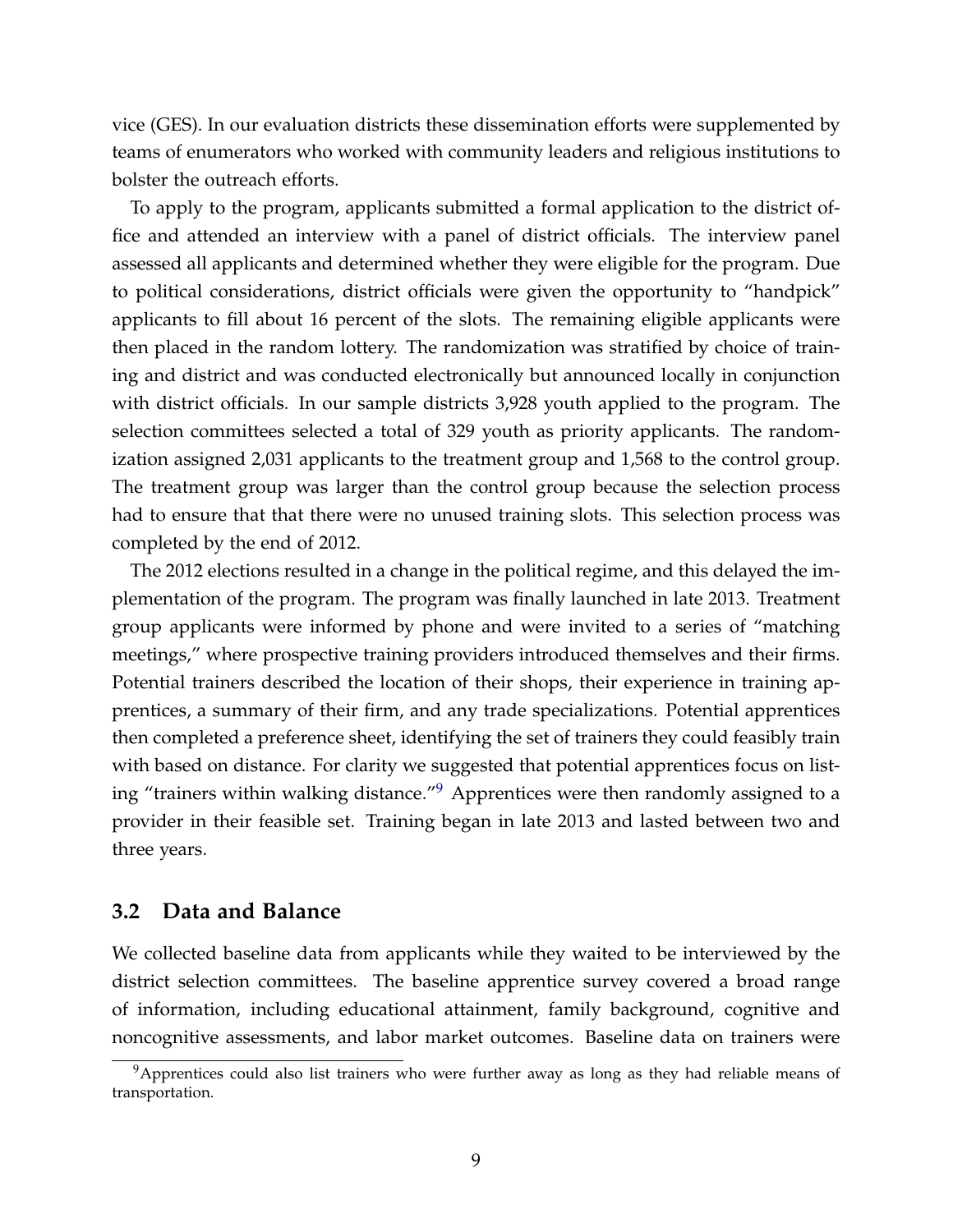vice (GES). In our evaluation districts these dissemination efforts were supplemented by teams of enumerators who worked with community leaders and religious institutions to bolster the outreach efforts.

To apply to the program, applicants submitted a formal application to the district office and attended an interview with a panel of district officials. The interview panel assessed all applicants and determined whether they were eligible for the program. Due to political considerations, district officials were given the opportunity to "handpick" applicants to fill about 16 percent of the slots. The remaining eligible applicants were then placed in the random lottery. The randomization was stratified by choice of training and district and was conducted electronically but announced locally in conjunction with district officials. In our sample districts 3,928 youth applied to the program. The selection committees selected a total of 329 youth as priority applicants. The randomization assigned 2,031 applicants to the treatment group and 1,568 to the control group. The treatment group was larger than the control group because the selection process had to ensure that that there were no unused training slots. This selection process was completed by the end of 2012.

The 2012 elections resulted in a change in the political regime, and this delayed the implementation of the program. The program was finally launched in late 2013. Treatment group applicants were informed by phone and were invited to a series of "matching meetings," where prospective training providers introduced themselves and their firms. Potential trainers described the location of their shops, their experience in training apprentices, a summary of their firm, and any trade specializations. Potential apprentices then completed a preference sheet, identifying the set of trainers they could feasibly train with based on distance. For clarity we suggested that potential apprentices focus on listing "trainers within walking distance."[9] Apprentices were then randomly assigned to a provider in their feasible set. Training began in late 2013 and lasted between two and three years.

## 3.2 Data and Balance

We collected baseline data from applicants while they waited to be interviewed by the district selection committees. The baseline apprentice survey covered a broad range of information, including educational attainment, family background, cognitive and noncognitive assessments, and labor market outcomes. Baseline data on trainers were

[9] Apprentices could also list trainers who were further away as long as they had reliable means of transportation.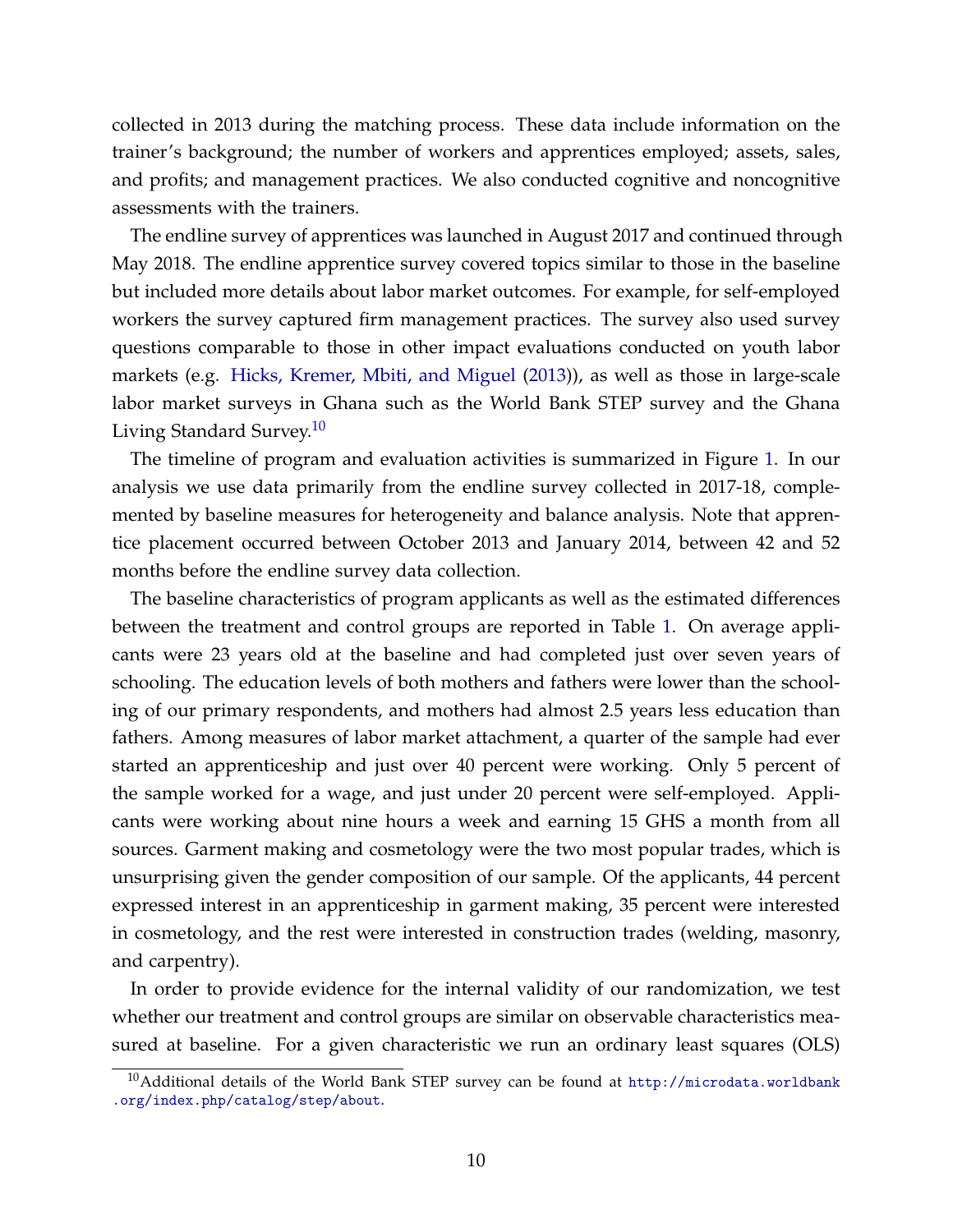collected in 2013 during the matching process. These data include information on the trainer's background; the number of workers and apprentices employed; assets, sales, and profits; and management practices. We also conducted cognitive and noncognitive assessments with the trainers.

The endline survey of apprentices was launched in August 2017 and continued through May 2018. The endline apprentice survey covered topics similar to those in the baseline but included more details about labor market outcomes. For example, for self-employed workers the survey captured firm management practices. The survey also used survey questions comparable to those in other impact evaluations conducted on youth labor markets (e.g. Hicks, Kremer, Mbiti, and Miguel (2013)), as well as those in large-scale labor market surveys in Ghana such as the World Bank STEP survey and the Ghana Living Standard Survey.[10]

The timeline of program and evaluation activities is summarized in Figure 1. In our analysis we use data primarily from the endline survey collected in 2017-18, complemented by baseline measures for heterogeneity and balance analysis. Note that apprentice placement occurred between October 2013 and January 2014, between 42 and 52 months before the endline survey data collection.

The baseline characteristics of program applicants as well as the estimated differences between the treatment and control groups are reported in Table 1. On average applicants were 23 years old at the baseline and had completed just over seven years of schooling. The education levels of both mothers and fathers were lower than the schooling of our primary respondents, and mothers had almost 2.5 years less education than fathers. Among measures of labor market attachment, a quarter of the sample had ever started an apprenticeship and just over 40 percent were working. Only 5 percent of the sample worked for a wage, and just under 20 percent were self-employed. Applicants were working about nine hours a week and earning 15 GHS a month from all sources. Garment making and cosmetology were the two most popular trades, which is unsurprising given the gender composition of our sample. Of the applicants, 44 percent expressed interest in an apprenticeship in garment making, 35 percent were interested in cosmetology, and the rest were interested in construction trades (welding, masonry, and carpentry).

In order to provide evidence for the internal validity of our randomization, we test whether our treatment and control groups are similar on observable characteristics measured at baseline. For a given characteristic we run an ordinary least squares (OLS)

[10] Additional details of the World Bank STEP survey can be found at http://microdata.worldbank.org/index.php/catalog/step/about.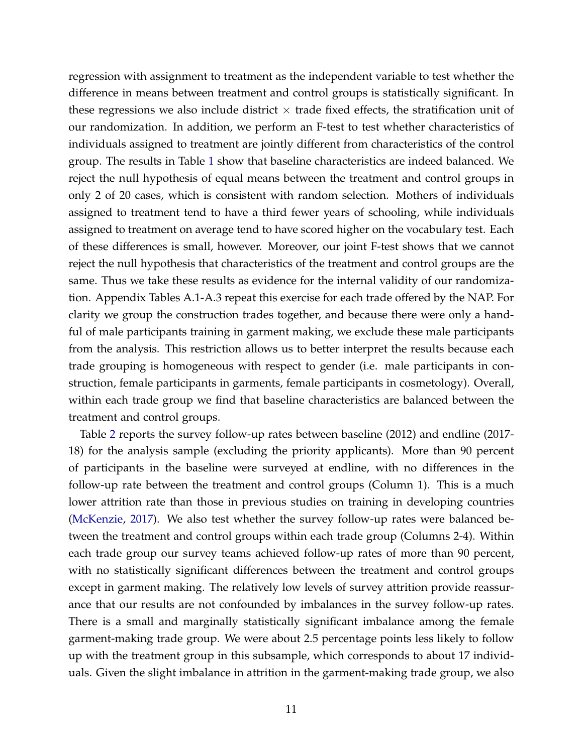regression with assignment to treatment as the independent variable to test whether the difference in means between treatment and control groups is statistically significant. In these regressions we also include district × trade fixed effects, the stratification unit of our randomization. In addition, we perform an F-test to test whether characteristics of individuals assigned to treatment are jointly different from characteristics of the control group. The results in Table 1 show that baseline characteristics are indeed balanced. We reject the null hypothesis of equal means between the treatment and control groups in only 2 of 20 cases, which is consistent with random selection. Mothers of individuals assigned to treatment tend to have a third fewer years of schooling, while individuals assigned to treatment on average tend to have scored higher on the vocabulary test. Each of these differences is small, however. Moreover, our joint F-test shows that we cannot reject the null hypothesis that characteristics of the treatment and control groups are the same. Thus we take these results as evidence for the internal validity of our randomization. Appendix Tables A.1-A.3 repeat this exercise for each trade offered by the NAP. For clarity we group the construction trades together, and because there were only a handful of male participants training in garment making, we exclude these male participants from the analysis. This restriction allows us to better interpret the results because each trade grouping is homogeneous with respect to gender (i.e. male participants in construction, female participants in garments, female participants in cosmetology). Overall, within each trade group we find that baseline characteristics are balanced between the treatment and control groups.

Table 2 reports the survey follow-up rates between baseline (2012) and endline (2017-18) for the analysis sample (excluding the priority applicants). More than 90 percent of participants in the baseline were surveyed at endline, with no differences in the follow-up rate between the treatment and control groups (Column 1). This is a much lower attrition rate than those in previous studies on training in developing countries (McKenzie, 2017). We also test whether the survey follow-up rates were balanced between the treatment and control groups within each trade group (Columns 2-4). Within each trade group our survey teams achieved follow-up rates of more than 90 percent, with no statistically significant differences between the treatment and control groups except in garment making. The relatively low levels of survey attrition provide reassurance that our results are not confounded by imbalances in the survey follow-up rates. There is a small and marginally statistically significant imbalance among the female garment-making trade group. We were about 2.5 percentage points less likely to follow up with the treatment group in this subsample, which corresponds to about 17 individuals. Given the slight imbalance in attrition in the garment-making trade group, we also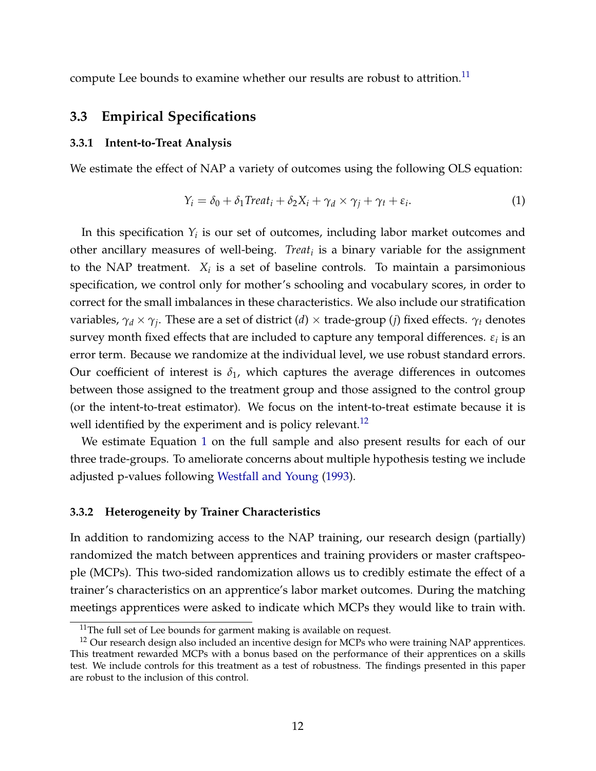compute Lee bounds to examine whether our results are robust to attrition.[11]

## 3.3 Empirical Specifications

### 3.3.1 Intent-to-Treat Analysis

We estimate the effect of NAP a variety of outcomes using the following OLS equation:

$$Y_i = \delta_0 + \delta_1 Treat_i + \delta_2 X_i + \gamma_d \times \gamma_j + \gamma_t + \varepsilon_i. \tag{1}$$

In this specification $Y_i$ is our set of outcomes, including labor market outcomes and other ancillary measures of well-being. $Treat_i$ is a binary variable for the assignment to the NAP treatment. $X_i$ is a set of baseline controls. To maintain a parsimonious specification, we control only for mother's schooling and vocabulary scores, in order to correct for the small imbalances in these characteristics. We also include our stratification variables, $\gamma_d \times \gamma_j$. These are a set of district ($d$) $\times$ trade-group ($j$) fixed effects. $\gamma_t$ denotes survey month fixed effects that are included to capture any temporal differences. $\varepsilon_i$ is an error term. Because we randomize at the individual level, we use robust standard errors. Our coefficient of interest is $\delta_1$, which captures the average differences in outcomes between those assigned to the treatment group and those assigned to the control group (or the intent-to-treat estimator). We focus on the intent-to-treat estimate because it is well identified by the experiment and is policy relevant.[12]

We estimate Equation 1 on the full sample and also present results for each of our three trade-groups. To ameliorate concerns about multiple hypothesis testing we include adjusted p-values following Westfall and Young (1993).

### 3.3.2 Heterogeneity by Trainer Characteristics

In addition to randomizing access to the NAP training, our research design (partially) randomized the match between apprentices and training providers or master craftspeople (MCPs). This two-sided randomization allows us to credibly estimate the effect of a trainer's characteristics on an apprentice's labor market outcomes. During the matching meetings apprentices were asked to indicate which MCPs they would like to train with.

[11] The full set of Lee bounds for garment making is available on request.

[12] Our research design also included an incentive design for MCPs who were training NAP apprentices. This treatment rewarded MCPs with a bonus based on the performance of their apprentices on a skills test. We include controls for this treatment as a test of robustness. The findings presented in this paper are robust to the inclusion of this control.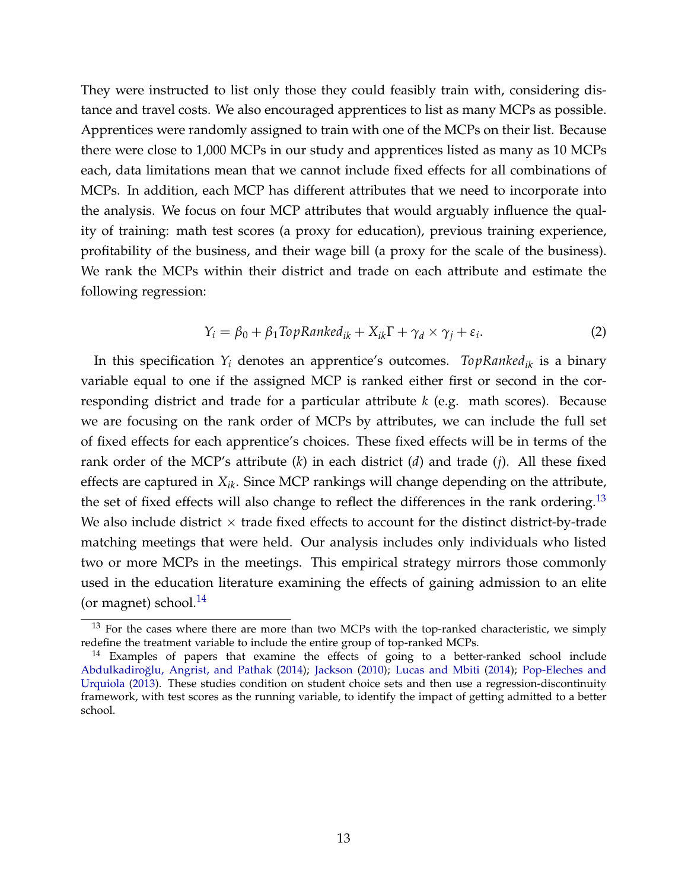They were instructed to list only those they could feasibly train with, considering distance and travel costs. We also encouraged apprentices to list as many MCPs as possible. Apprentices were randomly assigned to train with one of the MCPs on their list. Because there were close to 1,000 MCPs in our study and apprentices listed as many as 10 MCPs each, data limitations mean that we cannot include fixed effects for all combinations of MCPs. In addition, each MCP has different attributes that we need to incorporate into the analysis. We focus on four MCP attributes that would arguably influence the quality of training: math test scores (a proxy for education), previous training experience, profitability of the business, and their wage bill (a proxy for the scale of the business). We rank the MCPs within their district and trade on each attribute and estimate the following regression:

$$Y_i = \beta_0 + \beta_1 TopRanked_{ik} + X_{ik}\Gamma + \gamma_d \times \gamma_j + \varepsilon_i. \tag{2}$$

In this specification $Y_i$ denotes an apprentice's outcomes. $TopRanked_{ik}$ is a binary variable equal to one if the assigned MCP is ranked either first or second in the corresponding district and trade for a particular attribute $k$ (e.g. math scores). Because we are focusing on the rank order of MCPs by attributes, we can include the full set of fixed effects for each apprentice's choices. These fixed effects will be in terms of the rank order of the MCP's attribute ($k$) in each district ($d$) and trade ($j$). All these fixed effects are captured in $X_{ik}$. Since MCP rankings will change depending on the attribute, the set of fixed effects will also change to reflect the differences in the rank ordering.[13] We also include district $\times$ trade fixed effects to account for the distinct district-by-trade matching meetings that were held. Our analysis includes only individuals who listed two or more MCPs in the meetings. This empirical strategy mirrors those commonly used in the education literature examining the effects of gaining admission to an elite (or magnet) school.[14]

[13] For the cases where there are more than two MCPs with the top-ranked characteristic, we simply redefine the treatment variable to include the entire group of top-ranked MCPs.

[14] Examples of papers that examine the effects of going to a better-ranked school include Abdulkadiroğlu, Angrist, and Pathak (2014); Jackson (2010); Lucas and Mbiti (2014); Pop-Eleches and Urquiola (2013). These studies condition on student choice sets and then use a regression-discontinuity framework, with test scores as the running variable, to identify the impact of getting admitted to a better school.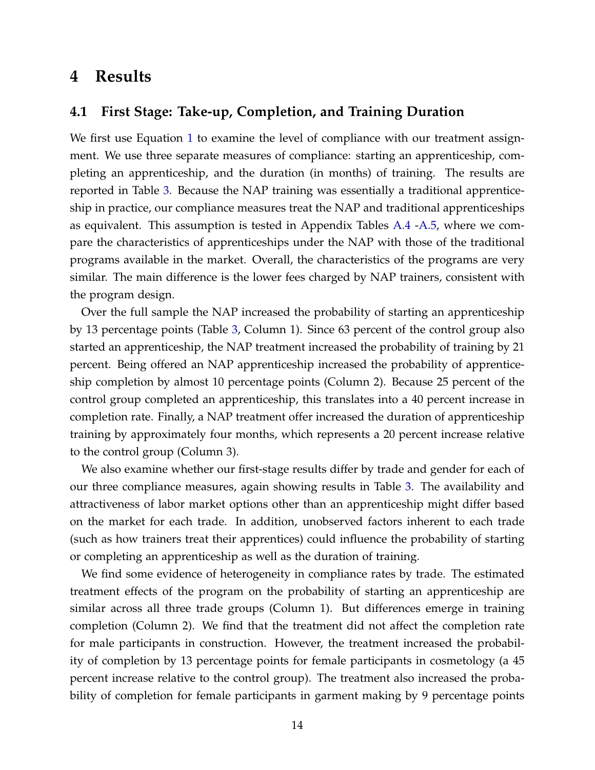# 4 Results

## 4.1 First Stage: Take-up, Completion, and Training Duration

We first use Equation 1 to examine the level of compliance with our treatment assignment. We use three separate measures of compliance: starting an apprenticeship, completing an apprenticeship, and the duration (in months) of training. The results are reported in Table 3. Because the NAP training was essentially a traditional apprenticeship in practice, our compliance measures treat the NAP and traditional apprenticeships as equivalent. This assumption is tested in Appendix Tables A.4 -A.5, where we compare the characteristics of apprenticeships under the NAP with those of the traditional programs available in the market. Overall, the characteristics of the programs are very similar. The main difference is the lower fees charged by NAP trainers, consistent with the program design.

Over the full sample the NAP increased the probability of starting an apprenticeship by 13 percentage points (Table 3, Column 1). Since 63 percent of the control group also started an apprenticeship, the NAP treatment increased the probability of training by 21 percent. Being offered an NAP apprenticeship increased the probability of apprenticeship completion by almost 10 percentage points (Column 2). Because 25 percent of the control group completed an apprenticeship, this translates into a 40 percent increase in completion rate. Finally, a NAP treatment offer increased the duration of apprenticeship training by approximately four months, which represents a 20 percent increase relative to the control group (Column 3).

We also examine whether our first-stage results differ by trade and gender for each of our three compliance measures, again showing results in Table 3. The availability and attractiveness of labor market options other than an apprenticeship might differ based on the market for each trade. In addition, unobserved factors inherent to each trade (such as how trainers treat their apprentices) could influence the probability of starting or completing an apprenticeship as well as the duration of training.

We find some evidence of heterogeneity in compliance rates by trade. The estimated treatment effects of the program on the probability of starting an apprenticeship are similar across all three trade groups (Column 1). But differences emerge in training completion (Column 2). We find that the treatment did not affect the completion rate for male participants in construction. However, the treatment increased the probability of completion by 13 percentage points for female participants in cosmetology (a 45 percent increase relative to the control group). The treatment also increased the probability of completion for female participants in garment making by 9 percentage points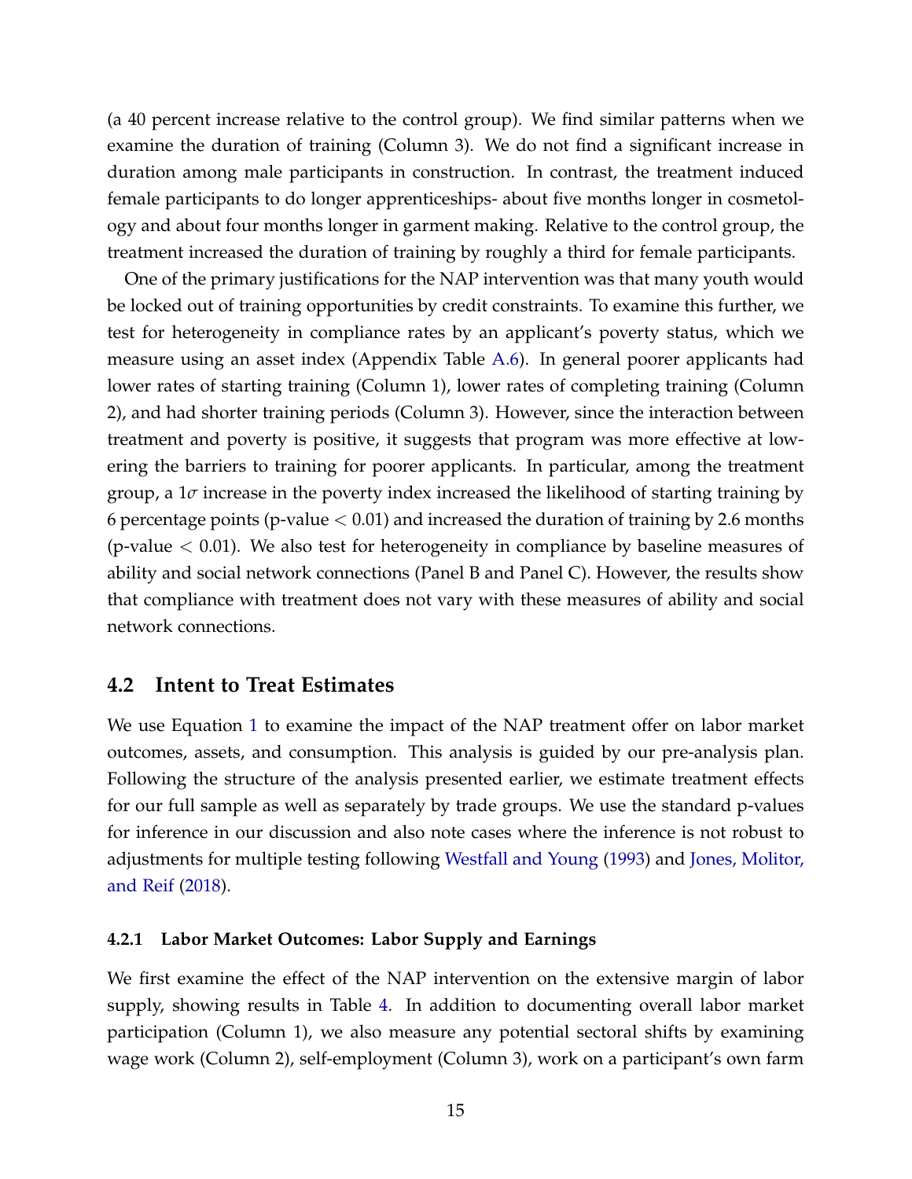(a 40 percent increase relative to the control group). We find similar patterns when we examine the duration of training (Column 3). We do not find a significant increase in duration among male participants in construction. In contrast, the treatment induced female participants to do longer apprenticeships- about five months longer in cosmetology and about four months longer in garment making. Relative to the control group, the treatment increased the duration of training by roughly a third for female participants.

One of the primary justifications for the NAP intervention was that many youth would be locked out of training opportunities by credit constraints. To examine this further, we test for heterogeneity in compliance rates by an applicant's poverty status, which we measure using an asset index (Appendix Table A.6). In general poorer applicants had lower rates of starting training (Column 1), lower rates of completing training (Column 2), and had shorter training periods (Column 3). However, since the interaction between treatment and poverty is positive, it suggests that program was more effective at lowering the barriers to training for poorer applicants. In particular, among the treatment group, a $1\sigma$ increase in the poverty index increased the likelihood of starting training by 6 percentage points (p-value $< 0.01$) and increased the duration of training by 2.6 months (p-value $< 0.01$). We also test for heterogeneity in compliance by baseline measures of ability and social network connections (Panel B and Panel C). However, the results show that compliance with treatment does not vary with these measures of ability and social network connections.

## 4.2 Intent to Treat Estimates

We use Equation 1 to examine the impact of the NAP treatment offer on labor market outcomes, assets, and consumption. This analysis is guided by our pre-analysis plan. Following the structure of the analysis presented earlier, we estimate treatment effects for our full sample as well as separately by trade groups. We use the standard p-values for inference in our discussion and also note cases where the inference is not robust to adjustments for multiple testing following Westfall and Young (1993) and Jones, Molitor, and Reif (2018).

### 4.2.1 Labor Market Outcomes: Labor Supply and Earnings

We first examine the effect of the NAP intervention on the extensive margin of labor supply, showing results in Table 4. In addition to documenting overall labor market participation (Column 1), we also measure any potential sectoral shifts by examining wage work (Column 2), self-employment (Column 3), work on a participant's own farm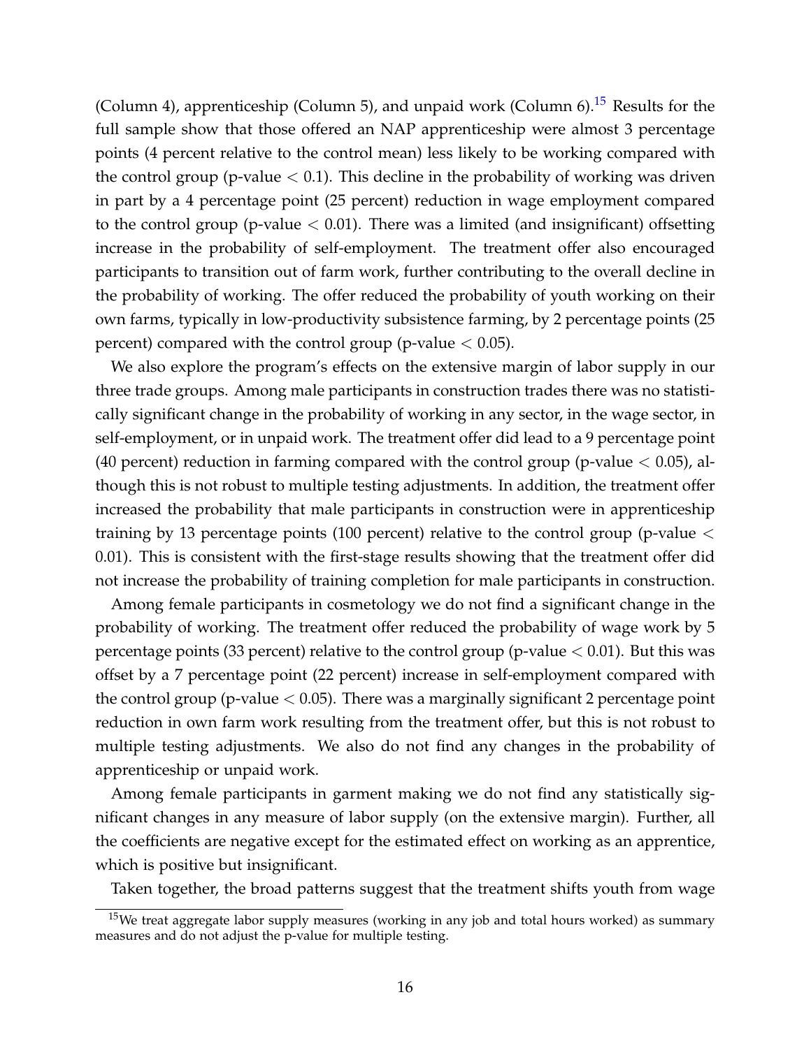(Column 4), apprenticeship (Column 5), and unpaid work (Column 6).[15] Results for the full sample show that those offered an NAP apprenticeship were almost 3 percentage points (4 percent relative to the control mean) less likely to be working compared with the control group (p-value $< 0.1$). This decline in the probability of working was driven in part by a 4 percentage point (25 percent) reduction in wage employment compared to the control group (p-value $< 0.01$). There was a limited (and insignificant) offsetting increase in the probability of self-employment. The treatment offer also encouraged participants to transition out of farm work, further contributing to the overall decline in the probability of working. The offer reduced the probability of youth working on their own farms, typically in low-productivity subsistence farming, by 2 percentage points (25 percent) compared with the control group (p-value $< 0.05$).

We also explore the program's effects on the extensive margin of labor supply in our three trade groups. Among male participants in construction trades there was no statistically significant change in the probability of working in any sector, in the wage sector, in self-employment, or in unpaid work. The treatment offer did lead to a 9 percentage point (40 percent) reduction in farming compared with the control group (p-value $< 0.05$), although this is not robust to multiple testing adjustments. In addition, the treatment offer increased the probability that male participants in construction were in apprenticeship training by 13 percentage points (100 percent) relative to the control group (p-value $<$ 0.01). This is consistent with the first-stage results showing that the treatment offer did not increase the probability of training completion for male participants in construction.

Among female participants in cosmetology we do not find a significant change in the probability of working. The treatment offer reduced the probability of wage work by 5 percentage points (33 percent) relative to the control group (p-value $< 0.01$). But this was offset by a 7 percentage point (22 percent) increase in self-employment compared with the control group (p-value $< 0.05$). There was a marginally significant 2 percentage point reduction in own farm work resulting from the treatment offer, but this is not robust to multiple testing adjustments. We also do not find any changes in the probability of apprenticeship or unpaid work.

Among female participants in garment making we do not find any statistically significant changes in any measure of labor supply (on the extensive margin). Further, all the coefficients are negative except for the estimated effect on working as an apprentice, which is positive but insignificant.

Taken together, the broad patterns suggest that the treatment shifts youth from wage

[15] We treat aggregate labor supply measures (working in any job and total hours worked) as summary measures and do not adjust the p-value for multiple testing.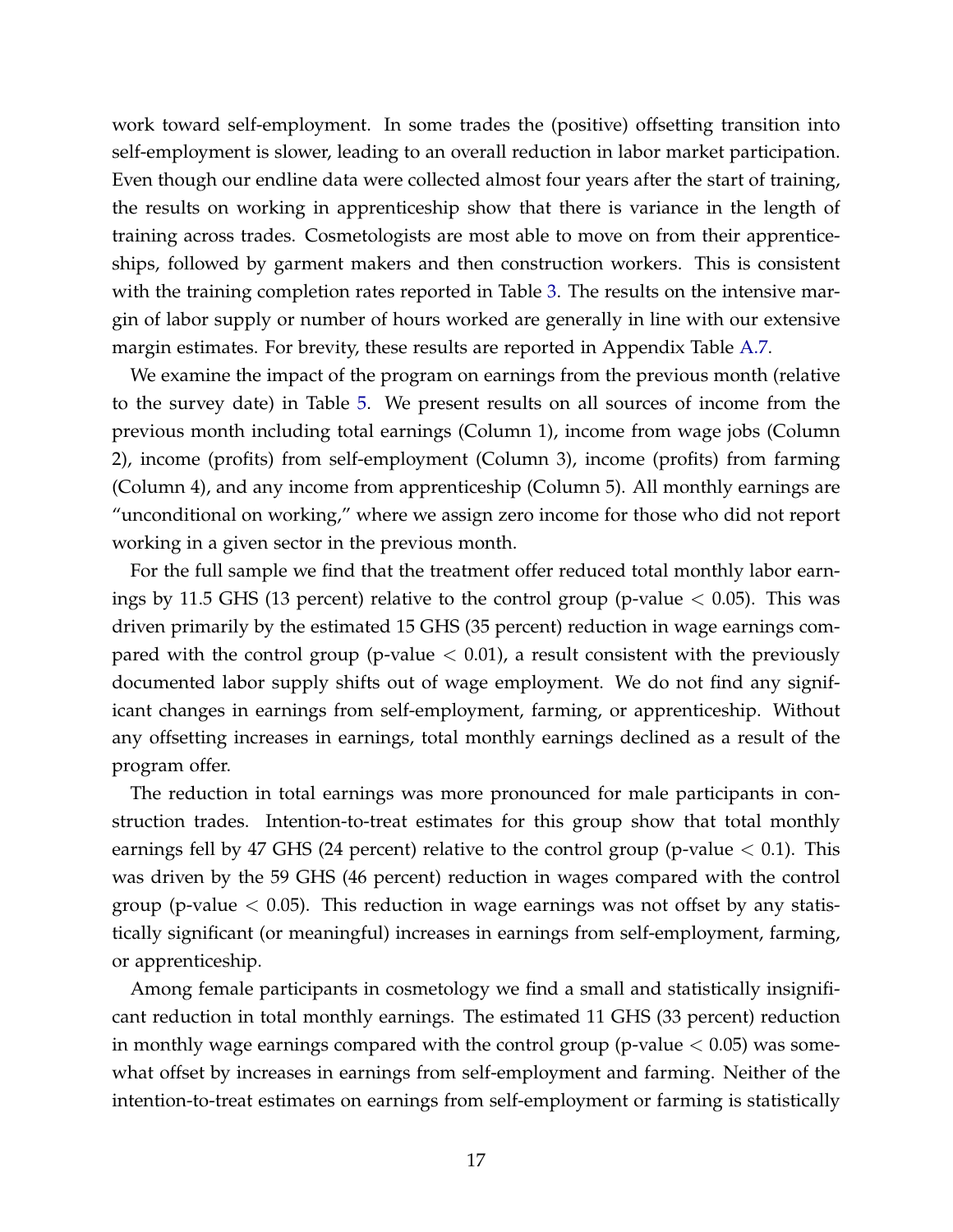work toward self-employment. In some trades the (positive) offsetting transition into self-employment is slower, leading to an overall reduction in labor market participation. Even though our endline data were collected almost four years after the start of training, the results on working in apprenticeship show that there is variance in the length of training across trades. Cosmetologists are most able to move on from their apprenticeships, followed by garment makers and then construction workers. This is consistent with the training completion rates reported in Table 3. The results on the intensive margin of labor supply or number of hours worked are generally in line with our extensive margin estimates. For brevity, these results are reported in Appendix Table A.7.

We examine the impact of the program on earnings from the previous month (relative to the survey date) in Table 5. We present results on all sources of income from the previous month including total earnings (Column 1), income from wage jobs (Column 2), income (profits) from self-employment (Column 3), income (profits) from farming (Column 4), and any income from apprenticeship (Column 5). All monthly earnings are "unconditional on working," where we assign zero income for those who did not report working in a given sector in the previous month.

For the full sample we find that the treatment offer reduced total monthly labor earnings by 11.5 GHS (13 percent) relative to the control group (p-value $< 0.05$). This was driven primarily by the estimated 15 GHS (35 percent) reduction in wage earnings compared with the control group (p-value $< 0.01$), a result consistent with the previously documented labor supply shifts out of wage employment. We do not find any significant changes in earnings from self-employment, farming, or apprenticeship. Without any offsetting increases in earnings, total monthly earnings declined as a result of the program offer.

The reduction in total earnings was more pronounced for male participants in construction trades. Intention-to-treat estimates for this group show that total monthly earnings fell by 47 GHS (24 percent) relative to the control group (p-value $< 0.1$). This was driven by the 59 GHS (46 percent) reduction in wages compared with the control group (p-value $< 0.05$). This reduction in wage earnings was not offset by any statistically significant (or meaningful) increases in earnings from self-employment, farming, or apprenticeship.

Among female participants in cosmetology we find a small and statistically insignificant reduction in total monthly earnings. The estimated 11 GHS (33 percent) reduction in monthly wage earnings compared with the control group (p-value $< 0.05$) was somewhat offset by increases in earnings from self-employment and farming. Neither of the intention-to-treat estimates on earnings from self-employment or farming is statistically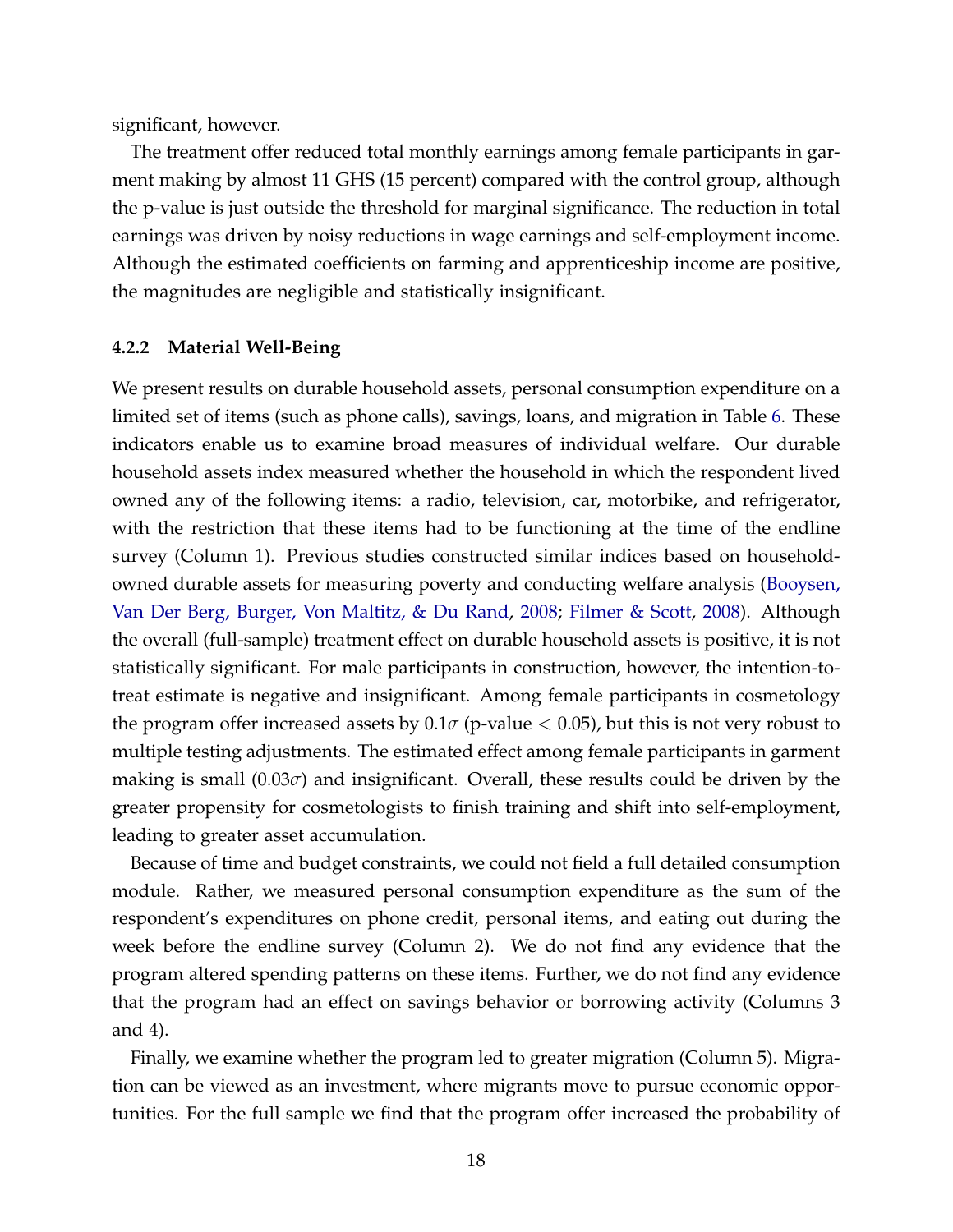significant, however.

The treatment offer reduced total monthly earnings among female participants in garment making by almost 11 GHS (15 percent) compared with the control group, although the p-value is just outside the threshold for marginal significance. The reduction in total earnings was driven by noisy reductions in wage earnings and self-employment income. Although the estimated coefficients on farming and apprenticeship income are positive, the magnitudes are negligible and statistically insignificant.

#### 4.2.2 Material Well-Being

We present results on durable household assets, personal consumption expenditure on a limited set of items (such as phone calls), savings, loans, and migration in Table 6. These indicators enable us to examine broad measures of individual welfare. Our durable household assets index measured whether the household in which the respondent lived owned any of the following items: a radio, television, car, motorbike, and refrigerator, with the restriction that these items had to be functioning at the time of the endline survey (Column 1). Previous studies constructed similar indices based on household-owned durable assets for measuring poverty and conducting welfare analysis (Booysen, Van Der Berg, Burger, Von Maltitz, & Du Rand, 2008; Filmer & Scott, 2008). Although the overall (full-sample) treatment effect on durable household assets is positive, it is not statistically significant. For male participants in construction, however, the intention-to-treat estimate is negative and insignificant. Among female participants in cosmetology the program offer increased assets by $0.1\sigma$ (p-value $< 0.05$), but this is not very robust to multiple testing adjustments. The estimated effect among female participants in garment making is small ($0.03\sigma$) and insignificant. Overall, these results could be driven by the greater propensity for cosmetologists to finish training and shift into self-employment, leading to greater asset accumulation.

Because of time and budget constraints, we could not field a full detailed consumption module. Rather, we measured personal consumption expenditure as the sum of the respondent's expenditures on phone credit, personal items, and eating out during the week before the endline survey (Column 2). We do not find any evidence that the program altered spending patterns on these items. Further, we do not find any evidence that the program had an effect on savings behavior or borrowing activity (Columns 3 and 4).

Finally, we examine whether the program led to greater migration (Column 5). Migration can be viewed as an investment, where migrants move to pursue economic opportunities. For the full sample we find that the program offer increased the probability of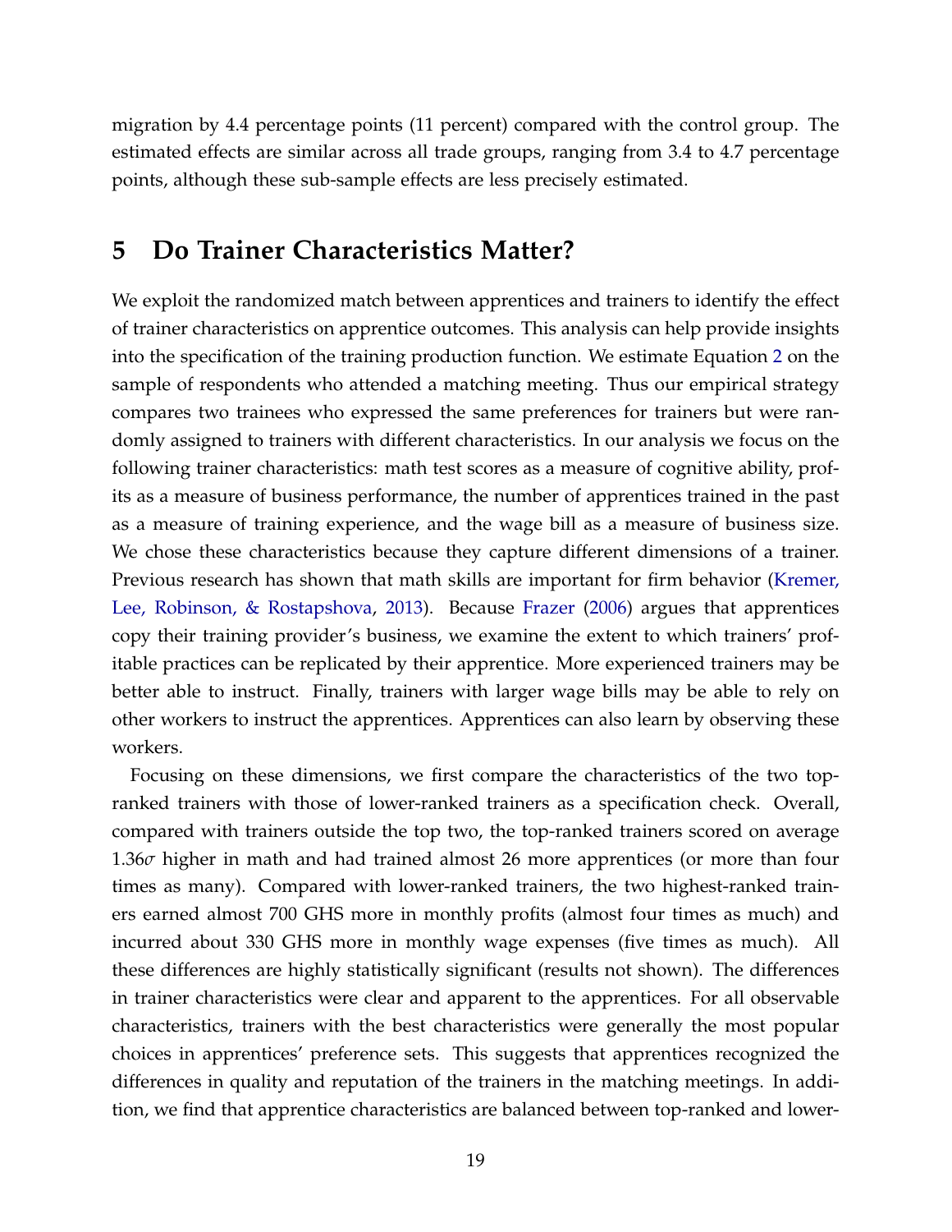migration by 4.4 percentage points (11 percent) compared with the control group. The estimated effects are similar across all trade groups, ranging from 3.4 to 4.7 percentage points, although these sub-sample effects are less precisely estimated.

## 5 Do Trainer Characteristics Matter?

We exploit the randomized match between apprentices and trainers to identify the effect of trainer characteristics on apprentice outcomes. This analysis can help provide insights into the specification of the training production function. We estimate Equation 2 on the sample of respondents who attended a matching meeting. Thus our empirical strategy compares two trainees who expressed the same preferences for trainers but were randomly assigned to trainers with different characteristics. In our analysis we focus on the following trainer characteristics: math test scores as a measure of cognitive ability, profits as a measure of business performance, the number of apprentices trained in the past as a measure of training experience, and the wage bill as a measure of business size. We chose these characteristics because they capture different dimensions of a trainer. Previous research has shown that math skills are important for firm behavior (Kremer, Lee, Robinson, & Rostapshova, 2013). Because Frazer (2006) argues that apprentices copy their training provider's business, we examine the extent to which trainers' profitable practices can be replicated by their apprentice. More experienced trainers may be better able to instruct. Finally, trainers with larger wage bills may be able to rely on other workers to instruct the apprentices. Apprentices can also learn by observing these workers.

Focusing on these dimensions, we first compare the characteristics of the two top-ranked trainers with those of lower-ranked trainers as a specification check. Overall, compared with trainers outside the top two, the top-ranked trainers scored on average $1.36\sigma$ higher in math and had trained almost 26 more apprentices (or more than four times as many). Compared with lower-ranked trainers, the two highest-ranked trainers earned almost 700 GHS more in monthly profits (almost four times as much) and incurred about 330 GHS more in monthly wage expenses (five times as much). All these differences are highly statistically significant (results not shown). The differences in trainer characteristics were clear and apparent to the apprentices. For all observable characteristics, trainers with the best characteristics were generally the most popular choices in apprentices' preference sets. This suggests that apprentices recognized the differences in quality and reputation of the trainers in the matching meetings. In addition, we find that apprentice characteristics are balanced between top-ranked and lower-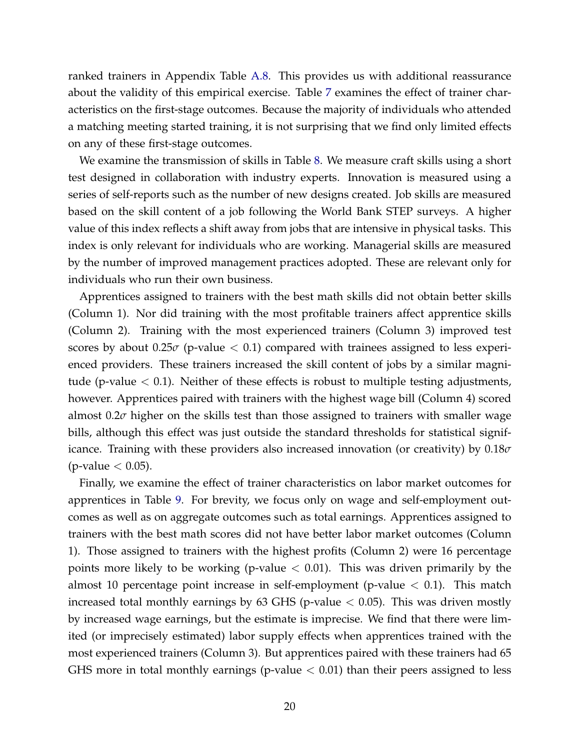ranked trainers in Appendix Table A.8. This provides us with additional reassurance about the validity of this empirical exercise. Table 7 examines the effect of trainer characteristics on the first-stage outcomes. Because the majority of individuals who attended a matching meeting started training, it is not surprising that we find only limited effects on any of these first-stage outcomes.

We examine the transmission of skills in Table 8. We measure craft skills using a short test designed in collaboration with industry experts. Innovation is measured using a series of self-reports such as the number of new designs created. Job skills are measured based on the skill content of a job following the World Bank STEP surveys. A higher value of this index reflects a shift away from jobs that are intensive in physical tasks. This index is only relevant for individuals who are working. Managerial skills are measured by the number of improved management practices adopted. These are relevant only for individuals who run their own business.

Apprentices assigned to trainers with the best math skills did not obtain better skills (Column 1). Nor did training with the most profitable trainers affect apprentice skills (Column 2). Training with the most experienced trainers (Column 3) improved test scores by about $0.25\sigma$ (p-value $< 0.1$) compared with trainees assigned to less experienced providers. These trainers increased the skill content of jobs by a similar magnitude (p-value $< 0.1$). Neither of these effects is robust to multiple testing adjustments, however. Apprentices paired with trainers with the highest wage bill (Column 4) scored almost $0.2\sigma$ higher on the skills test than those assigned to trainers with smaller wage bills, although this effect was just outside the standard thresholds for statistical significance. Training with these providers also increased innovation (or creativity) by $0.18\sigma$ (p-value $< 0.05$).

Finally, we examine the effect of trainer characteristics on labor market outcomes for apprentices in Table 9. For brevity, we focus only on wage and self-employment outcomes as well as on aggregate outcomes such as total earnings. Apprentices assigned to trainers with the best math scores did not have better labor market outcomes (Column 1). Those assigned to trainers with the highest profits (Column 2) were 16 percentage points more likely to be working (p-value $< 0.01$). This was driven primarily by the almost 10 percentage point increase in self-employment (p-value $< 0.1$). This match increased total monthly earnings by 63 GHS (p-value $< 0.05$). This was driven mostly by increased wage earnings, but the estimate is imprecise. We find that there were limited (or imprecisely estimated) labor supply effects when apprentices trained with the most experienced trainers (Column 3). But apprentices paired with these trainers had 65 GHS more in total monthly earnings (p-value $< 0.01$) than their peers assigned to less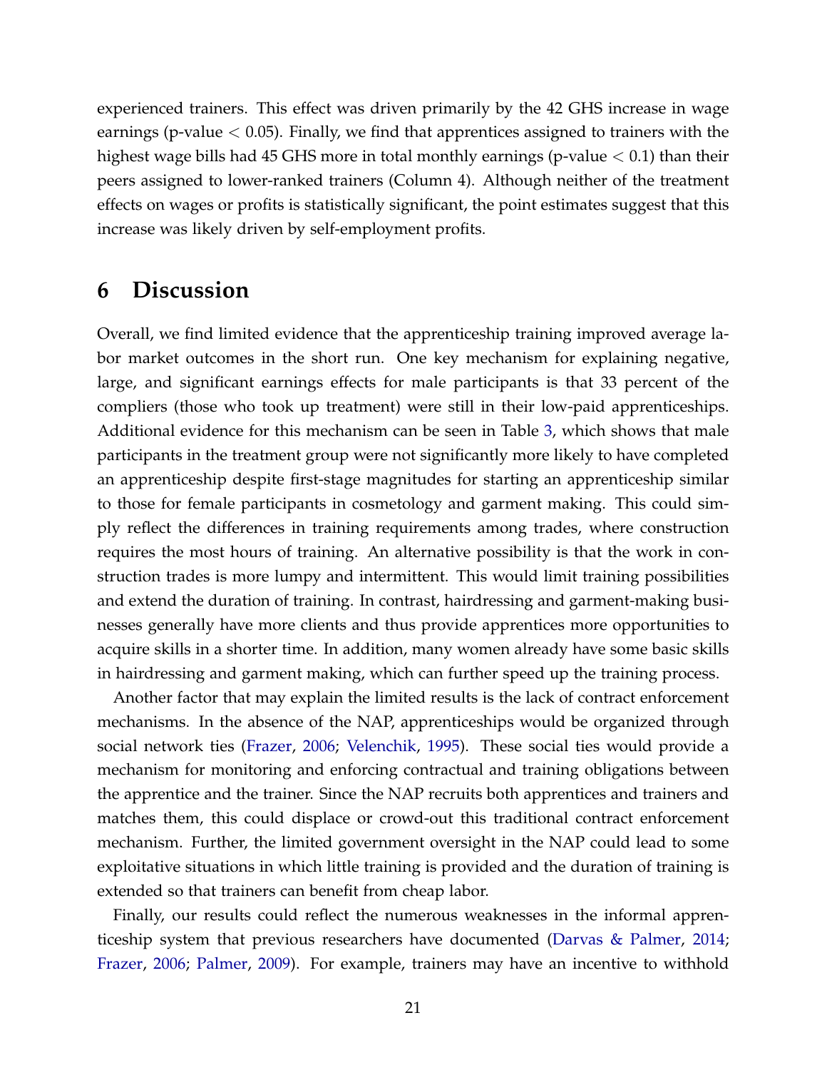experienced trainers. This effect was driven primarily by the 42 GHS increase in wage earnings ($p$-value $< 0.05$). Finally, we find that apprentices assigned to trainers with the highest wage bills had 45 GHS more in total monthly earnings ($p$-value $< 0.1$) than their peers assigned to lower-ranked trainers (Column 4). Although neither of the treatment effects on wages or profits is statistically significant, the point estimates suggest that this increase was likely driven by self-employment profits.

# 6 Discussion

Overall, we find limited evidence that the apprenticeship training improved average labor market outcomes in the short run. One key mechanism for explaining negative, large, and significant earnings effects for male participants is that 33 percent of the compliers (those who took up treatment) were still in their low-paid apprenticeships. Additional evidence for this mechanism can be seen in Table 3, which shows that male participants in the treatment group were not significantly more likely to have completed an apprenticeship despite first-stage magnitudes for starting an apprenticeship similar to those for female participants in cosmetology and garment making. This could simply reflect the differences in training requirements among trades, where construction requires the most hours of training. An alternative possibility is that the work in construction trades is more lumpy and intermittent. This would limit training possibilities and extend the duration of training. In contrast, hairdressing and garment-making businesses generally have more clients and thus provide apprentices more opportunities to acquire skills in a shorter time. In addition, many women already have some basic skills in hairdressing and garment making, which can further speed up the training process.

Another factor that may explain the limited results is the lack of contract enforcement mechanisms. In the absence of the NAP, apprenticeships would be organized through social network ties (Frazer, 2006; Velenchik, 1995). These social ties would provide a mechanism for monitoring and enforcing contractual and training obligations between the apprentice and the trainer. Since the NAP recruits both apprentices and trainers and matches them, this could displace or crowd-out this traditional contract enforcement mechanism. Further, the limited government oversight in the NAP could lead to some exploitative situations in which little training is provided and the duration of training is extended so that trainers can benefit from cheap labor.

Finally, our results could reflect the numerous weaknesses in the informal apprenticeship system that previous researchers have documented (Darvas & Palmer, 2014; Frazer, 2006; Palmer, 2009). For example, trainers may have an incentive to withhold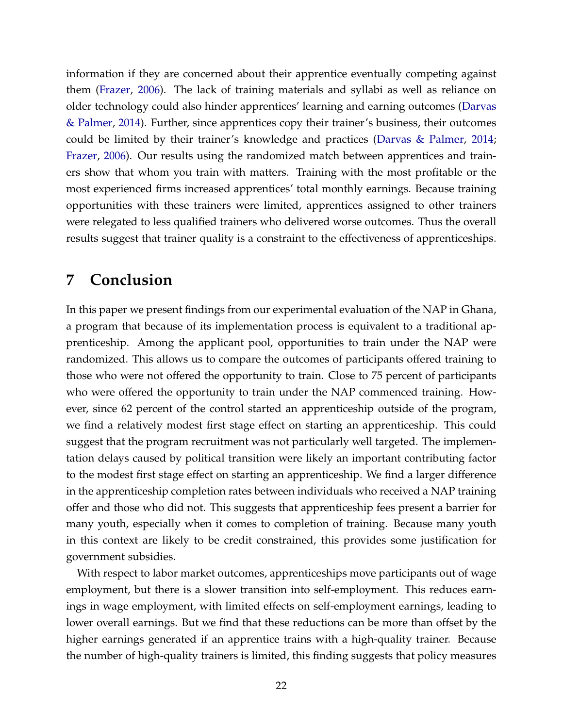information if they are concerned about their apprentice eventually competing against them (Frazer, 2006). The lack of training materials and syllabi as well as reliance on older technology could also hinder apprentices' learning and earning outcomes (Darvas & Palmer, 2014). Further, since apprentices copy their trainer's business, their outcomes could be limited by their trainer's knowledge and practices (Darvas & Palmer, 2014; Frazer, 2006). Our results using the randomized match between apprentices and trainers show that whom you train with matters. Training with the most profitable or the most experienced firms increased apprentices' total monthly earnings. Because training opportunities with these trainers were limited, apprentices assigned to other trainers were relegated to less qualified trainers who delivered worse outcomes. Thus the overall results suggest that trainer quality is a constraint to the effectiveness of apprenticeships.

# 7 Conclusion

In this paper we present findings from our experimental evaluation of the NAP in Ghana, a program that because of its implementation process is equivalent to a traditional apprenticeship. Among the applicant pool, opportunities to train under the NAP were randomized. This allows us to compare the outcomes of participants offered training to those who were not offered the opportunity to train. Close to 75 percent of participants who were offered the opportunity to train under the NAP commenced training. However, since 62 percent of the control started an apprenticeship outside of the program, we find a relatively modest first stage effect on starting an apprenticeship. This could suggest that the program recruitment was not particularly well targeted. The implementation delays caused by political transition were likely an important contributing factor to the modest first stage effect on starting an apprenticeship. We find a larger difference in the apprenticeship completion rates between individuals who received a NAP training offer and those who did not. This suggests that apprenticeship fees present a barrier for many youth, especially when it comes to completion of training. Because many youth in this context are likely to be credit constrained, this provides some justification for government subsidies.

With respect to labor market outcomes, apprenticeships move participants out of wage employment, but there is a slower transition into self-employment. This reduces earnings in wage employment, with limited effects on self-employment earnings, leading to lower overall earnings. But we find that these reductions can be more than offset by the higher earnings generated if an apprentice trains with a high-quality trainer. Because the number of high-quality trainers is limited, this finding suggests that policy measures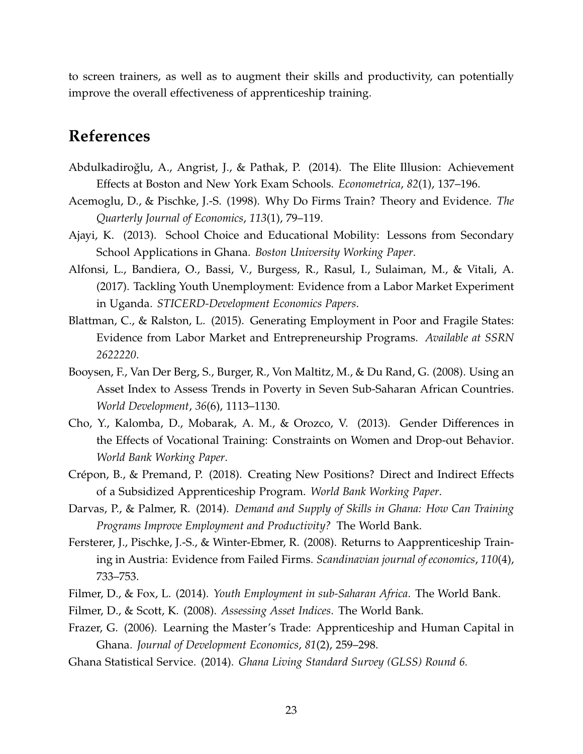to screen trainers, as well as to augment their skills and productivity, can potentially improve the overall effectiveness of apprenticeship training.

# References

Abdulkadiroğlu, A., Angrist, J., & Pathak, P. (2014). The Elite Illusion: Achievement Effects at Boston and New York Exam Schools. *Econometrica*, *82*(1), 137–196.

Acemoglu, D., & Pischke, J.-S. (1998). Why Do Firms Train? Theory and Evidence. *The Quarterly Journal of Economics*, *113*(1), 79–119.

Ajayi, K. (2013). School Choice and Educational Mobility: Lessons from Secondary School Applications in Ghana. *Boston University Working Paper*.

Alfonsi, L., Bandiera, O., Bassi, V., Burgess, R., Rasul, I., Sulaiman, M., & Vitali, A. (2017). Tackling Youth Unemployment: Evidence from a Labor Market Experiment in Uganda. *STICERD-Development Economics Papers*.

Blattman, C., & Ralston, L. (2015). Generating Employment in Poor and Fragile States: Evidence from Labor Market and Entrepreneurship Programs. *Available at SSRN 2622220*.

Booysen, F., Van Der Berg, S., Burger, R., Von Maltitz, M., & Du Rand, G. (2008). Using an Asset Index to Assess Trends in Poverty in Seven Sub-Saharan African Countries. *World Development*, *36*(6), 1113–1130.

Cho, Y., Kalomba, D., Mobarak, A. M., & Orozco, V. (2013). Gender Differences in the Effects of Vocational Training: Constraints on Women and Drop-out Behavior. *World Bank Working Paper*.

Crépon, B., & Premand, P. (2018). Creating New Positions? Direct and Indirect Effects of a Subsidized Apprenticeship Program. *World Bank Working Paper*.

Darvas, P., & Palmer, R. (2014). *Demand and Supply of Skills in Ghana: How Can Training Programs Improve Employment and Productivity?* The World Bank.

Fersterer, J., Pischke, J.-S., & Winter-Ebmer, R. (2008). Returns to Aapprenticeship Training in Austria: Evidence from Failed Firms. *Scandinavian journal of economics*, *110*(4), 733–753.

Filmer, D., & Fox, L. (2014). *Youth Employment in sub-Saharan Africa*. The World Bank.

Filmer, D., & Scott, K. (2008). *Assessing Asset Indices*. The World Bank.

Frazer, G. (2006). Learning the Master's Trade: Apprenticeship and Human Capital in Ghana. *Journal of Development Economics*, *81*(2), 259–298.

Ghana Statistical Service. (2014). *Ghana Living Standard Survey (GLSS) Round 6.*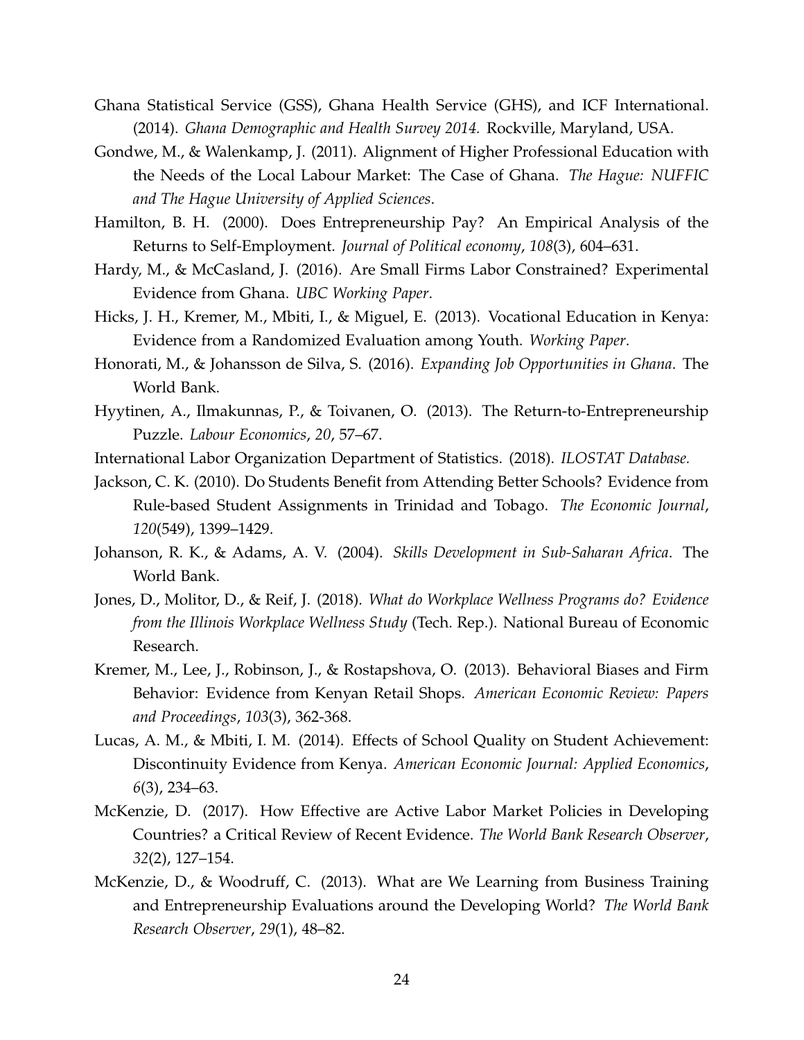Ghana Statistical Service (GSS), Ghana Health Service (GHS), and ICF International. (2014). *Ghana Demographic and Health Survey 2014.* Rockville, Maryland, USA.

Gondwe, M., & Walenkamp, J. (2011). Alignment of Higher Professional Education with the Needs of the Local Labour Market: The Case of Ghana. *The Hague: NUFFIC and The Hague University of Applied Sciences*.

Hamilton, B. H. (2000). Does Entrepreneurship Pay? An Empirical Analysis of the Returns to Self-Employment. *Journal of Political economy*, *108*(3), 604–631.

Hardy, M., & McCasland, J. (2016). Are Small Firms Labor Constrained? Experimental Evidence from Ghana. *UBC Working Paper*.

Hicks, J. H., Kremer, M., Mbiti, I., & Miguel, E. (2013). Vocational Education in Kenya: Evidence from a Randomized Evaluation among Youth. *Working Paper*.

Honorati, M., & Johansson de Silva, S. (2016). *Expanding Job Opportunities in Ghana*. The World Bank.

Hyytinen, A., Ilmakunnas, P., & Toivanen, O. (2013). The Return-to-Entrepreneurship Puzzle. *Labour Economics*, *20*, 57–67.

International Labor Organization Department of Statistics. (2018). *ILOSTAT Database.*

Jackson, C. K. (2010). Do Students Benefit from Attending Better Schools? Evidence from Rule-based Student Assignments in Trinidad and Tobago. *The Economic Journal*, *120*(549), 1399–1429.

Johanson, R. K., & Adams, A. V. (2004). *Skills Development in Sub-Saharan Africa*. The World Bank.

Jones, D., Molitor, D., & Reif, J. (2018). *What do Workplace Wellness Programs do? Evidence from the Illinois Workplace Wellness Study* (Tech. Rep.). National Bureau of Economic Research.

Kremer, M., Lee, J., Robinson, J., & Rostapshova, O. (2013). Behavioral Biases and Firm Behavior: Evidence from Kenyan Retail Shops. *American Economic Review: Papers and Proceedings*, *103*(3), 362-368.

Lucas, A. M., & Mbiti, I. M. (2014). Effects of School Quality on Student Achievement: Discontinuity Evidence from Kenya. *American Economic Journal: Applied Economics*, *6*(3), 234–63.

McKenzie, D. (2017). How Effective are Active Labor Market Policies in Developing Countries? a Critical Review of Recent Evidence. *The World Bank Research Observer*, *32*(2), 127–154.

McKenzie, D., & Woodruff, C. (2013). What are We Learning from Business Training and Entrepreneurship Evaluations around the Developing World? *The World Bank Research Observer*, *29*(1), 48–82.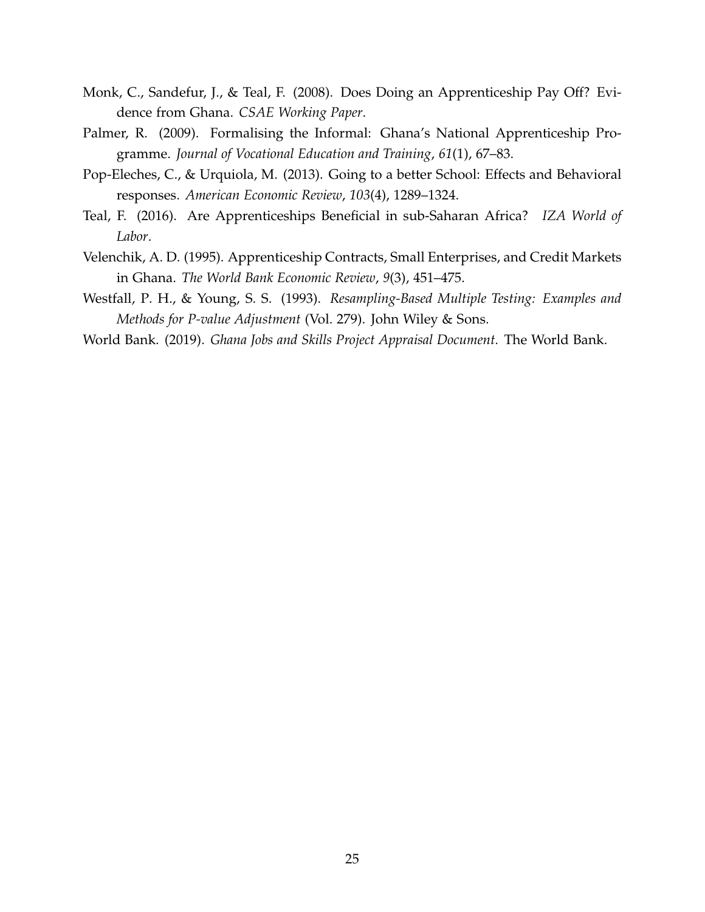Monk, C., Sandefur, J., & Teal, F. (2008). Does Doing an Apprenticeship Pay Off? Evidence from Ghana. *CSAE Working Paper*.

Palmer, R. (2009). Formalising the Informal: Ghana's National Apprenticeship Programme. *Journal of Vocational Education and Training*, *61*(1), 67–83.

Pop-Eleches, C., & Urquiola, M. (2013). Going to a better School: Effects and Behavioral responses. *American Economic Review*, *103*(4), 1289–1324.

Teal, F. (2016). Are Apprenticeships Beneficial in sub-Saharan Africa? *IZA World of Labor*.

Velenchik, A. D. (1995). Apprenticeship Contracts, Small Enterprises, and Credit Markets in Ghana. *The World Bank Economic Review*, *9*(3), 451–475.

Westfall, P. H., & Young, S. S. (1993). *Resampling-Based Multiple Testing: Examples and Methods for P-value Adjustment* (Vol. 279). John Wiley & Sons.

World Bank. (2019). *Ghana Jobs and Skills Project Appraisal Document.* The World Bank.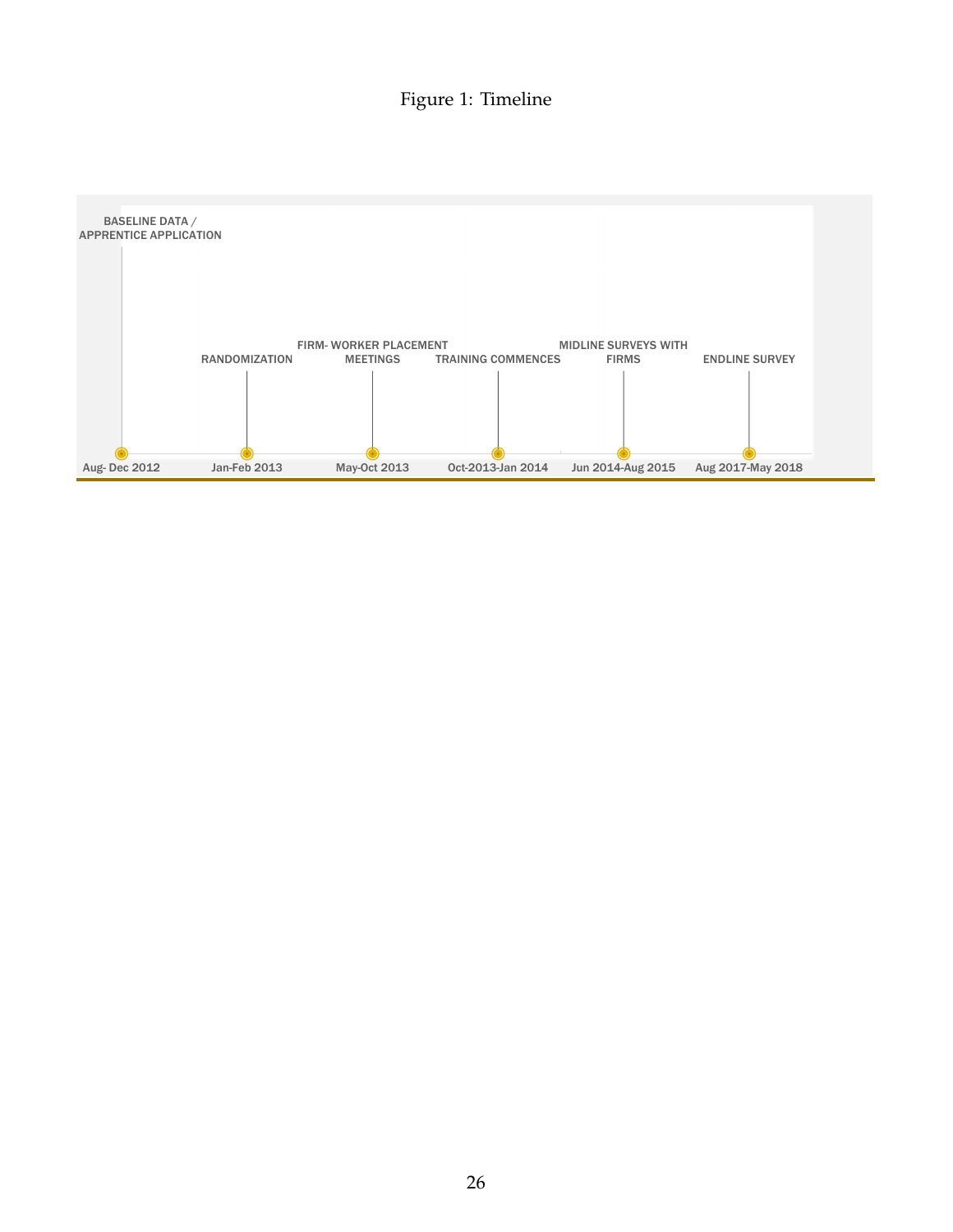Figure 1: Timeline

| Date | Event |
|---|---|
| Aug- Dec 2012 | BASELINE DATA / APPRENTICE APPLICATION |
| Jan-Feb 2013 | RANDOMIZATION |
| May-Oct 2013 | FIRM- WORKER PLACEMENT MEETINGS |
| Oct-2013-Jan 2014 | TRAINING COMMENCES |
| Jun 2014-Aug 2015 | MIDLINE SURVEYS WITH FIRMS |
| Aug 2017-May 2018 | ENDLINE SURVEY |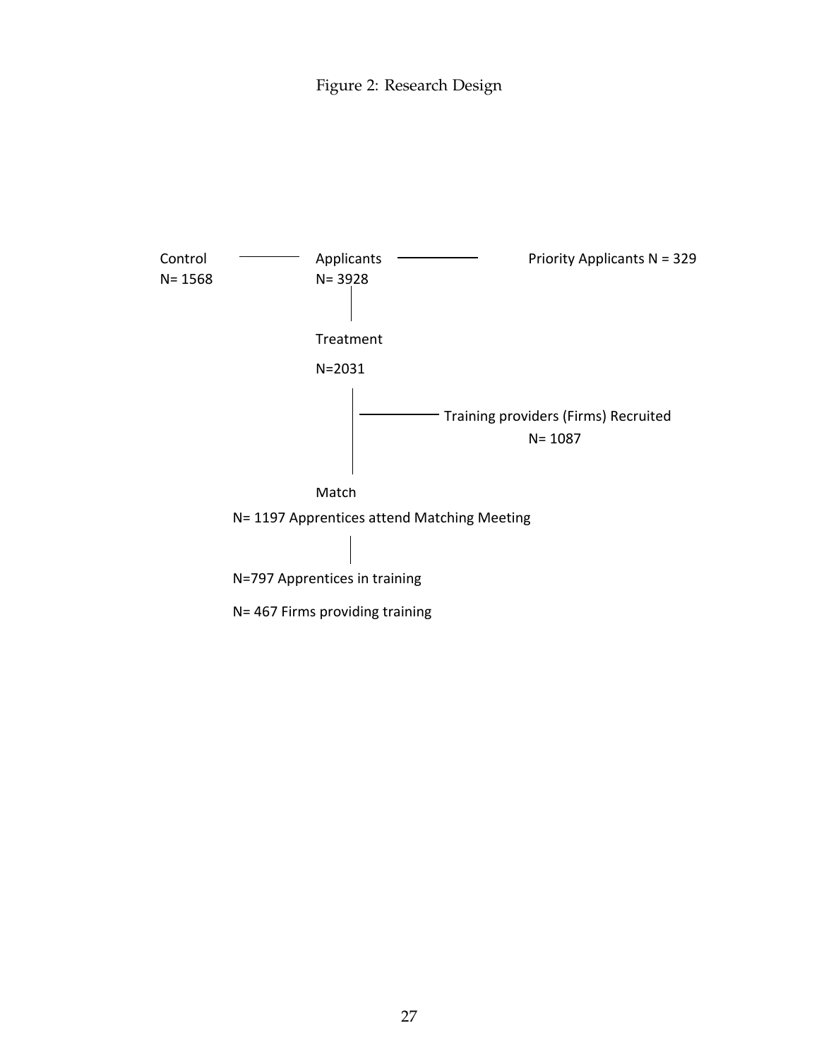Figure 2: Research Design

Control
N= 1568

Applicants
N= 3928

Priority Applicants N = 329

Treatment

N=2031

Training providers (Firms) Recruited
N= 1087

Match

N= 1197 Apprentices attend Matching Meeting

N=797 Apprentices in training

N= 467 Firms providing training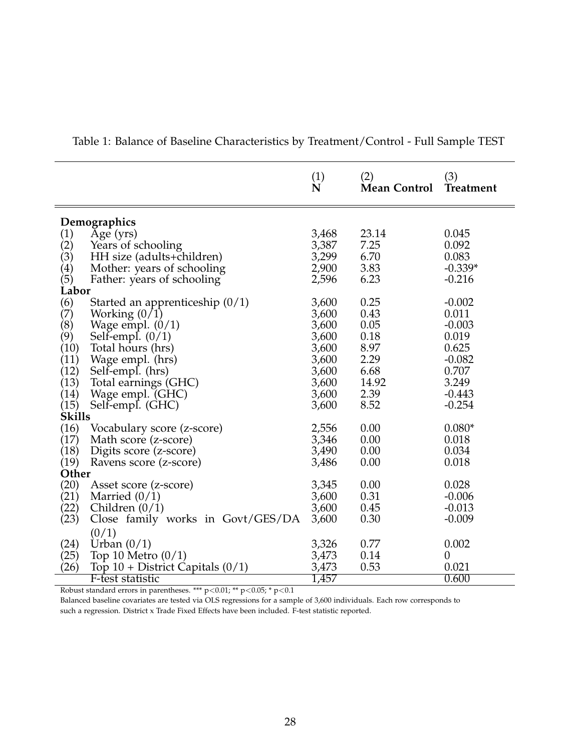Table 1: Balance of Baseline Characteristics by Treatment/Control - Full Sample TEST

| | | (1) N | (2) Mean Control | (3) Treatment |
|---|---|---|---|---|
| **Demographics** | | | | |
| (1) | Age (yrs) | 3,468 | 23.14 | 0.045 |
| (2) | Years of schooling | 3,387 | 7.25 | 0.092 |
| (3) | HH size (adults+children) | 3,299 | 6.70 | 0.083 |
| (4) | Mother: years of schooling | 2,900 | 3.83 | -0.339* |
| (5) | Father: years of schooling | 2,596 | 6.23 | -0.216 |
| **Labor** | | | | |
| (6) | Started an apprenticeship (0/1) | 3,600 | 0.25 | -0.002 |
| (7) | Working (0/1) | 3,600 | 0.43 | 0.011 |
| (8) | Wage empl. (0/1) | 3,600 | 0.05 | -0.003 |
| (9) | Self-empl. (0/1) | 3,600 | 0.18 | 0.019 |
| (10) | Total hours (hrs) | 3,600 | 8.97 | 0.625 |
| (11) | Wage empl. (hrs) | 3,600 | 2.29 | -0.082 |
| (12) | Self-empl. (hrs) | 3,600 | 6.68 | 0.707 |
| (13) | Total earnings (GHC) | 3,600 | 14.92 | 3.249 |
| (14) | Wage empl. (GHC) | 3,600 | 2.39 | -0.443 |
| (15) | Self-empl. (GHC) | 3,600 | 8.52 | -0.254 |
| **Skills** | | | | |
| (16) | Vocabulary score (z-score) | 2,556 | 0.00 | 0.080* |
| (17) | Math score (z-score) | 3,346 | 0.00 | 0.018 |
| (18) | Digits score (z-score) | 3,490 | 0.00 | 0.034 |
| (19) | Ravens score (z-score) | 3,486 | 0.00 | 0.018 |
| **Other** | | | | |
| (20) | Asset score (z-score) | 3,345 | 0.00 | 0.028 |
| (21) | Married (0/1) | 3,600 | 0.31 | -0.006 |
| (22) | Children (0/1) | 3,600 | 0.45 | -0.013 |
| (23) | Close family works in Govt/GES/DA (0/1) | 3,600 | 0.30 | -0.009 |
| (24) | Urban (0/1) | 3,326 | 0.77 | 0.002 |
| (25) | Top 10 Metro (0/1) | 3,473 | 0.14 | 0 |
| (26) | Top 10 + District Capitals (0/1) | 3,473 | 0.53 | 0.021 |
| | F-test statistic | 1,457 | | 0.600 |

Robust standard errors in parentheses. *** $p<0.01$; ** $p<0.05$; * $p<0.1$

Balanced baseline covariates are tested via OLS regressions for a sample of 3,600 individuals. Each row corresponds to such a regression. District x Trade Fixed Effects have been included. F-test statistic reported.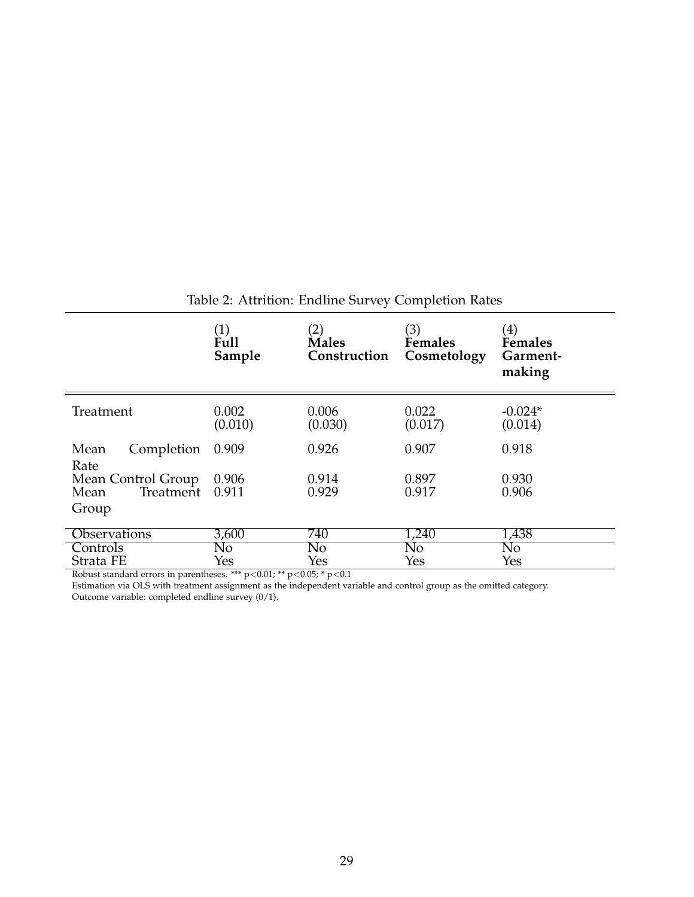Table 2: Attrition: Endline Survey Completion Rates

| | (1) **Full Sample** | (2) **Males Construction** | (3) **Females Cosmetology** | (4) **Females Garment-making** |
|---|---|---|---|---|
| Treatment | 0.002 | 0.006 | 0.022 | -0.024* |
| | (0.010) | (0.030) | (0.017) | (0.014) |
| Mean Completion Rate | 0.909 | 0.926 | 0.907 | 0.918 |
| Mean Control Group | 0.906 | 0.914 | 0.897 | 0.930 |
| Mean Treatment Group | 0.911 | 0.929 | 0.917 | 0.906 |
| Observations | 3,600 | 740 | 1,240 | 1,438 |
| Controls | No | No | No | No |
| Strata FE | Yes | Yes | Yes | Yes |

Robust standard errors in parentheses. *** $p<0.01$; ** $p<0.05$; * $p<0.1$

Estimation via OLS with treatment assignment as the independent variable and control group as the omitted category.

Outcome variable: completed endline survey (0/1).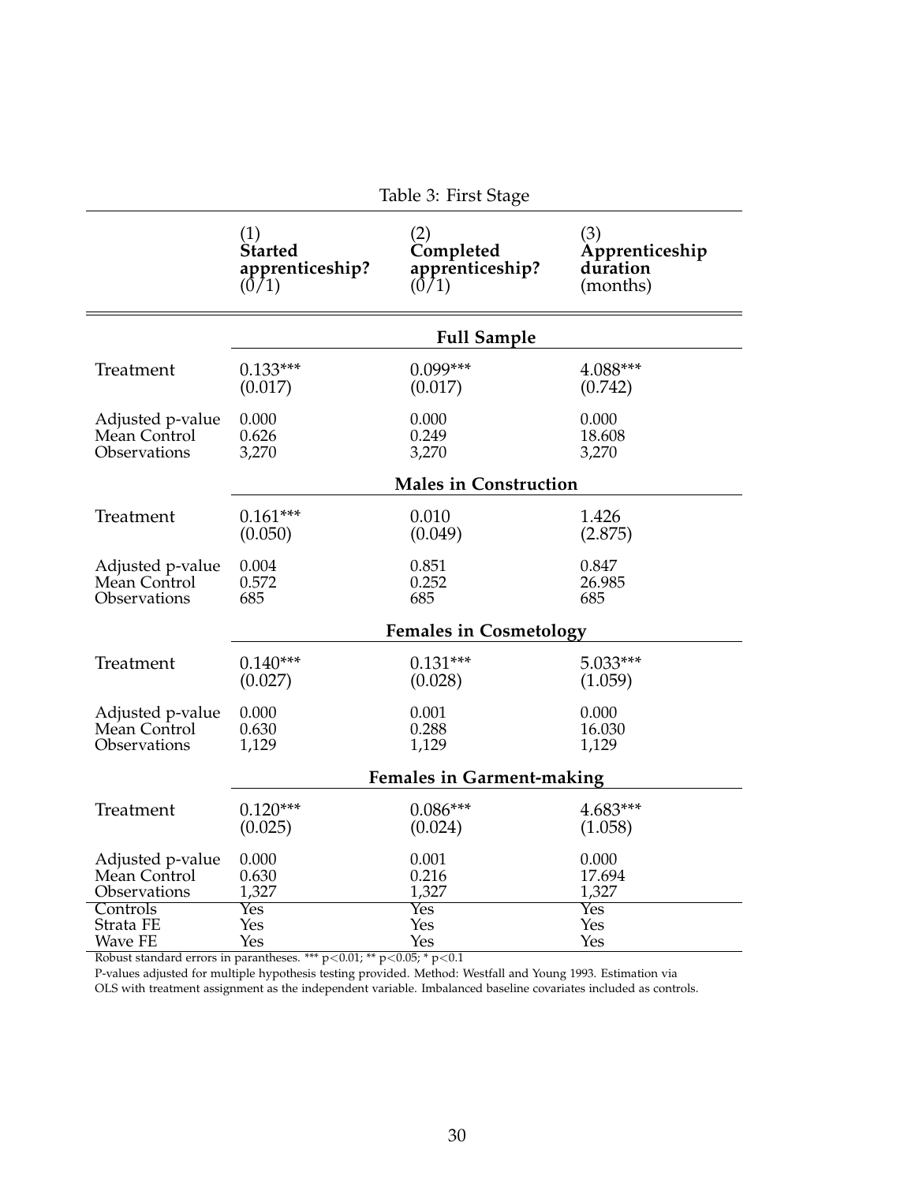Table 3: First Stage

| | (1) **Started apprenticeship?** (0/1) | (2) **Completed apprenticeship?** (0/1) | (3) **Apprenticeship duration** (months) |
|---|---|---|---|
| | | **Full Sample** | |
| Treatment | 0.133*** | 0.099*** | 4.088*** |
| | (0.017) | (0.017) | (0.742) |
| Adjusted p-value | 0.000 | 0.000 | 0.000 |
| Mean Control | 0.626 | 0.249 | 18.608 |
| Observations | 3,270 | 3,270 | 3,270 |
| | | **Males in Construction** | |
| Treatment | 0.161*** | 0.010 | 1.426 |
| | (0.050) | (0.049) | (2.875) |
| Adjusted p-value | 0.004 | 0.851 | 0.847 |
| Mean Control | 0.572 | 0.252 | 26.985 |
| Observations | 685 | 685 | 685 |
| | | **Females in Cosmetology** | |
| Treatment | 0.140*** | 0.131*** | 5.033*** |
| | (0.027) | (0.028) | (1.059) |
| Adjusted p-value | 0.000 | 0.001 | 0.000 |
| Mean Control | 0.630 | 0.288 | 16.030 |
| Observations | 1,129 | 1,129 | 1,129 |
| | | **Females in Garment-making** | |
| Treatment | 0.120*** | 0.086*** | 4.683*** |
| | (0.025) | (0.024) | (1.058) |
| Adjusted p-value | 0.000 | 0.001 | 0.000 |
| Mean Control | 0.630 | 0.216 | 17.694 |
| Observations | 1,327 | 1,327 | 1,327 |
| Controls | Yes | Yes | Yes |
| Strata FE | Yes | Yes | Yes |
| Wave FE | Yes | Yes | Yes |

Robust standard errors in parantheses. *** $p<0.01$; ** $p<0.05$; * $p<0.1$

P-values adjusted for multiple hypothesis testing provided. Method: Westfall and Young 1993. Estimation via OLS with treatment assignment as the independent variable. Imbalanced baseline covariates included as controls.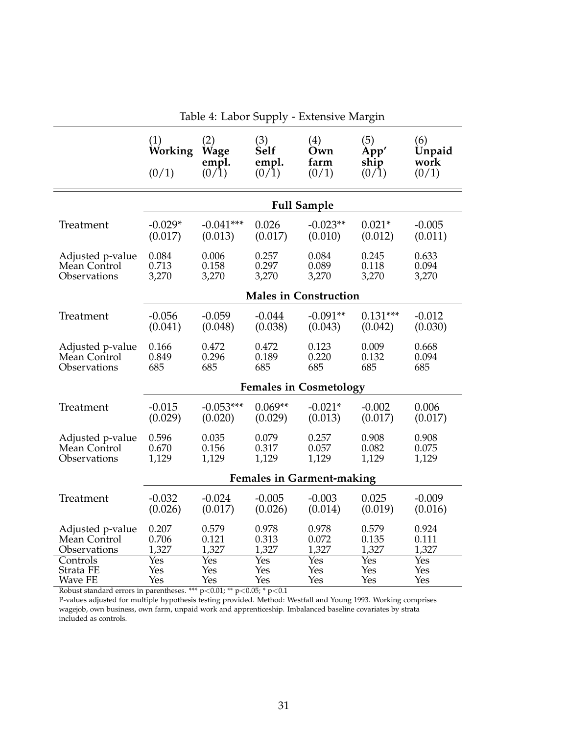Table 4: Labor Supply - Extensive Margin

| | (1) **Working** (0/1) | (2) **Wage empl.** (0/1) | (3) **Self empl.** (0/1) | (4) **Own farm** (0/1) | (5) **App'ship** (0/1) | (6) **Unpaid work** (0/1) |
|---|---|---|---|---|---|---|
| | | | **Full Sample** | | | |
| Treatment | -0.029* | -0.041*** | 0.026 | -0.023** | 0.021* | -0.005 |
| | (0.017) | (0.013) | (0.017) | (0.010) | (0.012) | (0.011) |
| Adjusted p-value | 0.084 | 0.006 | 0.257 | 0.084 | 0.245 | 0.633 |
| Mean Control | 0.713 | 0.158 | 0.297 | 0.089 | 0.118 | 0.094 |
| Observations | 3,270 | 3,270 | 3,270 | 3,270 | 3,270 | 3,270 |
| | | | **Males in Construction** | | | |
| Treatment | -0.056 | -0.059 | -0.044 | -0.091** | 0.131*** | -0.012 |
| | (0.041) | (0.048) | (0.038) | (0.043) | (0.042) | (0.030) |
| Adjusted p-value | 0.166 | 0.472 | 0.472 | 0.123 | 0.009 | 0.668 |
| Mean Control | 0.849 | 0.296 | 0.189 | 0.220 | 0.132 | 0.094 |
| Observations | 685 | 685 | 685 | 685 | 685 | 685 |
| | | | **Females in Cosmetology** | | | |
| Treatment | -0.015 | -0.053*** | 0.069** | -0.021* | -0.002 | 0.006 |
| | (0.029) | (0.020) | (0.029) | (0.013) | (0.017) | (0.017) |
| Adjusted p-value | 0.596 | 0.035 | 0.079 | 0.257 | 0.908 | 0.908 |
| Mean Control | 0.670 | 0.156 | 0.317 | 0.057 | 0.082 | 0.075 |
| Observations | 1,129 | 1,129 | 1,129 | 1,129 | 1,129 | 1,129 |
| | | | **Females in Garment-making** | | | |
| Treatment | -0.032 | -0.024 | -0.005 | -0.003 | 0.025 | -0.009 |
| | (0.026) | (0.017) | (0.026) | (0.014) | (0.019) | (0.016) |
| Adjusted p-value | 0.207 | 0.579 | 0.978 | 0.978 | 0.579 | 0.924 |
| Mean Control | 0.706 | 0.121 | 0.313 | 0.072 | 0.135 | 0.111 |
| Observations | 1,327 | 1,327 | 1,327 | 1,327 | 1,327 | 1,327 |
| Controls | Yes | Yes | Yes | Yes | Yes | Yes |
| Strata FE | Yes | Yes | Yes | Yes | Yes | Yes |
| Wave FE | Yes | Yes | Yes | Yes | Yes | Yes |

Robust standard errors in parentheses. *** $p<0.01$; ** $p<0.05$; * $p<0.1$

P-values adjusted for multiple hypothesis testing provided. Method: Westfall and Young 1993. Working comprises wagejob, own business, own farm, unpaid work and apprenticeship. Imbalanced baseline covariates by strata included as controls.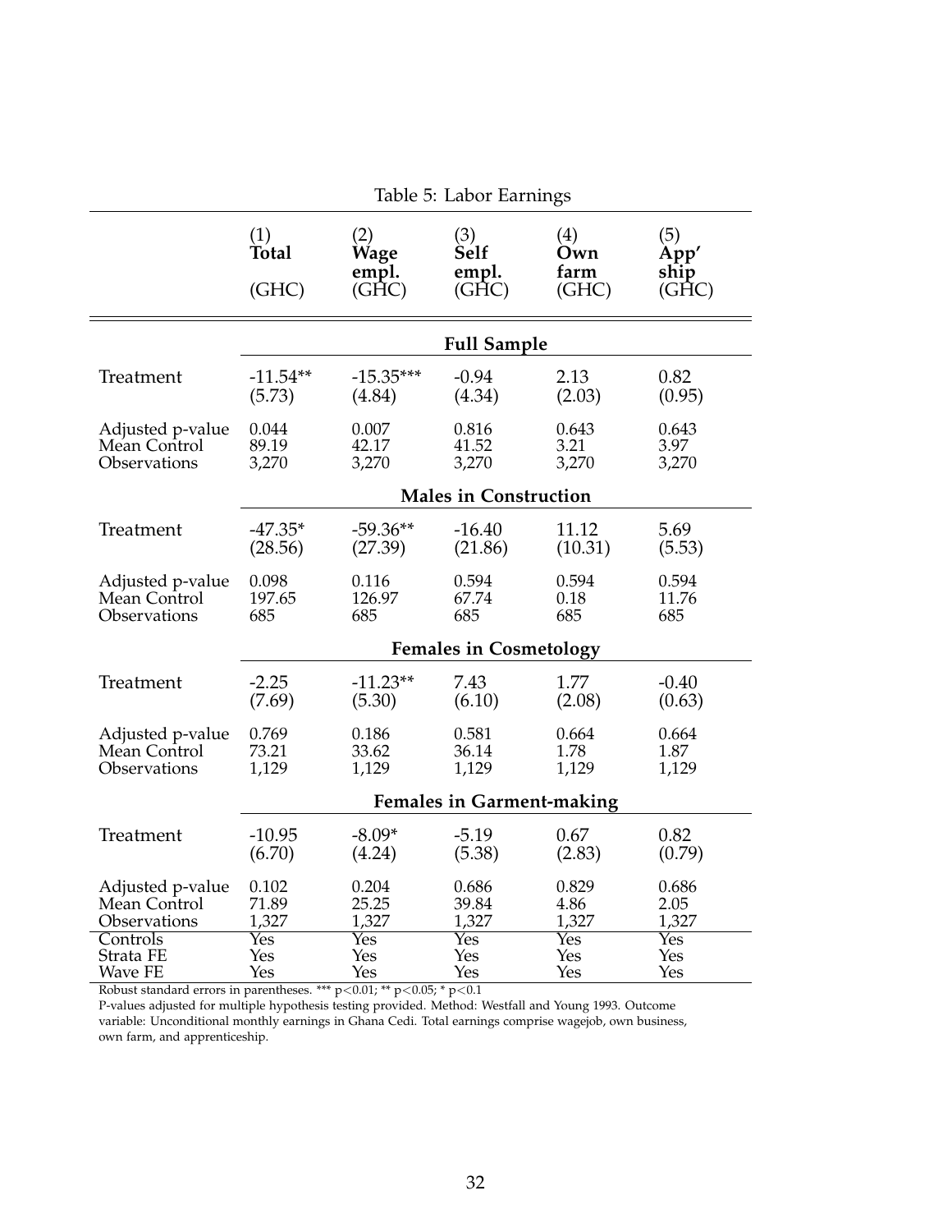Table 5: Labor Earnings

| | (1) **Total** (GHC) | (2) **Wage empl.** (GHC) | (3) **Self empl.** (GHC) | (4) **Own farm** (GHC) | (5) **App'ship** (GHC) |
|---|---|---|---|---|---|
| | | | **Full Sample** | | |
| Treatment | -11.54** | -15.35*** | -0.94 | 2.13 | 0.82 |
| | (5.73) | (4.84) | (4.34) | (2.03) | (0.95) |
| Adjusted p-value | 0.044 | 0.007 | 0.816 | 0.643 | 0.643 |
| Mean Control | 89.19 | 42.17 | 41.52 | 3.21 | 3.97 |
| Observations | 3,270 | 3,270 | 3,270 | 3,270 | 3,270 |
| | | | **Males in Construction** | | |
| Treatment | -47.35* | -59.36** | -16.40 | 11.12 | 5.69 |
| | (28.56) | (27.39) | (21.86) | (10.31) | (5.53) |
| Adjusted p-value | 0.098 | 0.116 | 0.594 | 0.594 | 0.594 |
| Mean Control | 197.65 | 126.97 | 67.74 | 0.18 | 11.76 |
| Observations | 685 | 685 | 685 | 685 | 685 |
| | | | **Females in Cosmetology** | | |
| Treatment | -2.25 | -11.23** | 7.43 | 1.77 | -0.40 |
| | (7.69) | (5.30) | (6.10) | (2.08) | (0.63) |
| Adjusted p-value | 0.769 | 0.186 | 0.581 | 0.664 | 0.664 |
| Mean Control | 73.21 | 33.62 | 36.14 | 1.78 | 1.87 |
| Observations | 1,129 | 1,129 | 1,129 | 1,129 | 1,129 |
| | | | **Females in Garment-making** | | |
| Treatment | -10.95 | -8.09* | -5.19 | 0.67 | 0.82 |
| | (6.70) | (4.24) | (5.38) | (2.83) | (0.79) |
| Adjusted p-value | 0.102 | 0.204 | 0.686 | 0.829 | 0.686 |
| Mean Control | 71.89 | 25.25 | 39.84 | 4.86 | 2.05 |
| Observations | 1,327 | 1,327 | 1,327 | 1,327 | 1,327 |
| Controls | Yes | Yes | Yes | Yes | Yes |
| Strata FE | Yes | Yes | Yes | Yes | Yes |
| Wave FE | Yes | Yes | Yes | Yes | Yes |

Robust standard errors in parentheses. *** $p<0.01$; ** $p<0.05$; * $p<0.1$

P-values adjusted for multiple hypothesis testing provided. Method: Westfall and Young 1993. Outcome variable: Unconditional monthly earnings in Ghana Cedi. Total earnings comprise wagejob, own business, own farm, and apprenticeship.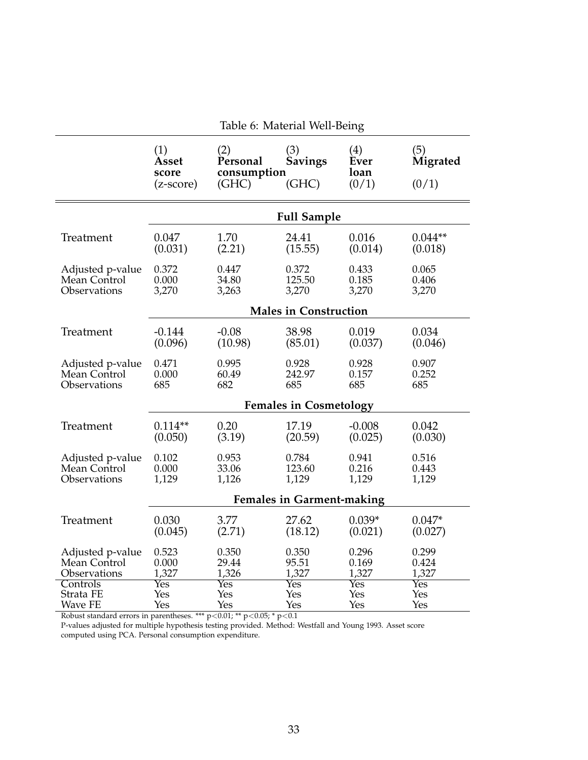Table 6: Material Well-Being

| | (1) **Asset score** (z-score) | (2) **Personal consumption** (GHC) | (3) **Savings** (GHC) | (4) **Ever loan** (0/1) | (5) **Migrated** (0/1) |
|---|---|---|---|---|---|
| | **Full Sample** | | | | |
| Treatment | 0.047 | 1.70 | 24.41 | 0.016 | 0.044** |
| | (0.031) | (2.21) | (15.55) | (0.014) | (0.018) |
| Adjusted p-value | 0.372 | 0.447 | 0.372 | 0.433 | 0.065 |
| Mean Control | 0.000 | 34.80 | 125.50 | 0.185 | 0.406 |
| Observations | 3,270 | 3,263 | 3,270 | 3,270 | 3,270 |
| | **Males in Construction** | | | | |
| Treatment | -0.144 | -0.08 | 38.98 | 0.019 | 0.034 |
| | (0.096) | (10.98) | (85.01) | (0.037) | (0.046) |
| Adjusted p-value | 0.471 | 0.995 | 0.928 | 0.928 | 0.907 |
| Mean Control | 0.000 | 60.49 | 242.97 | 0.157 | 0.252 |
| Observations | 685 | 682 | 685 | 685 | 685 |
| | **Females in Cosmetology** | | | | |
| Treatment | 0.114** | 0.20 | 17.19 | -0.008 | 0.042 |
| | (0.050) | (3.19) | (20.59) | (0.025) | (0.030) |
| Adjusted p-value | 0.102 | 0.953 | 0.784 | 0.941 | 0.516 |
| Mean Control | 0.000 | 33.06 | 123.60 | 0.216 | 0.443 |
| Observations | 1,129 | 1,126 | 1,129 | 1,129 | 1,129 |
| | **Females in Garment-making** | | | | |
| Treatment | 0.030 | 3.77 | 27.62 | 0.039* | 0.047* |
| | (0.045) | (2.71) | (18.12) | (0.021) | (0.027) |
| Adjusted p-value | 0.523 | 0.350 | 0.350 | 0.296 | 0.299 |
| Mean Control | 0.000 | 29.44 | 95.51 | 0.169 | 0.424 |
| Observations | 1,327 | 1,326 | 1,327 | 1,327 | 1,327 |
| Controls | Yes | Yes | Yes | Yes | Yes |
| Strata FE | Yes | Yes | Yes | Yes | Yes |
| Wave FE | Yes | Yes | Yes | Yes | Yes |

Robust standard errors in parentheses. *** $p<0.01$; ** $p<0.05$; * $p<0.1$

P-values adjusted for multiple hypothesis testing provided. Method: Westfall and Young 1993. Asset score computed using PCA. Personal consumption expenditure.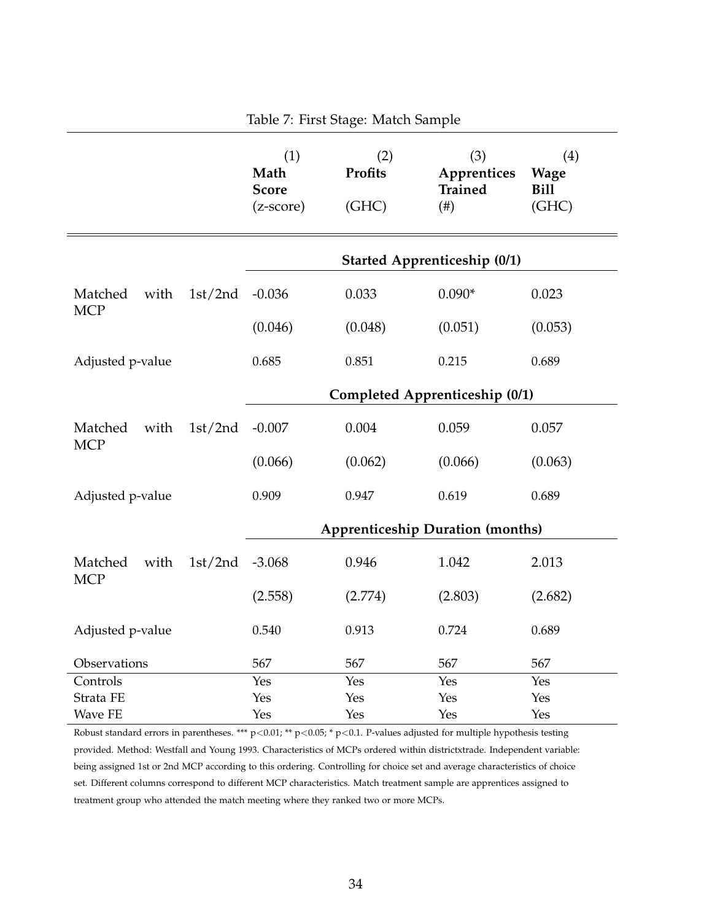Table 7: First Stage: Match Sample

| | (1) Math Score (z-score) | (2) Profits (GHC) | (3) Apprentices Trained (#) | (4) Wage Bill (GHC) |
|---|---|---|---|---|
| | **Started Apprenticeship (0/1)** | | | |
| Matched with 1st/2nd MCP | -0.036 | 0.033 | 0.090* | 0.023 |
| | (0.046) | (0.048) | (0.051) | (0.053) |
| Adjusted p-value | 0.685 | 0.851 | 0.215 | 0.689 |
| | **Completed Apprenticeship (0/1)** | | | |
| Matched with 1st/2nd MCP | -0.007 | 0.004 | 0.059 | 0.057 |
| | (0.066) | (0.062) | (0.066) | (0.063) |
| Adjusted p-value | 0.909 | 0.947 | 0.619 | 0.689 |
| | **Apprenticeship Duration (months)** | | | |
| Matched with 1st/2nd MCP | -3.068 | 0.946 | 1.042 | 2.013 |
| | (2.558) | (2.774) | (2.803) | (2.682) |
| Adjusted p-value | 0.540 | 0.913 | 0.724 | 0.689 |
| Observations | 567 | 567 | 567 | 567 |
| Controls | Yes | Yes | Yes | Yes |
| Strata FE | Yes | Yes | Yes | Yes |
| Wave FE | Yes | Yes | Yes | Yes |

Robust standard errors in parentheses. *** $p<0.01$; ** $p<0.05$; * $p<0.1$. P-values adjusted for multiple hypothesis testing provided. Method: Westfall and Young 1993. Characteristics of MCPs ordered within districtxtrade. Independent variable: being assigned 1st or 2nd MCP according to this ordering. Controlling for choice set and average characteristics of choice set. Different columns correspond to different MCP characteristics. Match treatment sample are apprentices assigned to treatment group who attended the match meeting where they ranked two or more MCPs.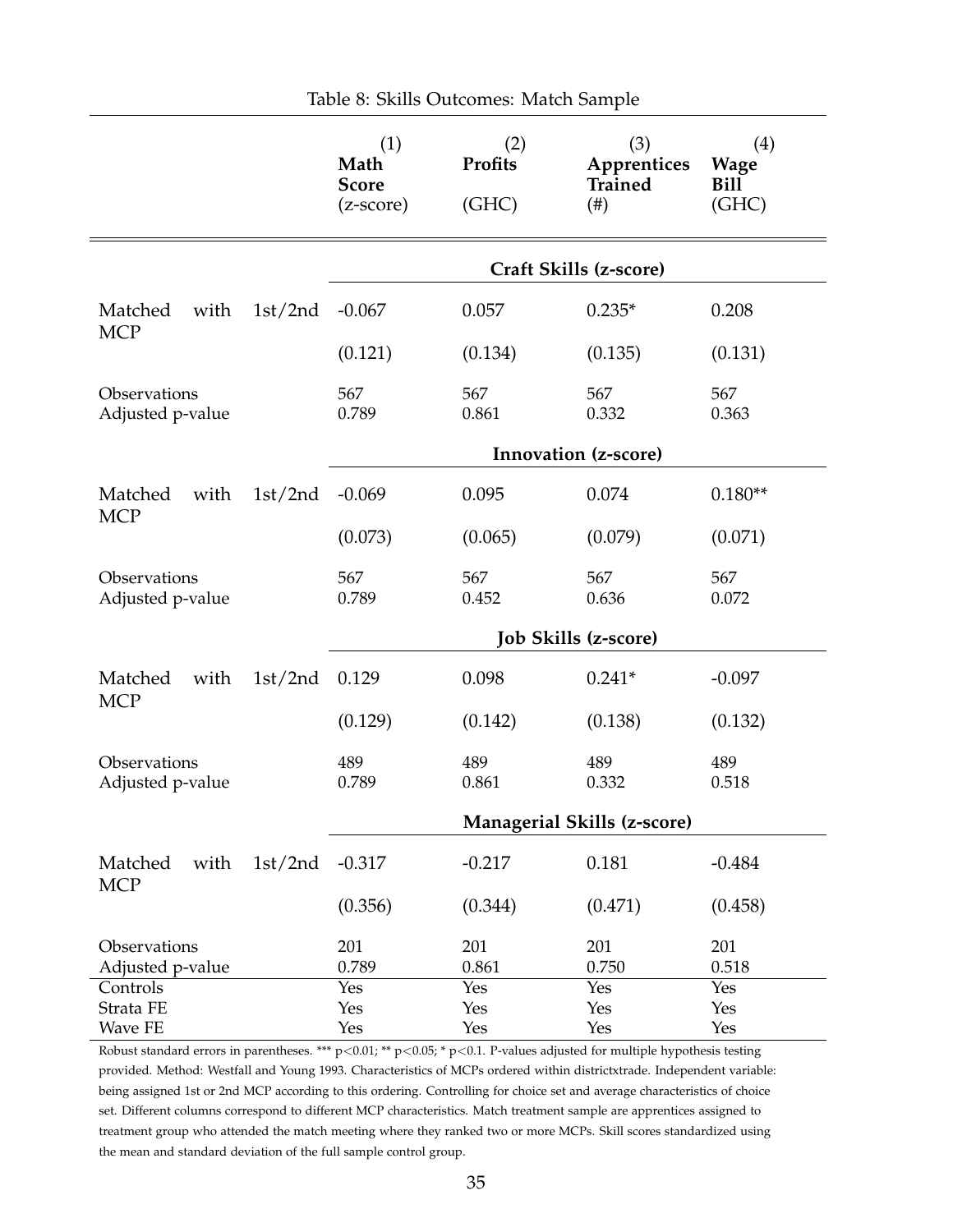Table 8: Skills Outcomes: Match Sample

| | (1) Math Score (z-score) | (2) Profits (GHC) | (3) Apprentices Trained (#) | (4) Wage Bill (GHC) |
|---|---|---|---|---|
| | **Craft Skills (z-score)** | | | |
| Matched with 1st/2nd MCP | -0.067 | 0.057 | 0.235* | 0.208 |
| | (0.121) | (0.134) | (0.135) | (0.131) |
| Observations | 567 | 567 | 567 | 567 |
| Adjusted p-value | 0.789 | 0.861 | 0.332 | 0.363 |
| | **Innovation (z-score)** | | | |
| Matched with 1st/2nd MCP | -0.069 | 0.095 | 0.074 | 0.180** |
| | (0.073) | (0.065) | (0.079) | (0.071) |
| Observations | 567 | 567 | 567 | 567 |
| Adjusted p-value | 0.789 | 0.452 | 0.636 | 0.072 |
| | **Job Skills (z-score)** | | | |
| Matched with 1st/2nd MCP | 0.129 | 0.098 | 0.241* | -0.097 |
| | (0.129) | (0.142) | (0.138) | (0.132) |
| Observations | 489 | 489 | 489 | 489 |
| Adjusted p-value | 0.789 | 0.861 | 0.332 | 0.518 |
| | **Managerial Skills (z-score)** | | | |
| Matched with 1st/2nd MCP | -0.317 | -0.217 | 0.181 | -0.484 |
| | (0.356) | (0.344) | (0.471) | (0.458) |
| Observations | 201 | 201 | 201 | 201 |
| Adjusted p-value | 0.789 | 0.861 | 0.750 | 0.518 |
| Controls | Yes | Yes | Yes | Yes |
| Strata FE | Yes | Yes | Yes | Yes |
| Wave FE | Yes | Yes | Yes | Yes |

Robust standard errors in parentheses. *** $p<0.01$; ** $p<0.05$; * $p<0.1$. P-values adjusted for multiple hypothesis testing provided. Method: Westfall and Young 1993. Characteristics of MCPs ordered within districtxtrade. Independent variable: being assigned 1st or 2nd MCP according to this ordering. Controlling for choice set and average characteristics of choice set. Different columns correspond to different MCP characteristics. Match treatment sample are apprentices assigned to treatment group who attended the match meeting where they ranked two or more MCPs. Skill scores standardized using the mean and standard deviation of the full sample control group.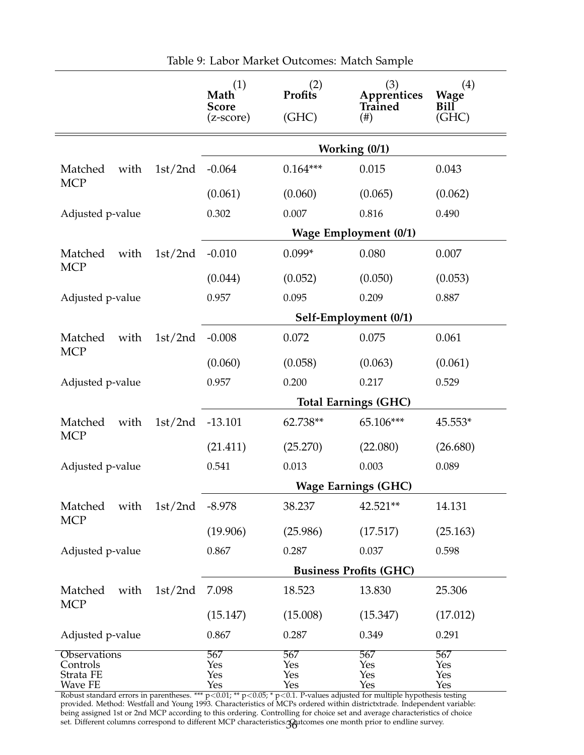Table 9: Labor Market Outcomes: Match Sample

| | (1) Math Score (z-score) | (2) Profits (GHC) | (3) Apprentices Trained (#) | (4) Wage Bill (GHC) |
|---|---|---|---|---|
| | **Working (0/1)** | | | |
| Matched with 1st/2nd MCP | -0.064 | 0.164*** | 0.015 | 0.043 |
| | (0.061) | (0.060) | (0.065) | (0.062) |
| Adjusted p-value | 0.302 | 0.007 | 0.816 | 0.490 |
| | **Wage Employment (0/1)** | | | |
| Matched with 1st/2nd MCP | -0.010 | 0.099* | 0.080 | 0.007 |
| | (0.044) | (0.052) | (0.050) | (0.053) |
| Adjusted p-value | 0.957 | 0.095 | 0.209 | 0.887 |
| | **Self-Employment (0/1)** | | | |
| Matched with 1st/2nd MCP | -0.008 | 0.072 | 0.075 | 0.061 |
| | (0.060) | (0.058) | (0.063) | (0.061) |
| Adjusted p-value | 0.957 | 0.200 | 0.217 | 0.529 |
| | **Total Earnings (GHC)** | | | |
| Matched with 1st/2nd MCP | -13.101 | 62.738** | 65.106*** | 45.553* |
| | (21.411) | (25.270) | (22.080) | (26.680) |
| Adjusted p-value | 0.541 | 0.013 | 0.003 | 0.089 |
| | **Wage Earnings (GHC)** | | | |
| Matched with 1st/2nd MCP | -8.978 | 38.237 | 42.521** | 14.131 |
| | (19.906) | (25.986) | (17.517) | (25.163) |
| Adjusted p-value | 0.867 | 0.287 | 0.037 | 0.598 |
| | **Business Profits (GHC)** | | | |
| Matched with 1st/2nd MCP | 7.098 | 18.523 | 13.830 | 25.306 |
| | (15.147) | (15.008) | (15.347) | (17.012) |
| Adjusted p-value | 0.867 | 0.287 | 0.349 | 0.291 |
| Observations | 567 | 567 | 567 | 567 |
| Controls | Yes | Yes | Yes | Yes |
| Strata FE | Yes | Yes | Yes | Yes |
| Wave FE | Yes | Yes | Yes | Yes |

Robust standard errors in parentheses. *** p<0.01; ** p<0.05; * p<0.1. P-values adjusted for multiple hypothesis testing provided. Method: Westfall and Young 1993. Characteristics of MCPs ordered within districtxtrade. Independent variable: being assigned 1st or 2nd MCP according to this ordering. Controlling for choice set and average characteristics of choice set. Different columns correspond to different MCP characteristics. Outcomes one month prior to endline survey.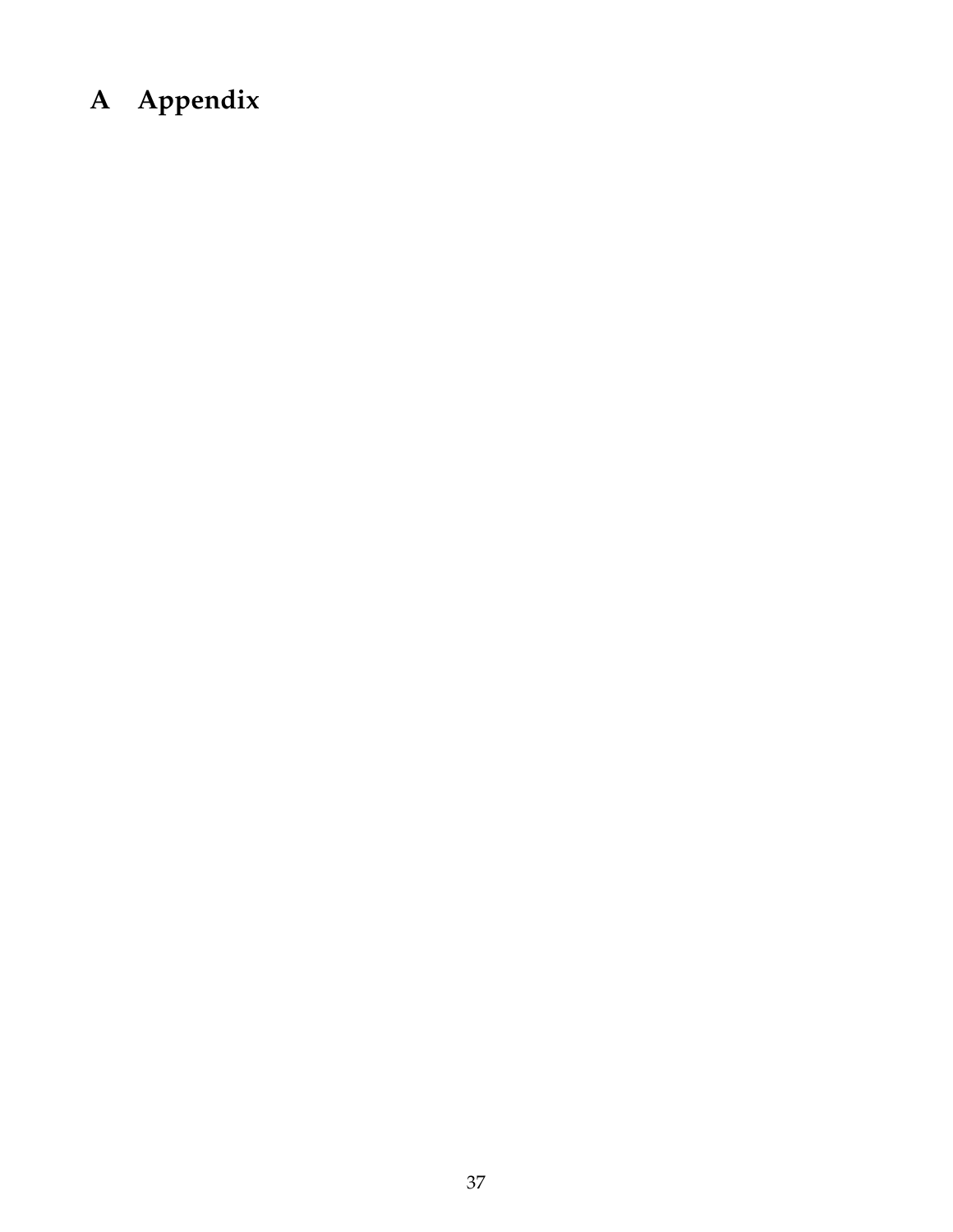# A Appendix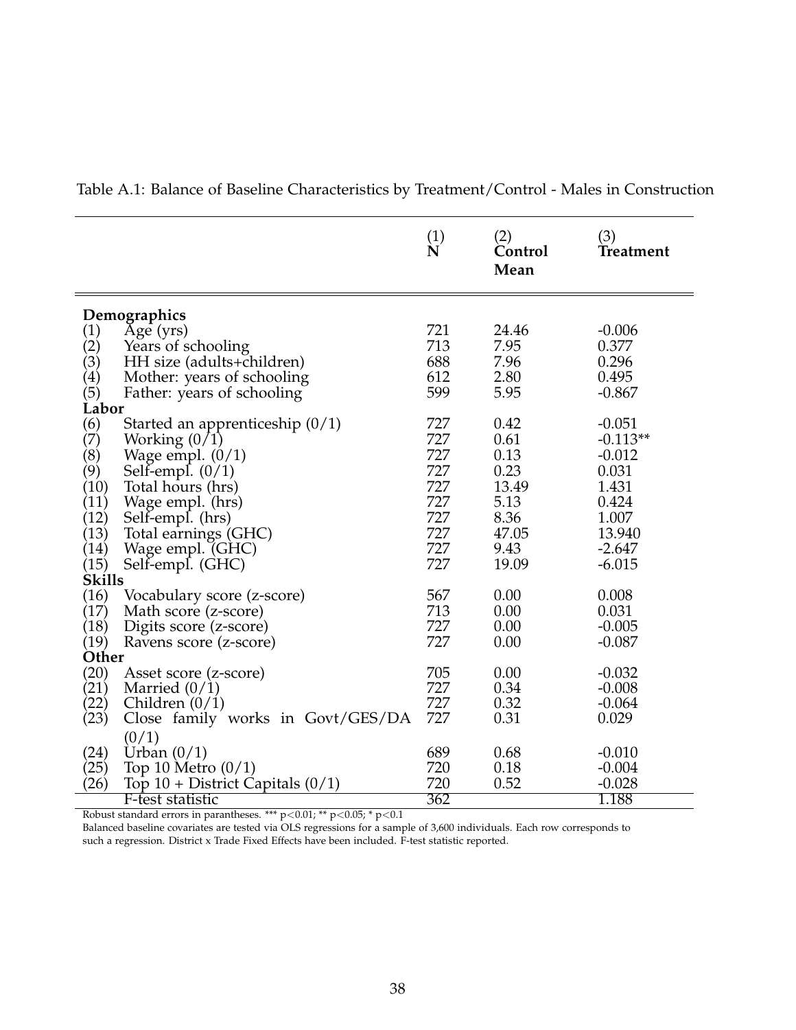Table A.1: Balance of Baseline Characteristics by Treatment/Control - Males in Construction

| | | (1) **N** | (2) **Control Mean** | (3) **Treatment** |
|---|---|---|---|---|
| **Demographics** | | | | |
| (1) | Age (yrs) | 721 | 24.46 | -0.006 |
| (2) | Years of schooling | 713 | 7.95 | 0.377 |
| (3) | HH size (adults+children) | 688 | 7.96 | 0.296 |
| (4) | Mother: years of schooling | 612 | 2.80 | 0.495 |
| (5) | Father: years of schooling | 599 | 5.95 | -0.867 |
| **Labor** | | | | |
| (6) | Started an apprenticeship (0/1) | 727 | 0.42 | -0.051 |
| (7) | Working (0/1) | 727 | 0.61 | -0.113** |
| (8) | Wage empl. (0/1) | 727 | 0.13 | -0.012 |
| (9) | Self-empl. (0/1) | 727 | 0.23 | 0.031 |
| (10) | Total hours (hrs) | 727 | 13.49 | 1.431 |
| (11) | Wage empl. (hrs) | 727 | 5.13 | 0.424 |
| (12) | Self-empl. (hrs) | 727 | 8.36 | 1.007 |
| (13) | Total earnings (GHC) | 727 | 47.05 | 13.940 |
| (14) | Wage empl. (GHC) | 727 | 9.43 | -2.647 |
| (15) | Self-empl. (GHC) | 727 | 19.09 | -6.015 |
| **Skills** | | | | |
| (16) | Vocabulary score (z-score) | 567 | 0.00 | 0.008 |
| (17) | Math score (z-score) | 713 | 0.00 | 0.031 |
| (18) | Digits score (z-score) | 727 | 0.00 | -0.005 |
| (19) | Ravens score (z-score) | 727 | 0.00 | -0.087 |
| **Other** | | | | |
| (20) | Asset score (z-score) | 705 | 0.00 | -0.032 |
| (21) | Married (0/1) | 727 | 0.34 | -0.008 |
| (22) | Children (0/1) | 727 | 0.32 | -0.064 |
| (23) | Close family works in Govt/GES/DA (0/1) | 727 | 0.31 | 0.029 |
| (24) | Urban (0/1) | 689 | 0.68 | -0.010 |
| (25) | Top 10 Metro (0/1) | 720 | 0.18 | -0.004 |
| (26) | Top 10 + District Capitals (0/1) | 720 | 0.52 | -0.028 |
| | F-test statistic | 362 | | 1.188 |

Robust standard errors in parantheses. *** $p<0.01$; ** $p<0.05$; * $p<0.1$

Balanced baseline covariates are tested via OLS regressions for a sample of 3,600 individuals. Each row corresponds to such a regression. District x Trade Fixed Effects have been included. F-test statistic reported.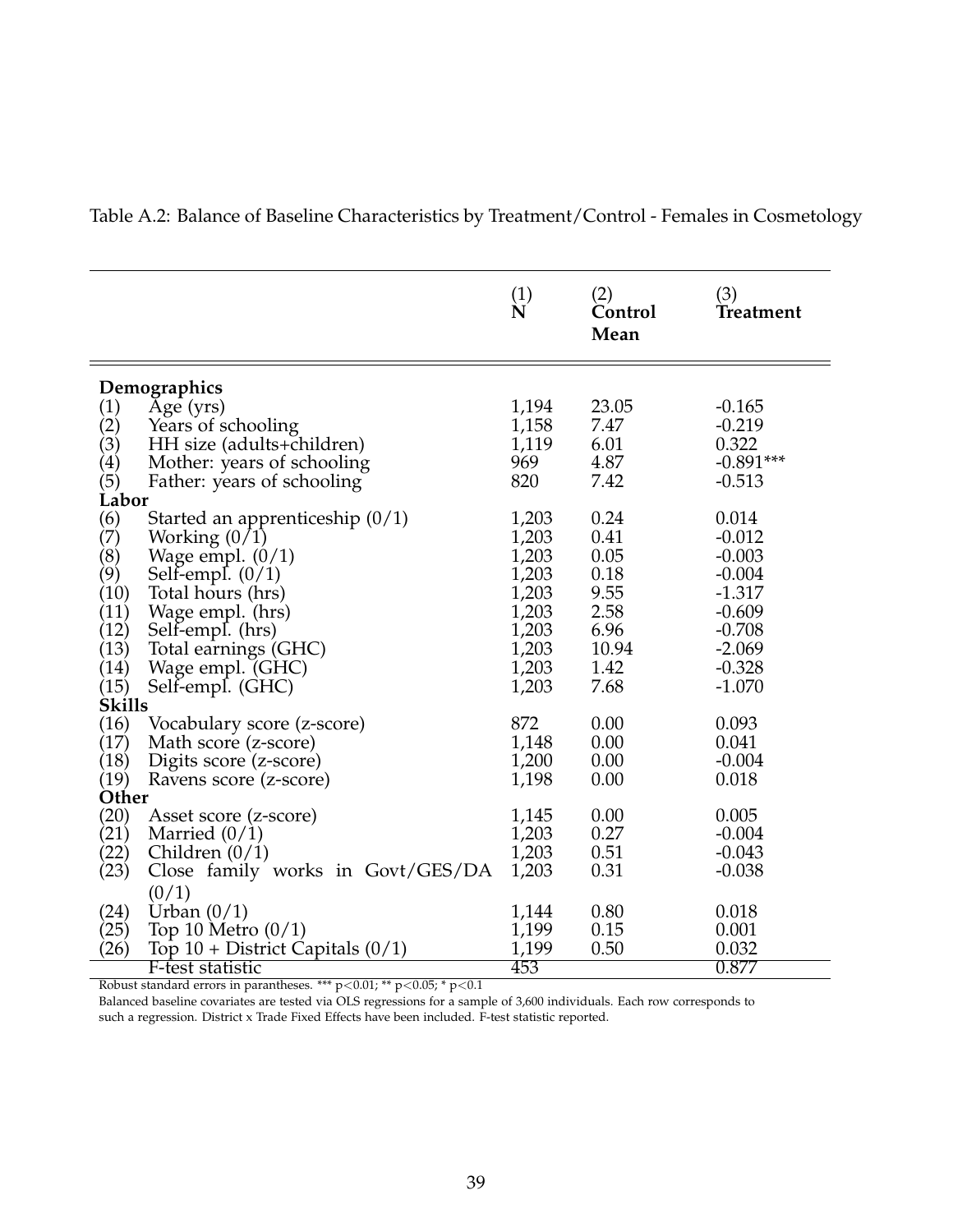Table A.2: Balance of Baseline Characteristics by Treatment/Control - Females in Cosmetology

| | (1) N | (2) Control Mean | (3) Treatment |
|---|---|---|---|
| **Demographics** | | | |
| (1) Age (yrs) | 1,194 | 23.05 | -0.165 |
| (2) Years of schooling | 1,158 | 7.47 | -0.219 |
| (3) HH size (adults+children) | 1,119 | 6.01 | 0.322 |
| (4) Mother: years of schooling | 969 | 4.87 | -0.891*** |
| (5) Father: years of schooling | 820 | 7.42 | -0.513 |
| **Labor** | | | |
| (6) Started an apprenticeship (0/1) | 1,203 | 0.24 | 0.014 |
| (7) Working (0/1) | 1,203 | 0.41 | -0.012 |
| (8) Wage empl. (0/1) | 1,203 | 0.05 | -0.003 |
| (9) Self-empl. (0/1) | 1,203 | 0.18 | -0.004 |
| (10) Total hours (hrs) | 1,203 | 9.55 | -1.317 |
| (11) Wage empl. (hrs) | 1,203 | 2.58 | -0.609 |
| (12) Self-empl. (hrs) | 1,203 | 6.96 | -0.708 |
| (13) Total earnings (GHC) | 1,203 | 10.94 | -2.069 |
| (14) Wage empl. (GHC) | 1,203 | 1.42 | -0.328 |
| (15) Self-empl. (GHC) | 1,203 | 7.68 | -1.070 |
| **Skills** | | | |
| (16) Vocabulary score (z-score) | 872 | 0.00 | 0.093 |
| (17) Math score (z-score) | 1,148 | 0.00 | 0.041 |
| (18) Digits score (z-score) | 1,200 | 0.00 | -0.004 |
| (19) Ravens score (z-score) | 1,198 | 0.00 | 0.018 |
| **Other** | | | |
| (20) Asset score (z-score) | 1,145 | 0.00 | 0.005 |
| (21) Married (0/1) | 1,203 | 0.27 | -0.004 |
| (22) Children (0/1) | 1,203 | 0.51 | -0.043 |
| (23) Close family works in Govt/GES/DA (0/1) | 1,203 | 0.31 | -0.038 |
| (24) Urban (0/1) | 1,144 | 0.80 | 0.018 |
| (25) Top 10 Metro (0/1) | 1,199 | 0.15 | 0.001 |
| (26) Top 10 + District Capitals (0/1) | 1,199 | 0.50 | 0.032 |
| F-test statistic | 453 | | 0.877 |

Robust standard errors in parantheses. *** p<0.01; ** p<0.05; * p<0.1

Balanced baseline covariates are tested via OLS regressions for a sample of 3,600 individuals. Each row corresponds to such a regression. District x Trade Fixed Effects have been included. F-test statistic reported.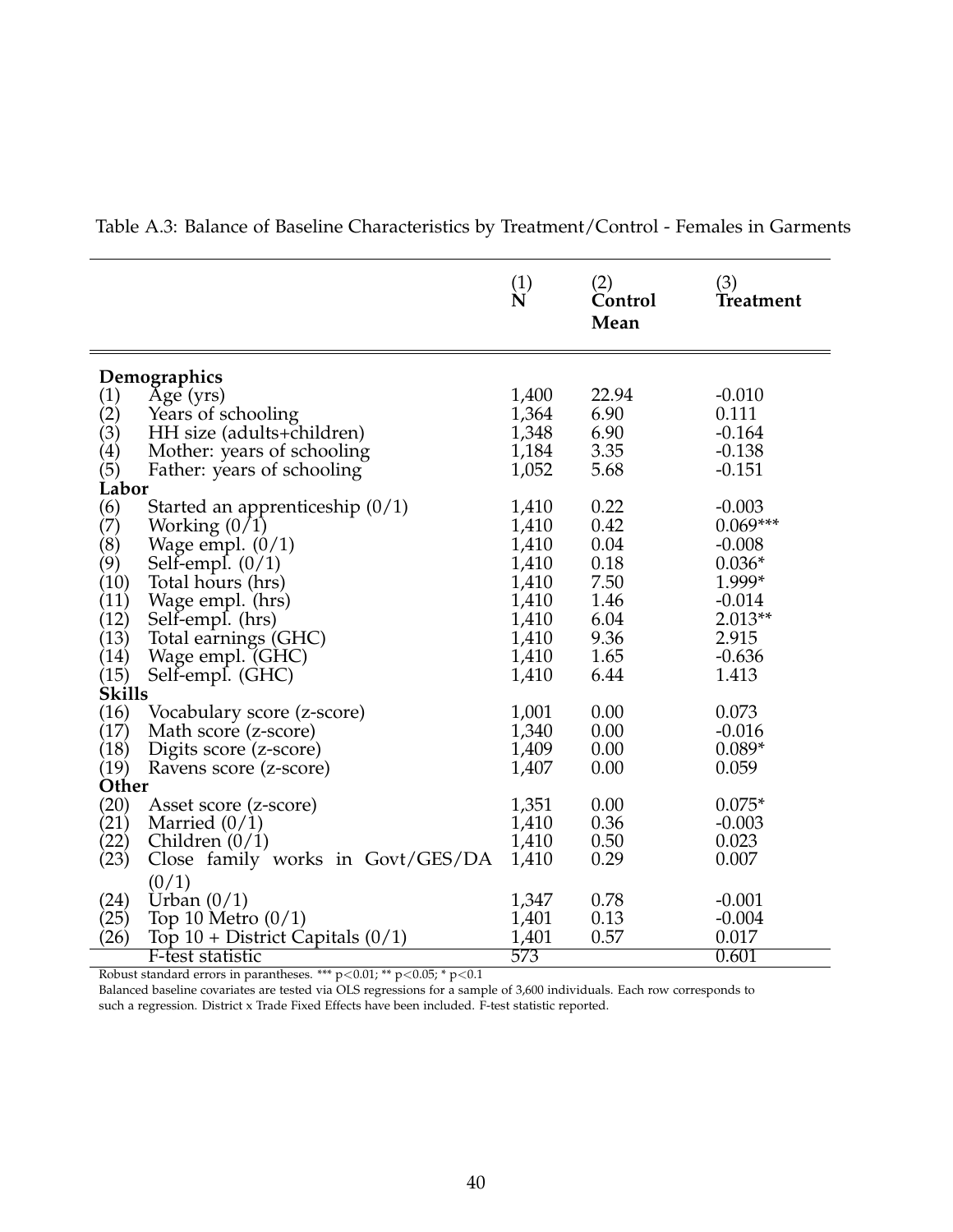Table A.3: Balance of Baseline Characteristics by Treatment/Control - Females in Garments

| | | (1) N | (2) Control Mean | (3) Treatment |
|---|---|---|---|---|
| **Demographics** | | | | |
| (1) | Age (yrs) | 1,400 | 22.94 | -0.010 |
| (2) | Years of schooling | 1,364 | 6.90 | 0.111 |
| (3) | HH size (adults+children) | 1,348 | 6.90 | -0.164 |
| (4) | Mother: years of schooling | 1,184 | 3.35 | -0.138 |
| (5) | Father: years of schooling | 1,052 | 5.68 | -0.151 |
| **Labor** | | | | |
| (6) | Started an apprenticeship (0/1) | 1,410 | 0.22 | -0.003 |
| (7) | Working (0/1) | 1,410 | 0.42 | 0.069*** |
| (8) | Wage empl. (0/1) | 1,410 | 0.04 | -0.008 |
| (9) | Self-empl. (0/1) | 1,410 | 0.18 | 0.036* |
| (10) | Total hours (hrs) | 1,410 | 7.50 | 1.999* |
| (11) | Wage empl. (hrs) | 1,410 | 1.46 | -0.014 |
| (12) | Self-empl. (hrs) | 1,410 | 6.04 | 2.013** |
| (13) | Total earnings (GHC) | 1,410 | 9.36 | 2.915 |
| (14) | Wage empl. (GHC) | 1,410 | 1.65 | -0.636 |
| (15) | Self-empl. (GHC) | 1,410 | 6.44 | 1.413 |
| **Skills** | | | | |
| (16) | Vocabulary score (z-score) | 1,001 | 0.00 | 0.073 |
| (17) | Math score (z-score) | 1,340 | 0.00 | -0.016 |
| (18) | Digits score (z-score) | 1,409 | 0.00 | 0.089* |
| (19) | Ravens score (z-score) | 1,407 | 0.00 | 0.059 |
| **Other** | | | | |
| (20) | Asset score (z-score) | 1,351 | 0.00 | 0.075* |
| (21) | Married (0/1) | 1,410 | 0.36 | -0.003 |
| (22) | Children (0/1) | 1,410 | 0.50 | 0.023 |
| (23) | Close family works in Govt/GES/DA (0/1) | 1,410 | 0.29 | 0.007 |
| (24) | Urban (0/1) | 1,347 | 0.78 | -0.001 |
| (25) | Top 10 Metro (0/1) | 1,401 | 0.13 | -0.004 |
| (26) | Top 10 + District Capitals (0/1) | 1,401 | 0.57 | 0.017 |
| | F-test statistic | 573 | | 0.601 |

Robust standard errors in parantheses. *** p<0.01; ** p<0.05; * p<0.1

Balanced baseline covariates are tested via OLS regressions for a sample of 3,600 individuals. Each row corresponds to such a regression. District x Trade Fixed Effects have been included. F-test statistic reported.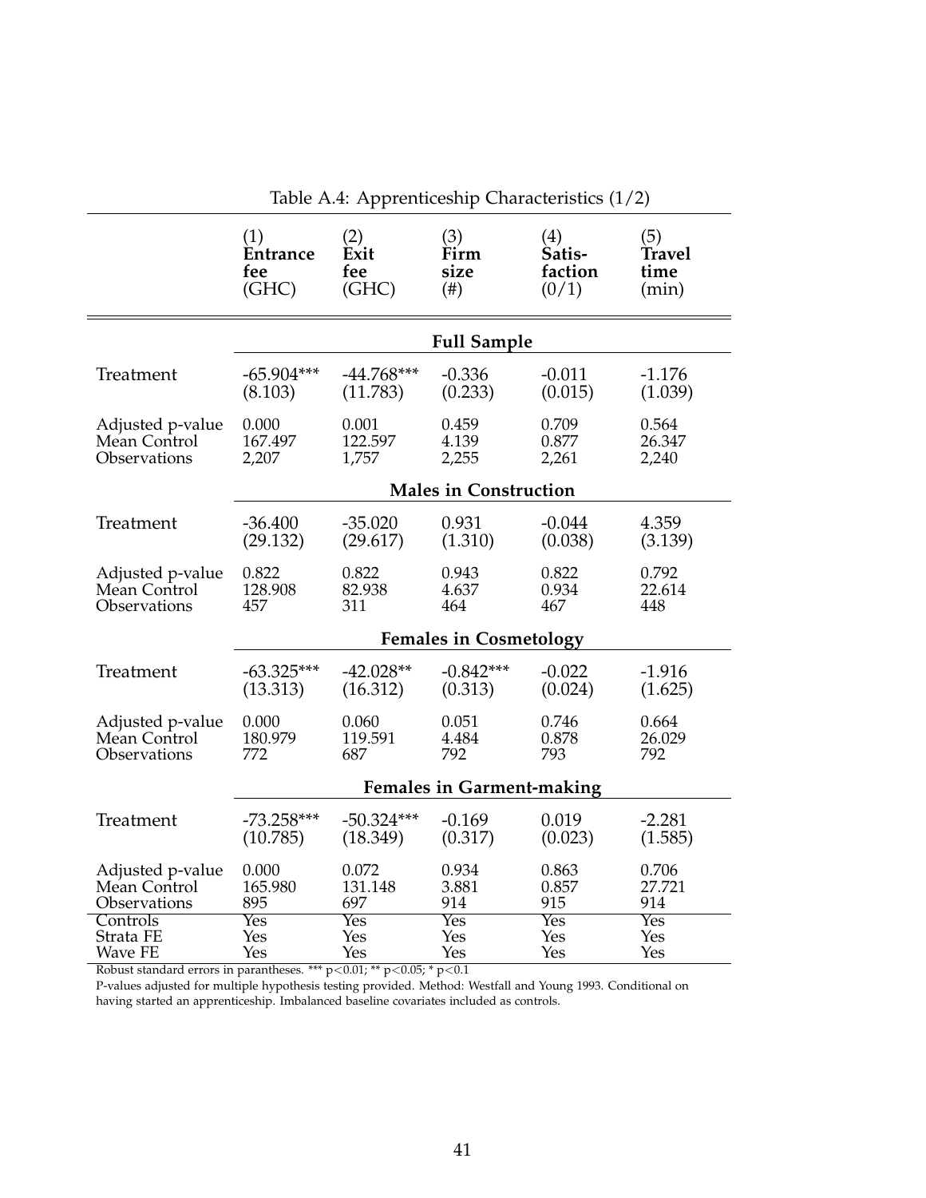Table A.4: Apprenticeship Characteristics (1/2)

| | (1) Entrance fee (GHC) | (2) Exit fee (GHC) | (3) Firm size (#) | (4) Satis-faction (0/1) | (5) Travel time (min) |
|---|---|---|---|---|---|
| | | | **Full Sample** | | |
| Treatment | -65.904*** | -44.768*** | -0.336 | -0.011 | -1.176 |
| | (8.103) | (11.783) | (0.233) | (0.015) | (1.039) |
| Adjusted p-value | 0.000 | 0.001 | 0.459 | 0.709 | 0.564 |
| Mean Control | 167.497 | 122.597 | 4.139 | 0.877 | 26.347 |
| Observations | 2,207 | 1,757 | 2,255 | 2,261 | 2,240 |
| | | | **Males in Construction** | | |
| Treatment | -36.400 | -35.020 | 0.931 | -0.044 | 4.359 |
| | (29.132) | (29.617) | (1.310) | (0.038) | (3.139) |
| Adjusted p-value | 0.822 | 0.822 | 0.943 | 0.822 | 0.792 |
| Mean Control | 128.908 | 82.938 | 4.637 | 0.934 | 22.614 |
| Observations | 457 | 311 | 464 | 467 | 448 |
| | | | **Females in Cosmetology** | | |
| Treatment | -63.325*** | -42.028** | -0.842*** | -0.022 | -1.916 |
| | (13.313) | (16.312) | (0.313) | (0.024) | (1.625) |
| Adjusted p-value | 0.000 | 0.060 | 0.051 | 0.746 | 0.664 |
| Mean Control | 180.979 | 119.591 | 4.484 | 0.878 | 26.029 |
| Observations | 772 | 687 | 792 | 793 | 792 |
| | | | **Females in Garment-making** | | |
| Treatment | -73.258*** | -50.324*** | -0.169 | 0.019 | -2.281 |
| | (10.785) | (18.349) | (0.317) | (0.023) | (1.585) |
| Adjusted p-value | 0.000 | 0.072 | 0.934 | 0.863 | 0.706 |
| Mean Control | 165.980 | 131.148 | 3.881 | 0.857 | 27.721 |
| Observations | 895 | 697 | 914 | 915 | 914 |
| Controls | Yes | Yes | Yes | Yes | Yes |
| Strata FE | Yes | Yes | Yes | Yes | Yes |
| Wave FE | Yes | Yes | Yes | Yes | Yes |

Robust standard errors in parantheses. *** $p<0.01$; ** $p<0.05$; * $p<0.1$

P-values adjusted for multiple hypothesis testing provided. Method: Westfall and Young 1993. Conditional on having started an apprenticeship. Imbalanced baseline covariates included as controls.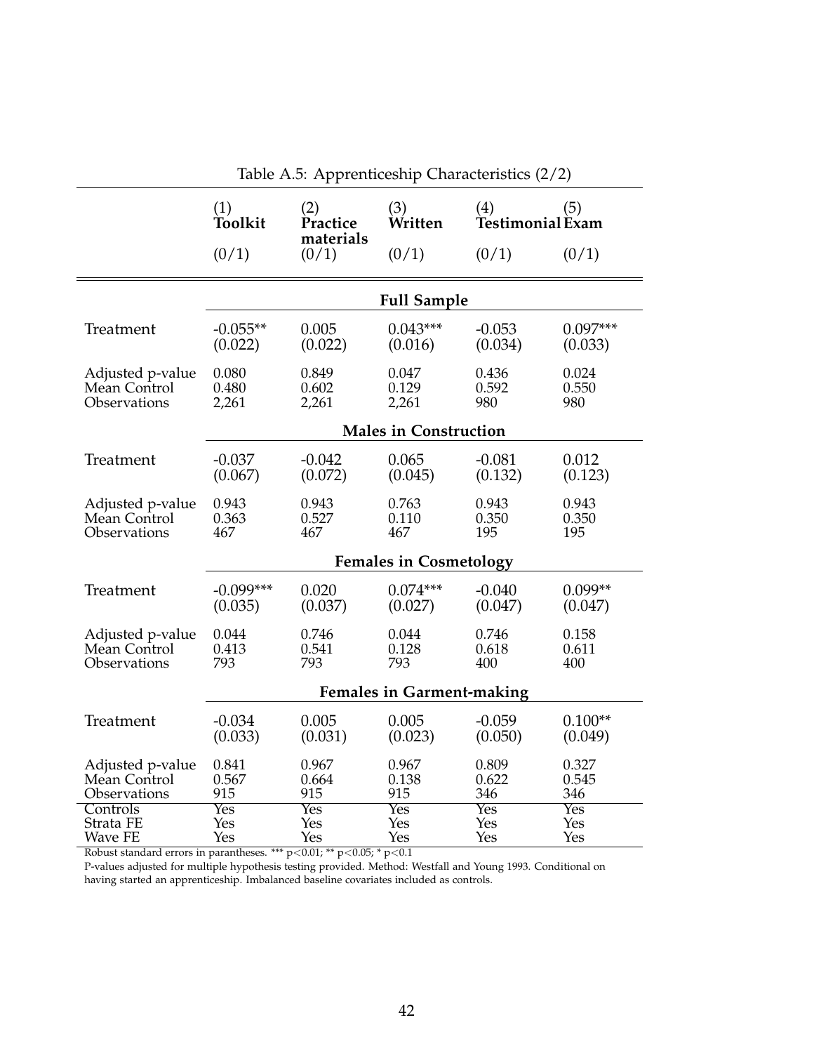Table A.5: Apprenticeship Characteristics (2/2)

| | (1) Toolkit (0/1) | (2) Practice materials (0/1) | (3) Written (0/1) | (4) Testimonial (0/1) | (5) Exam (0/1) |
|---|---|---|---|---|---|
| | **Full Sample** | | | | |
| Treatment | -0.055** | 0.005 | 0.043*** | -0.053 | 0.097*** |
| | (0.022) | (0.022) | (0.016) | (0.034) | (0.033) |
| Adjusted p-value | 0.080 | 0.849 | 0.047 | 0.436 | 0.024 |
| Mean Control | 0.480 | 0.602 | 0.129 | 0.592 | 0.550 |
| Observations | 2,261 | 2,261 | 2,261 | 980 | 980 |
| | **Males in Construction** | | | | |
| Treatment | -0.037 | -0.042 | 0.065 | -0.081 | 0.012 |
| | (0.067) | (0.072) | (0.045) | (0.132) | (0.123) |
| Adjusted p-value | 0.943 | 0.943 | 0.763 | 0.943 | 0.943 |
| Mean Control | 0.363 | 0.527 | 0.110 | 0.350 | 0.350 |
| Observations | 467 | 467 | 467 | 195 | 195 |
| | **Females in Cosmetology** | | | | |
| Treatment | -0.099*** | 0.020 | 0.074*** | -0.040 | 0.099** |
| | (0.035) | (0.037) | (0.027) | (0.047) | (0.047) |
| Adjusted p-value | 0.044 | 0.746 | 0.044 | 0.746 | 0.158 |
| Mean Control | 0.413 | 0.541 | 0.128 | 0.618 | 0.611 |
| Observations | 793 | 793 | 793 | 400 | 400 |
| | **Females in Garment-making** | | | | |
| Treatment | -0.034 | 0.005 | 0.005 | -0.059 | 0.100** |
| | (0.033) | (0.031) | (0.023) | (0.050) | (0.049) |
| Adjusted p-value | 0.841 | 0.967 | 0.967 | 0.809 | 0.327 |
| Mean Control | 0.567 | 0.664 | 0.138 | 0.622 | 0.545 |
| Observations | 915 | 915 | 915 | 346 | 346 |
| Controls | Yes | Yes | Yes | Yes | Yes |
| Strata FE | Yes | Yes | Yes | Yes | Yes |
| Wave FE | Yes | Yes | Yes | Yes | Yes |

Robust standard errors in parantheses. *** $p<0.01$; ** $p<0.05$; * $p<0.1$

P-values adjusted for multiple hypothesis testing provided. Method: Westfall and Young 1993. Conditional on having started an apprenticeship. Imbalanced baseline covariates included as controls.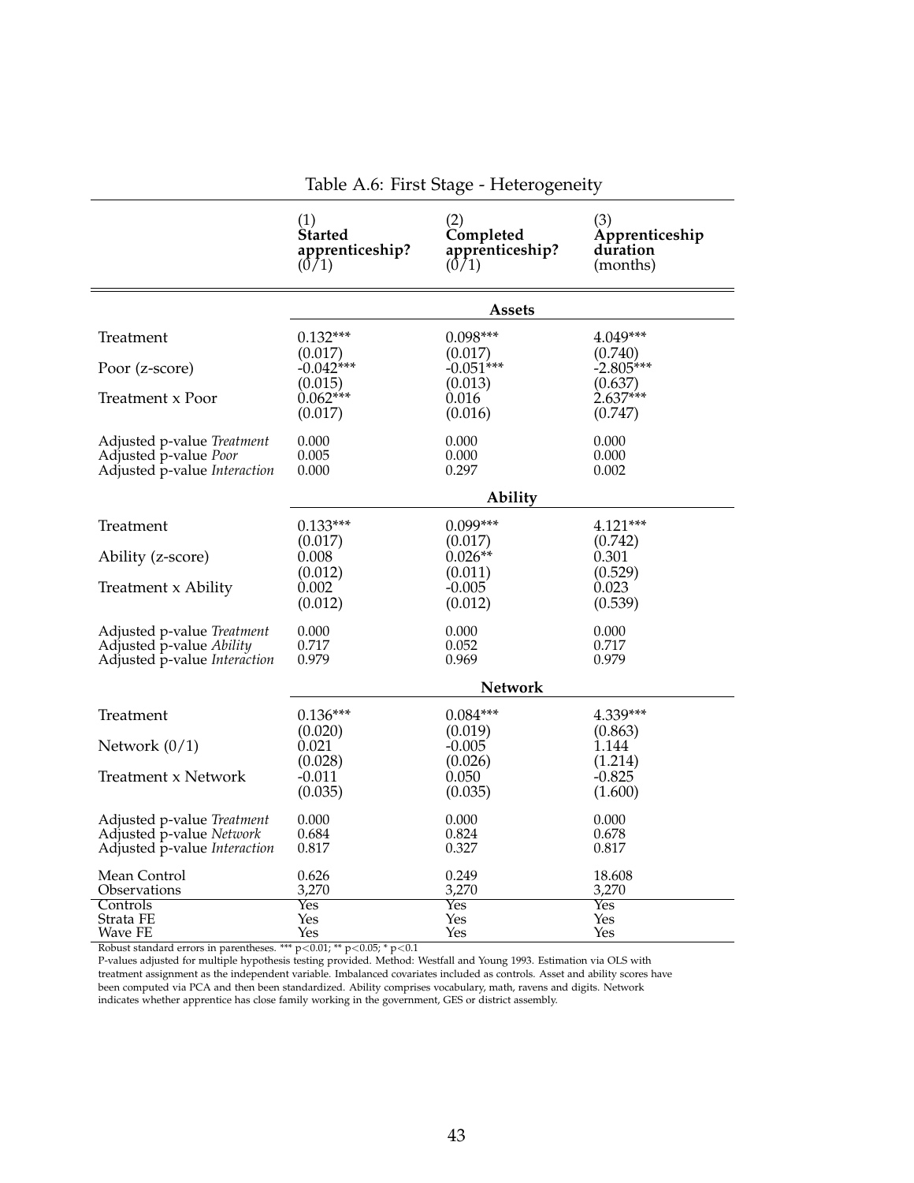Table A.6: First Stage - Heterogeneity

| | (1) **Started apprenticeship?** (0/1) | (2) **Completed apprenticeship?** (0/1) | (3) **Apprenticeship duration** (months) |
|---|---|---|---|
| | | **Assets** | |
| Treatment | 0.132*** | 0.098*** | 4.049*** |
| | (0.017) | (0.017) | (0.740) |
| Poor (z-score) | -0.042*** | -0.051*** | -2.805*** |
| | (0.015) | (0.013) | (0.637) |
| Treatment x Poor | 0.062*** | 0.016 | 2.637*** |
| | (0.017) | (0.016) | (0.747) |
| Adjusted p-value *Treatment* | 0.000 | 0.000 | 0.000 |
| Adjusted p-value *Poor* | 0.005 | 0.000 | 0.000 |
| Adjusted p-value *Interaction* | 0.000 | 0.297 | 0.002 |
| | | **Ability** | |
| Treatment | 0.133*** | 0.099*** | 4.121*** |
| | (0.017) | (0.017) | (0.742) |
| Ability (z-score) | 0.008 | 0.026** | 0.301 |
| | (0.012) | (0.011) | (0.529) |
| Treatment x Ability | 0.002 | -0.005 | 0.023 |
| | (0.012) | (0.012) | (0.539) |
| Adjusted p-value *Treatment* | 0.000 | 0.000 | 0.000 |
| Adjusted p-value *Ability* | 0.717 | 0.052 | 0.717 |
| Adjusted p-value *Interaction* | 0.979 | 0.969 | 0.979 |
| | | **Network** | |
| Treatment | 0.136*** | 0.084*** | 4.339*** |
| | (0.020) | (0.019) | (0.863) |
| Network (0/1) | 0.021 | -0.005 | 1.144 |
| | (0.028) | (0.026) | (1.214) |
| Treatment x Network | -0.011 | 0.050 | -0.825 |
| | (0.035) | (0.035) | (1.600) |
| Adjusted p-value *Treatment* | 0.000 | 0.000 | 0.000 |
| Adjusted p-value *Network* | 0.684 | 0.824 | 0.678 |
| Adjusted p-value *Interaction* | 0.817 | 0.327 | 0.817 |
| Mean Control | 0.626 | 0.249 | 18.608 |
| Observations | 3,270 | 3,270 | 3,270 |
| Controls | Yes | Yes | Yes |
| Strata FE | Yes | Yes | Yes |
| Wave FE | Yes | Yes | Yes |

Robust standard errors in parentheses. *** p<0.01; ** p<0.05; * p<0.1
P-values adjusted for multiple hypothesis testing provided. Method: Westfall and Young 1993. Estimation via OLS with treatment assignment as the independent variable. Imbalanced covariates included as controls. Asset and ability scores have been computed via PCA and then been standardized. Ability comprises vocabulary, math, ravens and digits. Network indicates whether apprentice has close family working in the government, GES or district assembly.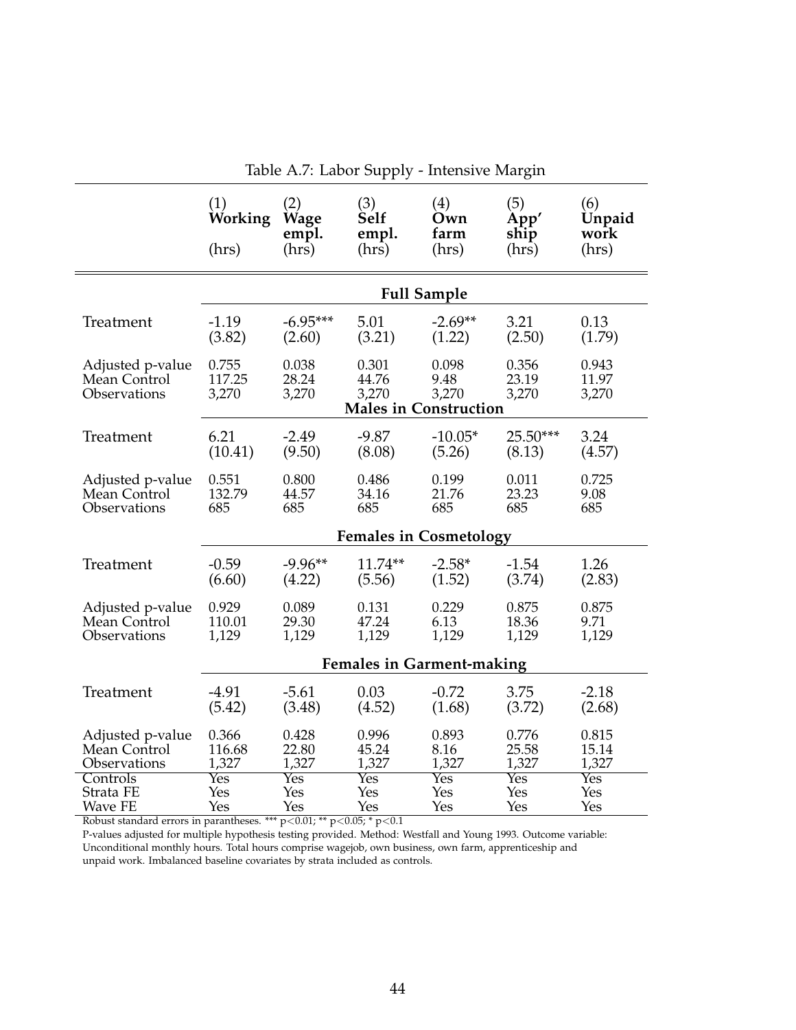Table A.7: Labor Supply - Intensive Margin

| | (1) Working (hrs) | (2) Wage empl. (hrs) | (3) Self empl. (hrs) | (4) Own farm (hrs) | (5) App'ship (hrs) | (6) Unpaid work (hrs) |
|---|---|---|---|---|---|---|
| | **Full Sample** | | | | | |
| Treatment | -1.19 | -6.95*** | 5.01 | -2.69** | 3.21 | 0.13 |
| | (3.82) | (2.60) | (3.21) | (1.22) | (2.50) | (1.79) |
| Adjusted p-value | 0.755 | 0.038 | 0.301 | 0.098 | 0.356 | 0.943 |
| Mean Control | 117.25 | 28.24 | 44.76 | 9.48 | 23.19 | 11.97 |
| Observations | 3,270 | 3,270 | 3,270 | 3,270 | 3,270 | 3,270 |
| | **Males in Construction** | | | | | |
| Treatment | 6.21 | -2.49 | -9.87 | -10.05* | 25.50*** | 3.24 |
| | (10.41) | (9.50) | (8.08) | (5.26) | (8.13) | (4.57) |
| Adjusted p-value | 0.551 | 0.800 | 0.486 | 0.199 | 0.011 | 0.725 |
| Mean Control | 132.79 | 44.57 | 34.16 | 21.76 | 23.23 | 9.08 |
| Observations | 685 | 685 | 685 | 685 | 685 | 685 |
| | **Females in Cosmetology** | | | | | |
| Treatment | -0.59 | -9.96** | 11.74** | -2.58* | -1.54 | 1.26 |
| | (6.60) | (4.22) | (5.56) | (1.52) | (3.74) | (2.83) |
| Adjusted p-value | 0.929 | 0.089 | 0.131 | 0.229 | 0.875 | 0.875 |
| Mean Control | 110.01 | 29.30 | 47.24 | 6.13 | 18.36 | 9.71 |
| Observations | 1,129 | 1,129 | 1,129 | 1,129 | 1,129 | 1,129 |
| | **Females in Garment-making** | | | | | |
| Treatment | -4.91 | -5.61 | 0.03 | -0.72 | 3.75 | -2.18 |
| | (5.42) | (3.48) | (4.52) | (1.68) | (3.72) | (2.68) |
| Adjusted p-value | 0.366 | 0.428 | 0.996 | 0.893 | 0.776 | 0.815 |
| Mean Control | 116.68 | 22.80 | 45.24 | 8.16 | 25.58 | 15.14 |
| Observations | 1,327 | 1,327 | 1,327 | 1,327 | 1,327 | 1,327 |
| Controls | Yes | Yes | Yes | Yes | Yes | Yes |
| Strata FE | Yes | Yes | Yes | Yes | Yes | Yes |
| Wave FE | Yes | Yes | Yes | Yes | Yes | Yes |

Robust standard errors in parantheses. *** $p<0.01$; ** $p<0.05$; * $p<0.1$

P-values adjusted for multiple hypothesis testing provided. Method: Westfall and Young 1993. Outcome variable: Unconditional monthly hours. Total hours comprise wagejob, own business, own farm, apprenticeship and unpaid work. Imbalanced baseline covariates by strata included as controls.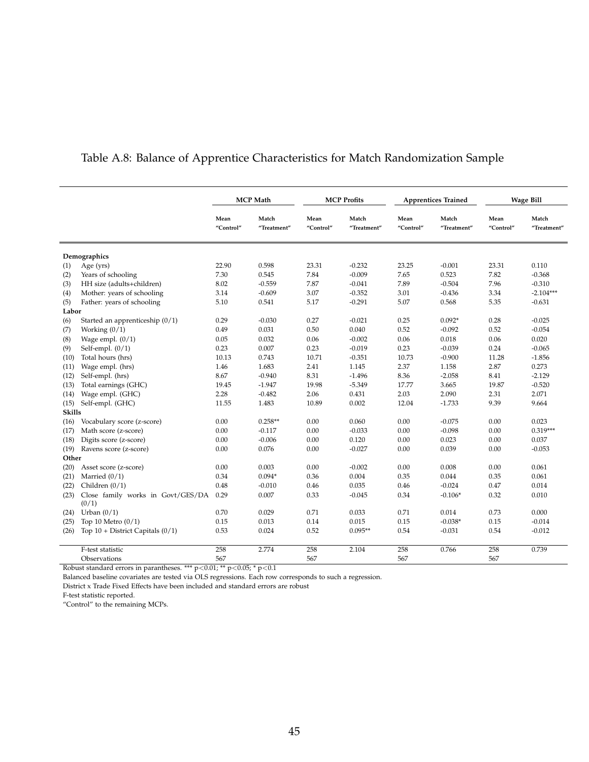# Table A.8: Balance of Apprentice Characteristics for Match Randomization Sample

| | | MCP Math | | MCP Profits | | Apprentices Trained | | Wage Bill | |
|---|---|---|---|---|---|---|---|---|---|
| | | Mean "Control" | Match "Treatment" | Mean "Control" | Match "Treatment" | Mean "Control" | Match "Treatment" | Mean "Control" | Match "Treatment" |
| **Demographics** | | | | | | | | | |
| (1) | Age (yrs) | 22.90 | 0.598 | 23.31 | -0.232 | 23.25 | -0.001 | 23.31 | 0.110 |
| (2) | Years of schooling | 7.30 | 0.545 | 7.84 | -0.009 | 7.65 | 0.523 | 7.82 | -0.368 |
| (3) | HH size (adults+children) | 8.02 | -0.559 | 7.87 | -0.041 | 7.89 | -0.504 | 7.96 | -0.310 |
| (4) | Mother: years of schooling | 3.14 | -0.609 | 3.07 | -0.352 | 3.01 | -0.436 | 3.34 | -2.104*** |
| (5) | Father: years of schooling | 5.10 | 0.541 | 5.17 | -0.291 | 5.07 | 0.568 | 5.35 | -0.631 |
| **Labor** | | | | | | | | | |
| (6) | Started an apprenticeship (0/1) | 0.29 | -0.030 | 0.27 | -0.021 | 0.25 | 0.092* | 0.28 | -0.025 |
| (7) | Working (0/1) | 0.49 | 0.031 | 0.50 | 0.040 | 0.52 | -0.092 | 0.52 | -0.054 |
| (8) | Wage empl. (0/1) | 0.05 | 0.032 | 0.06 | -0.002 | 0.06 | 0.018 | 0.06 | 0.020 |
| (9) | Self-empl. (0/1) | 0.23 | 0.007 | 0.23 | -0.019 | 0.23 | -0.039 | 0.24 | -0.065 |
| (10) | Total hours (hrs) | 10.13 | 0.743 | 10.71 | -0.351 | 10.73 | -0.900 | 11.28 | -1.856 |
| (11) | Wage empl. (hrs) | 1.46 | 1.683 | 2.41 | 1.145 | 2.37 | 1.158 | 2.87 | 0.273 |
| (12) | Self-empl. (hrs) | 8.67 | -0.940 | 8.31 | -1.496 | 8.36 | -2.058 | 8.41 | -2.129 |
| (13) | Total earnings (GHC) | 19.45 | -1.947 | 19.98 | -5.349 | 17.77 | 3.665 | 19.87 | -0.520 |
| (14) | Wage empl. (GHC) | 2.28 | -0.482 | 2.06 | 0.431 | 2.03 | 2.090 | 2.31 | 2.071 |
| (15) | Self-empl. (GHC) | 11.55 | 1.483 | 10.89 | 0.002 | 12.04 | -1.733 | 9.39 | 9.664 |
| **Skills** | | | | | | | | | |
| (16) | Vocabulary score (z-score) | 0.00 | 0.258** | 0.00 | 0.060 | 0.00 | -0.075 | 0.00 | 0.023 |
| (17) | Math score (z-score) | 0.00 | -0.117 | 0.00 | -0.033 | 0.00 | -0.098 | 0.00 | 0.319*** |
| (18) | Digits score (z-score) | 0.00 | -0.006 | 0.00 | 0.120 | 0.00 | 0.023 | 0.00 | 0.037 |
| (19) | Ravens score (z-score) | 0.00 | 0.076 | 0.00 | -0.027 | 0.00 | 0.039 | 0.00 | -0.053 |
| **Other** | | | | | | | | | |
| (20) | Asset score (z-score) | 0.00 | 0.003 | 0.00 | -0.002 | 0.00 | 0.008 | 0.00 | 0.061 |
| (21) | Married (0/1) | 0.34 | 0.094* | 0.36 | 0.004 | 0.35 | 0.044 | 0.35 | 0.061 |
| (22) | Children (0/1) | 0.48 | -0.010 | 0.46 | 0.035 | 0.46 | -0.024 | 0.47 | 0.014 |
| (23) | Close family works in Govt/GES/DA (0/1) | 0.29 | 0.007 | 0.33 | -0.045 | 0.34 | -0.106* | 0.32 | 0.010 |
| (24) | Urban (0/1) | 0.70 | 0.029 | 0.71 | 0.033 | 0.71 | 0.014 | 0.73 | 0.000 |
| (25) | Top 10 Metro (0/1) | 0.15 | 0.013 | 0.14 | 0.015 | 0.15 | -0.038* | 0.15 | -0.014 |
| (26) | Top 10 + District Capitals (0/1) | 0.53 | 0.024 | 0.52 | 0.095** | 0.54 | -0.031 | 0.54 | -0.012 |
| | F-test statistic | 258 | 2.774 | 258 | 2.104 | 258 | 0.766 | 258 | 0.739 |
| | Observations | 567 | | 567 | | 567 | | 567 | |

Robust standard errors in parantheses. *** $p<0.01$; ** $p<0.05$; * $p<0.1$

Balanced baseline covariates are tested via OLS regressions. Each row corresponds to such a regression.

District x Trade Fixed Effects have been included and standard errors are robust

F-test statistic reported.

"Control" to the remaining MCPs.